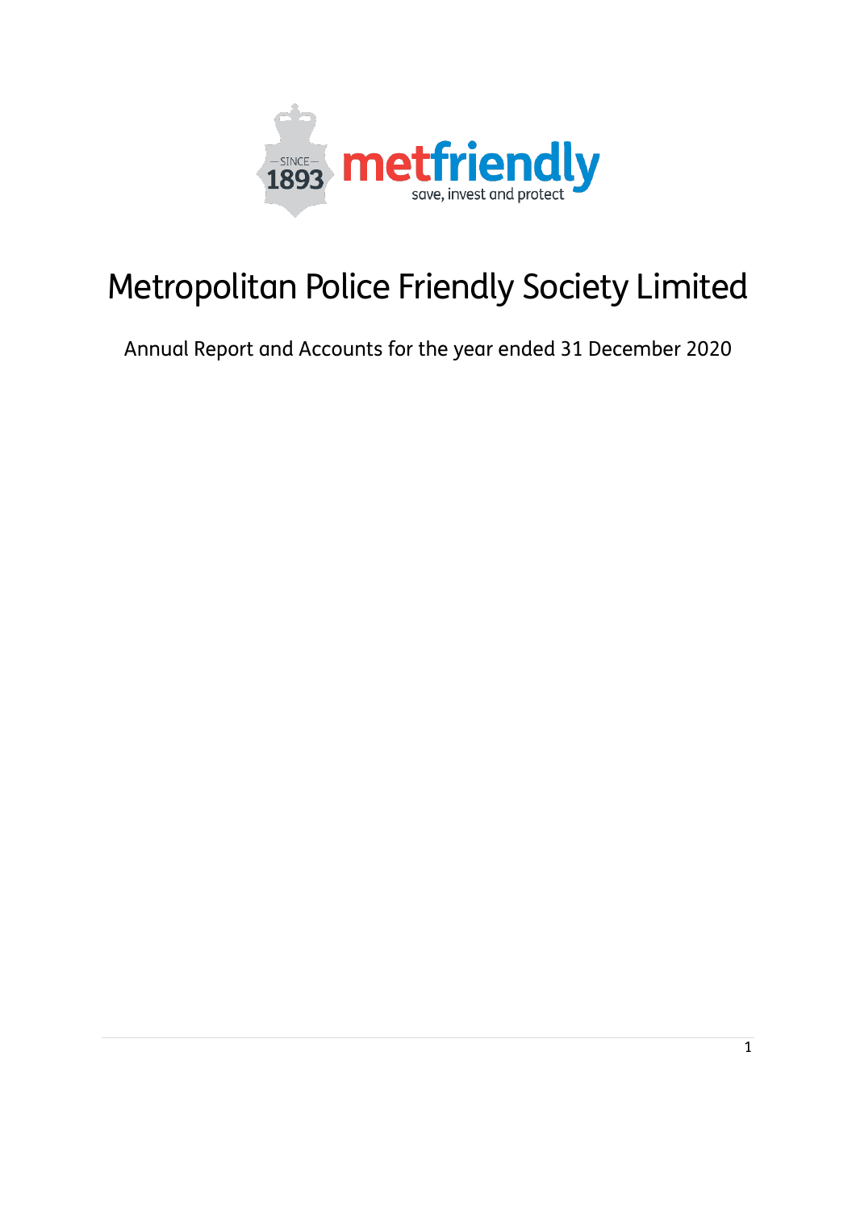# Metropolitan Police Friendly Society Limited

Annual Report and Accounts for the year ended 31 December 2020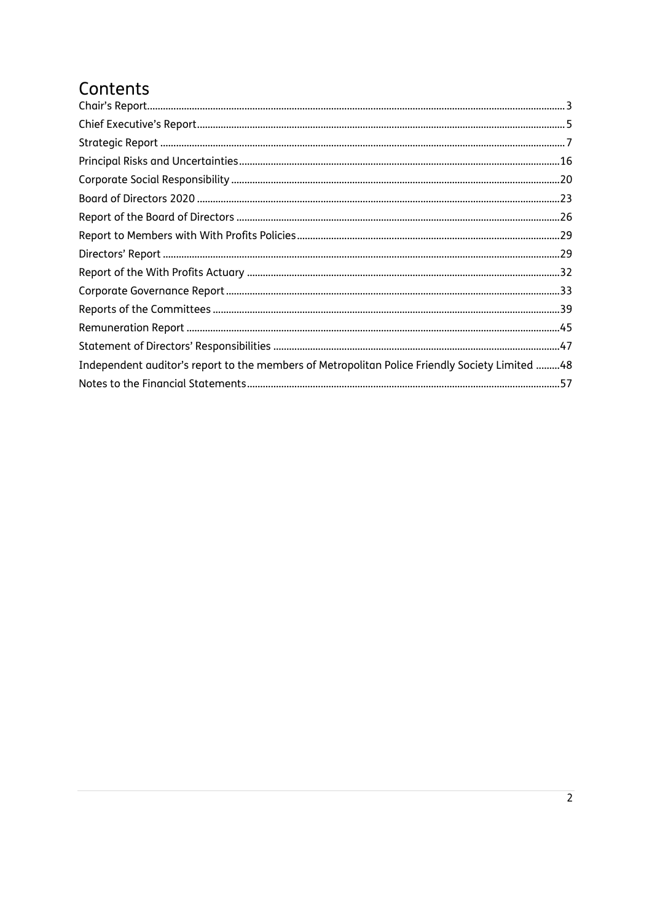# Contents

Chair's Report.........................................................................................................................................3

Chief Executive's Report.........................................................................................................................5

Strategic Report ......................................................................................................................................7

Principal Risks and Uncertainties..........................................................................................................16

Corporate Social Responsibility ............................................................................................................20

Board of Directors 2020 ........................................................................................................................23

Report of the Board of Directors ...........................................................................................................26

Report to Members with With Profits Policies........................................................................................29

Directors' Report ...................................................................................................................................29

Report of the With Profits Actuary ........................................................................................................32

Corporate Governance Report..............................................................................................................33

Reports of the Committees ...................................................................................................................39

Remuneration Report ............................................................................................................................45

Statement of Directors' Responsibilities ...............................................................................................47

Independent auditor's report to the members of Metropolitan Police Friendly Society Limited .........48

Notes to the Financial Statements.........................................................................................................57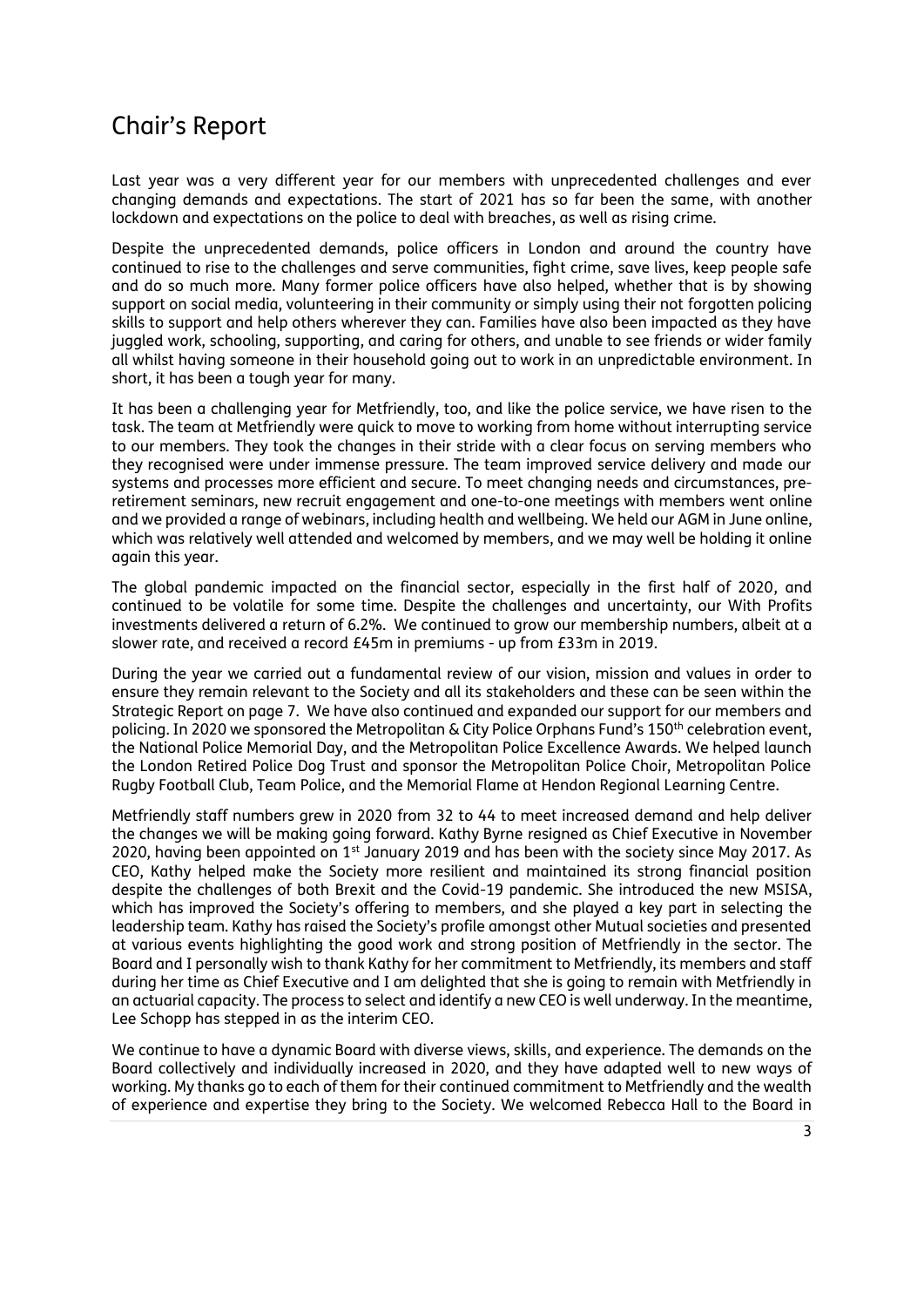# Chair's Report

Last year was a very different year for our members with unprecedented challenges and ever changing demands and expectations. The start of 2021 has so far been the same, with another lockdown and expectations on the police to deal with breaches, as well as rising crime.

Despite the unprecedented demands, police officers in London and around the country have continued to rise to the challenges and serve communities, fight crime, save lives, keep people safe and do so much more. Many former police officers have also helped, whether that is by showing support on social media, volunteering in their community or simply using their not forgotten policing skills to support and help others wherever they can. Families have also been impacted as they have juggled work, schooling, supporting, and caring for others, and unable to see friends or wider family all whilst having someone in their household going out to work in an unpredictable environment. In short, it has been a tough year for many.

It has been a challenging year for Metfriendly, too, and like the police service, we have risen to the task. The team at Metfriendly were quick to move to working from home without interrupting service to our members. They took the changes in their stride with a clear focus on serving members who they recognised were under immense pressure. The team improved service delivery and made our systems and processes more efficient and secure. To meet changing needs and circumstances, pre-retirement seminars, new recruit engagement and one-to-one meetings with members went online and we provided a range of webinars, including health and wellbeing. We held our AGM in June online, which was relatively well attended and welcomed by members, and we may well be holding it online again this year.

The global pandemic impacted on the financial sector, especially in the first half of 2020, and continued to be volatile for some time. Despite the challenges and uncertainty, our With Profits investments delivered a return of 6.2%. We continued to grow our membership numbers, albeit at a slower rate, and received a record £45m in premiums - up from £33m in 2019.

During the year we carried out a fundamental review of our vision, mission and values in order to ensure they remain relevant to the Society and all its stakeholders and these can be seen within the Strategic Report on page 7. We have also continued and expanded our support for our members and policing. In 2020 we sponsored the Metropolitan & City Police Orphans Fund's 150th celebration event, the National Police Memorial Day, and the Metropolitan Police Excellence Awards. We helped launch the London Retired Police Dog Trust and sponsor the Metropolitan Police Choir, Metropolitan Police Rugby Football Club, Team Police, and the Memorial Flame at Hendon Regional Learning Centre.

Metfriendly staff numbers grew in 2020 from 32 to 44 to meet increased demand and help deliver the changes we will be making going forward. Kathy Byrne resigned as Chief Executive in November 2020, having been appointed on 1st January 2019 and has been with the society since May 2017. As CEO, Kathy helped make the Society more resilient and maintained its strong financial position despite the challenges of both Brexit and the Covid-19 pandemic. She introduced the new MSISA, which has improved the Society's offering to members, and she played a key part in selecting the leadership team. Kathy has raised the Society's profile amongst other Mutual societies and presented at various events highlighting the good work and strong position of Metfriendly in the sector. The Board and I personally wish to thank Kathy for her commitment to Metfriendly, its members and staff during her time as Chief Executive and I am delighted that she is going to remain with Metfriendly in an actuarial capacity. The process to select and identify a new CEO is well underway. In the meantime, Lee Schopp has stepped in as the interim CEO.

We continue to have a dynamic Board with diverse views, skills, and experience. The demands on the Board collectively and individually increased in 2020, and they have adapted well to new ways of working. My thanks go to each of them for their continued commitment to Metfriendly and the wealth of experience and expertise they bring to the Society. We welcomed Rebecca Hall to the Board in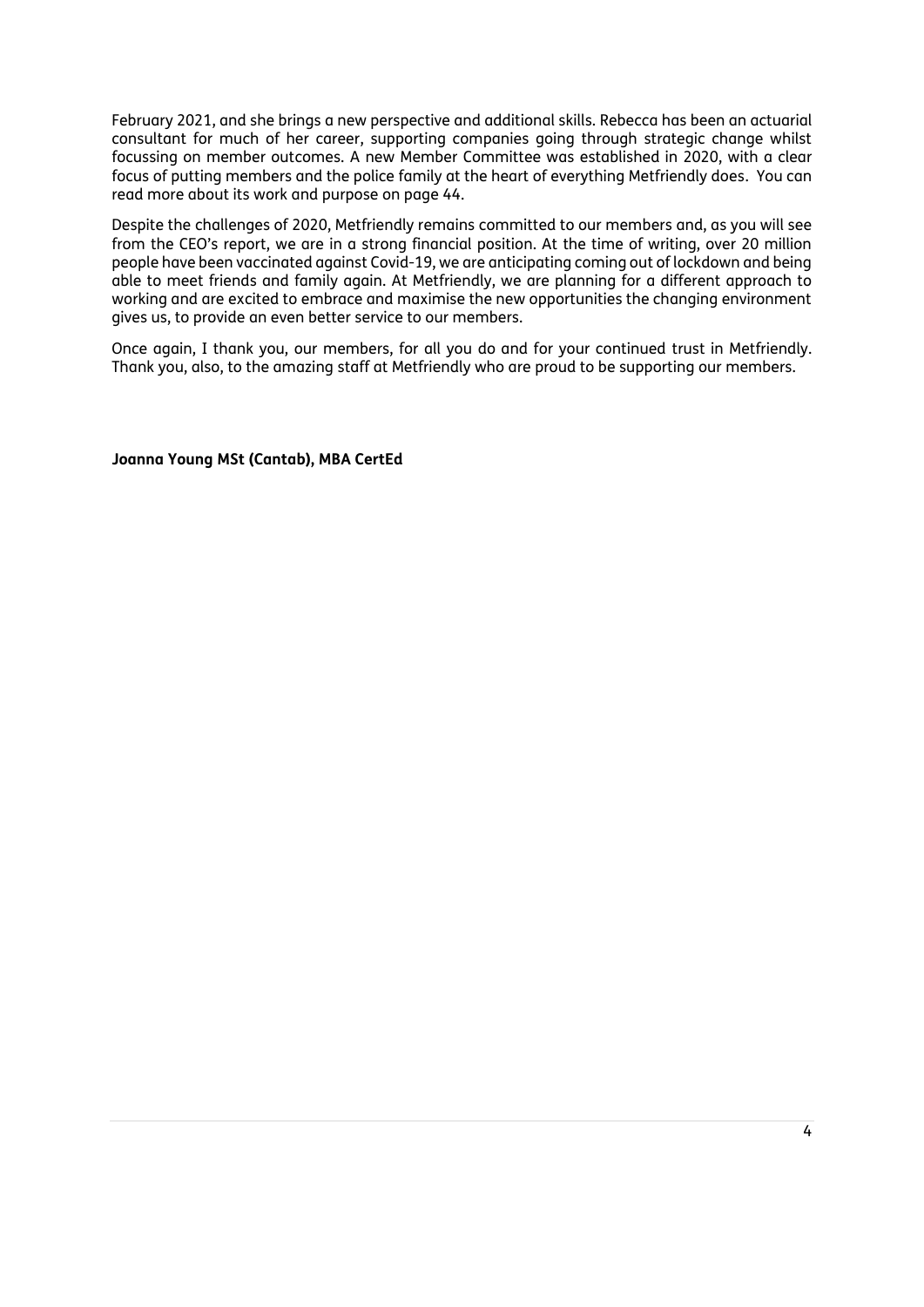February 2021, and she brings a new perspective and additional skills. Rebecca has been an actuarial consultant for much of her career, supporting companies going through strategic change whilst focussing on member outcomes. A new Member Committee was established in 2020, with a clear focus of putting members and the police family at the heart of everything Metfriendly does. You can read more about its work and purpose on page 44.

Despite the challenges of 2020, Metfriendly remains committed to our members and, as you will see from the CEO's report, we are in a strong financial position. At the time of writing, over 20 million people have been vaccinated against Covid-19, we are anticipating coming out of lockdown and being able to meet friends and family again. At Metfriendly, we are planning for a different approach to working and are excited to embrace and maximise the new opportunities the changing environment gives us, to provide an even better service to our members.

Once again, I thank you, our members, for all you do and for your continued trust in Metfriendly. Thank you, also, to the amazing staff at Metfriendly who are proud to be supporting our members.

**Joanna Young MSt (Cantab), MBA CertEd**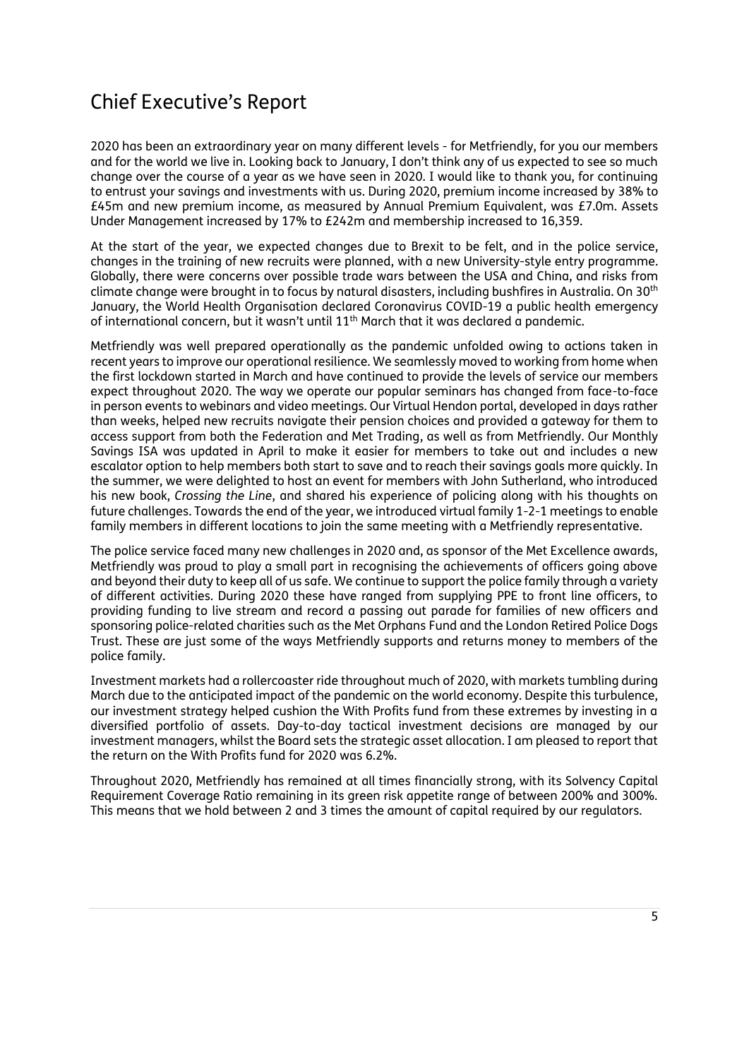# Chief Executive's Report

2020 has been an extraordinary year on many different levels - for Metfriendly, for you our members and for the world we live in. Looking back to January, I don't think any of us expected to see so much change over the course of a year as we have seen in 2020. I would like to thank you, for continuing to entrust your savings and investments with us. During 2020, premium income increased by 38% to £45m and new premium income, as measured by Annual Premium Equivalent, was £7.0m. Assets Under Management increased by 17% to £242m and membership increased to 16,359.

At the start of the year, we expected changes due to Brexit to be felt, and in the police service, changes in the training of new recruits were planned, with a new University-style entry programme. Globally, there were concerns over possible trade wars between the USA and China, and risks from climate change were brought in to focus by natural disasters, including bushfires in Australia. On 30th January, the World Health Organisation declared Coronavirus COVID-19 a public health emergency of international concern, but it wasn't until 11th March that it was declared a pandemic.

Metfriendly was well prepared operationally as the pandemic unfolded owing to actions taken in recent years to improve our operational resilience. We seamlessly moved to working from home when the first lockdown started in March and have continued to provide the levels of service our members expect throughout 2020. The way we operate our popular seminars has changed from face-to-face in person events to webinars and video meetings. Our Virtual Hendon portal, developed in days rather than weeks, helped new recruits navigate their pension choices and provided a gateway for them to access support from both the Federation and Met Trading, as well as from Metfriendly. Our Monthly Savings ISA was updated in April to make it easier for members to take out and includes a new escalator option to help members both start to save and to reach their savings goals more quickly. In the summer, we were delighted to host an event for members with John Sutherland, who introduced his new book, *Crossing the Line*, and shared his experience of policing along with his thoughts on future challenges. Towards the end of the year, we introduced virtual family 1-2-1 meetings to enable family members in different locations to join the same meeting with a Metfriendly representative.

The police service faced many new challenges in 2020 and, as sponsor of the Met Excellence awards, Metfriendly was proud to play a small part in recognising the achievements of officers going above and beyond their duty to keep all of us safe. We continue to support the police family through a variety of different activities. During 2020 these have ranged from supplying PPE to front line officers, to providing funding to live stream and record a passing out parade for families of new officers and sponsoring police-related charities such as the Met Orphans Fund and the London Retired Police Dogs Trust. These are just some of the ways Metfriendly supports and returns money to members of the police family.

Investment markets had a rollercoaster ride throughout much of 2020, with markets tumbling during March due to the anticipated impact of the pandemic on the world economy. Despite this turbulence, our investment strategy helped cushion the With Profits fund from these extremes by investing in a diversified portfolio of assets. Day-to-day tactical investment decisions are managed by our investment managers, whilst the Board sets the strategic asset allocation. I am pleased to report that the return on the With Profits fund for 2020 was 6.2%.

Throughout 2020, Metfriendly has remained at all times financially strong, with its Solvency Capital Requirement Coverage Ratio remaining in its green risk appetite range of between 200% and 300%. This means that we hold between 2 and 3 times the amount of capital required by our regulators.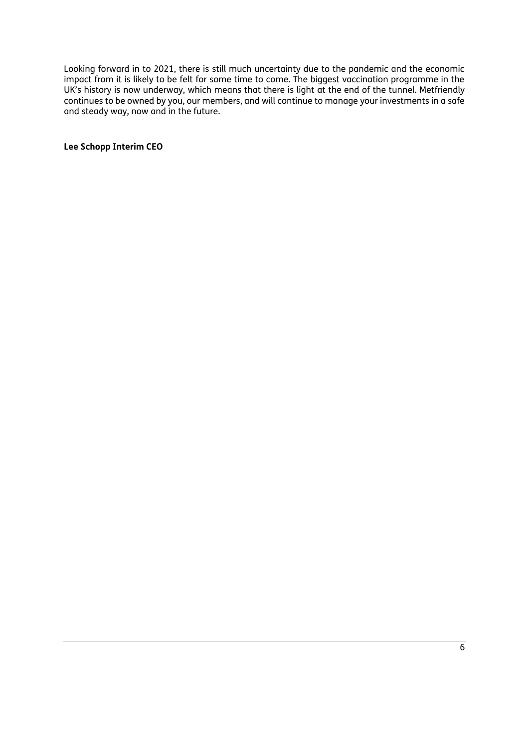Looking forward in to 2021, there is still much uncertainty due to the pandemic and the economic impact from it is likely to be felt for some time to come. The biggest vaccination programme in the UK's history is now underway, which means that there is light at the end of the tunnel. Metfriendly continues to be owned by you, our members, and will continue to manage your investments in a safe and steady way, now and in the future.

**Lee Schopp Interim CEO**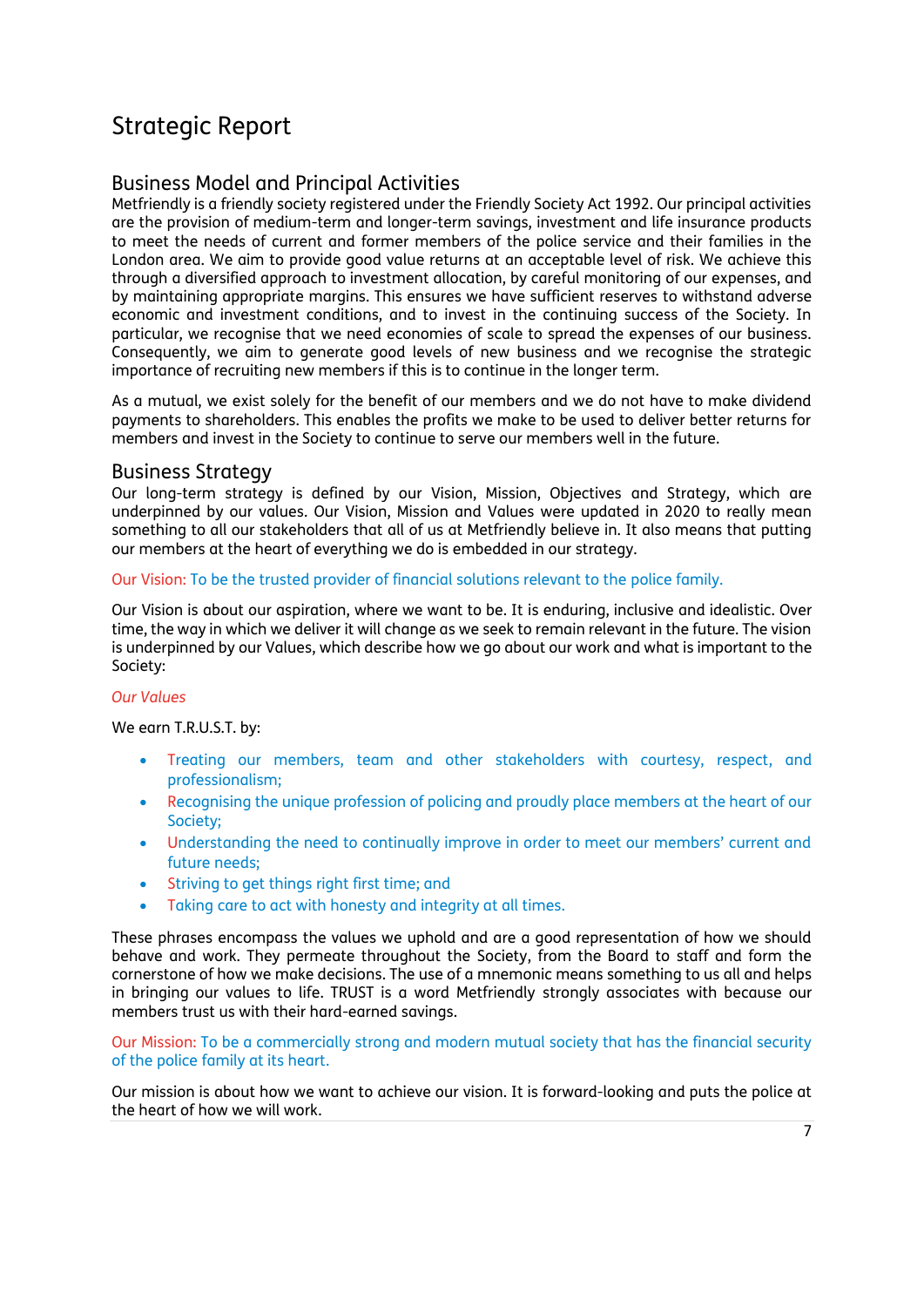# Strategic Report

## Business Model and Principal Activities

Metfriendly is a friendly society registered under the Friendly Society Act 1992. Our principal activities are the provision of medium-term and longer-term savings, investment and life insurance products to meet the needs of current and former members of the police service and their families in the London area. We aim to provide good value returns at an acceptable level of risk. We achieve this through a diversified approach to investment allocation, by careful monitoring of our expenses, and by maintaining appropriate margins. This ensures we have sufficient reserves to withstand adverse economic and investment conditions, and to invest in the continuing success of the Society. In particular, we recognise that we need economies of scale to spread the expenses of our business. Consequently, we aim to generate good levels of new business and we recognise the strategic importance of recruiting new members if this is to continue in the longer term.

As a mutual, we exist solely for the benefit of our members and we do not have to make dividend payments to shareholders. This enables the profits we make to be used to deliver better returns for members and invest in the Society to continue to serve our members well in the future.

## Business Strategy

Our long-term strategy is defined by our Vision, Mission, Objectives and Strategy, which are underpinned by our values. Our Vision, Mission and Values were updated in 2020 to really mean something to all our stakeholders that all of us at Metfriendly believe in. It also means that putting our members at the heart of everything we do is embedded in our strategy.

Our Vision: To be the trusted provider of financial solutions relevant to the police family.

Our Vision is about our aspiration, where we want to be. It is enduring, inclusive and idealistic. Over time, the way in which we deliver it will change as we seek to remain relevant in the future. The vision is underpinned by our Values, which describe how we go about our work and what is important to the Society:

*Our Values*

We earn T.R.U.S.T. by:

- Treating our members, team and other stakeholders with courtesy, respect, and professionalism;
- Recognising the unique profession of policing and proudly place members at the heart of our Society;
- Understanding the need to continually improve in order to meet our members' current and future needs;
- Striving to get things right first time; and
- Taking care to act with honesty and integrity at all times.

These phrases encompass the values we uphold and are a good representation of how we should behave and work. They permeate throughout the Society, from the Board to staff and form the cornerstone of how we make decisions. The use of a mnemonic means something to us all and helps in bringing our values to life. TRUST is a word Metfriendly strongly associates with because our members trust us with their hard-earned savings.

Our Mission: To be a commercially strong and modern mutual society that has the financial security of the police family at its heart.

Our mission is about how we want to achieve our vision. It is forward-looking and puts the police at the heart of how we will work.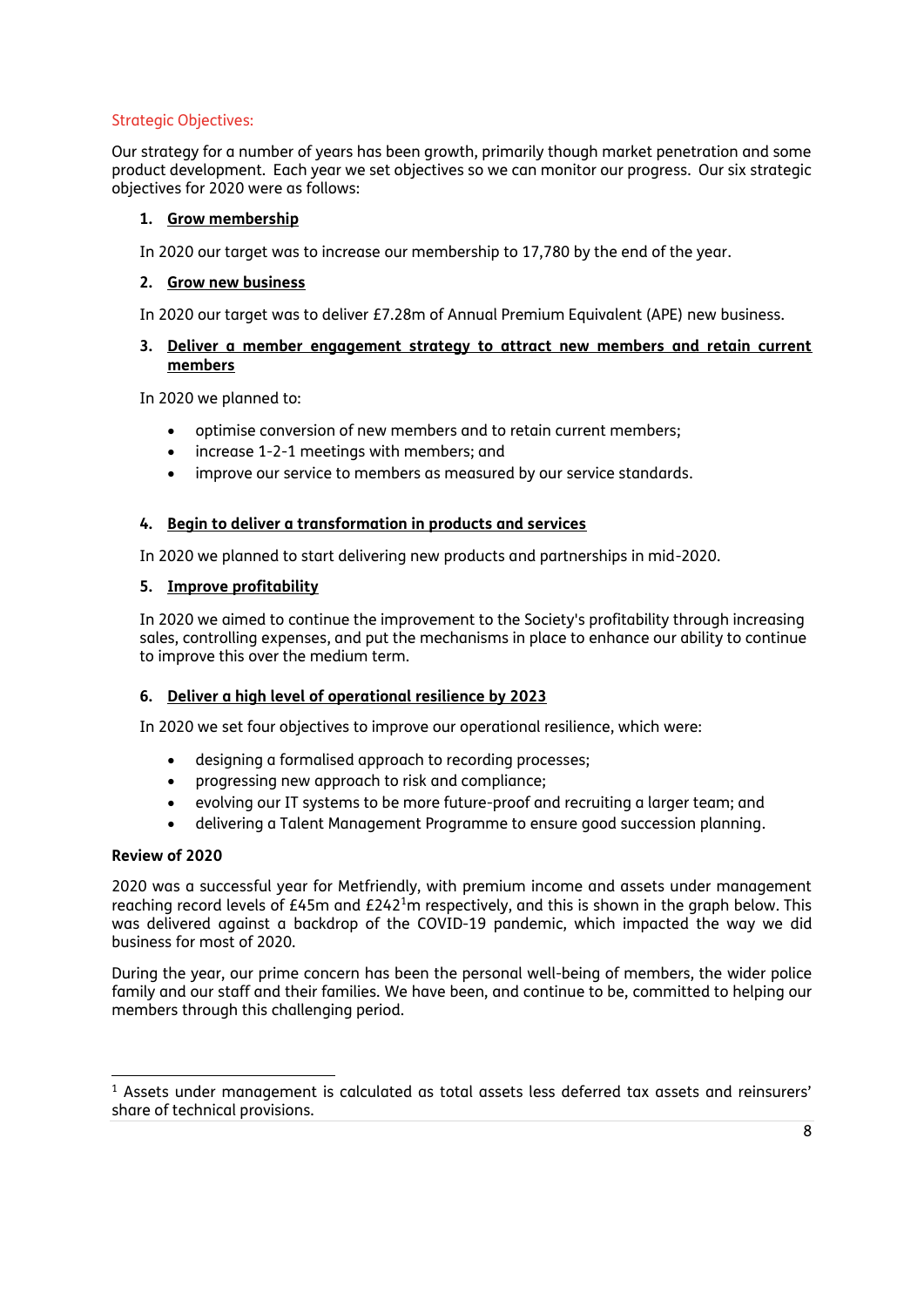## Strategic Objectives:

Our strategy for a number of years has been growth, primarily though market penetration and some product development. Each year we set objectives so we can monitor our progress. Our six strategic objectives for 2020 were as follows:

1. **Grow membership**

   In 2020 our target was to increase our membership to 17,780 by the end of the year.

2. **Grow new business**

   In 2020 our target was to deliver £7.28m of Annual Premium Equivalent (APE) new business.

3. **Deliver a member engagement strategy to attract new members and retain current members**

   In 2020 we planned to:

   - optimise conversion of new members and to retain current members;
   - increase 1-2-1 meetings with members; and
   - improve our service to members as measured by our service standards.

4. **Begin to deliver a transformation in products and services**

   In 2020 we planned to start delivering new products and partnerships in mid-2020.

5. **Improve profitability**

   In 2020 we aimed to continue the improvement to the Society's profitability through increasing sales, controlling expenses, and put the mechanisms in place to enhance our ability to continue to improve this over the medium term.

6. **Deliver a high level of operational resilience by 2023**

   In 2020 we set four objectives to improve our operational resilience, which were:

   - designing a formalised approach to recording processes;
   - progressing new approach to risk and compliance;
   - evolving our IT systems to be more future-proof and recruiting a larger team; and
   - delivering a Talent Management Programme to ensure good succession planning.

**Review of 2020**

2020 was a successful year for Metfriendly, with premium income and assets under management reaching record levels of £45m and £242[1]m respectively, and this is shown in the graph below. This was delivered against a backdrop of the COVID-19 pandemic, which impacted the way we did business for most of 2020.

During the year, our prime concern has been the personal well-being of members, the wider police family and our staff and their families. We have been, and continue to be, committed to helping our members through this challenging period.

[1] Assets under management is calculated as total assets less deferred tax assets and reinsurers' share of technical provisions.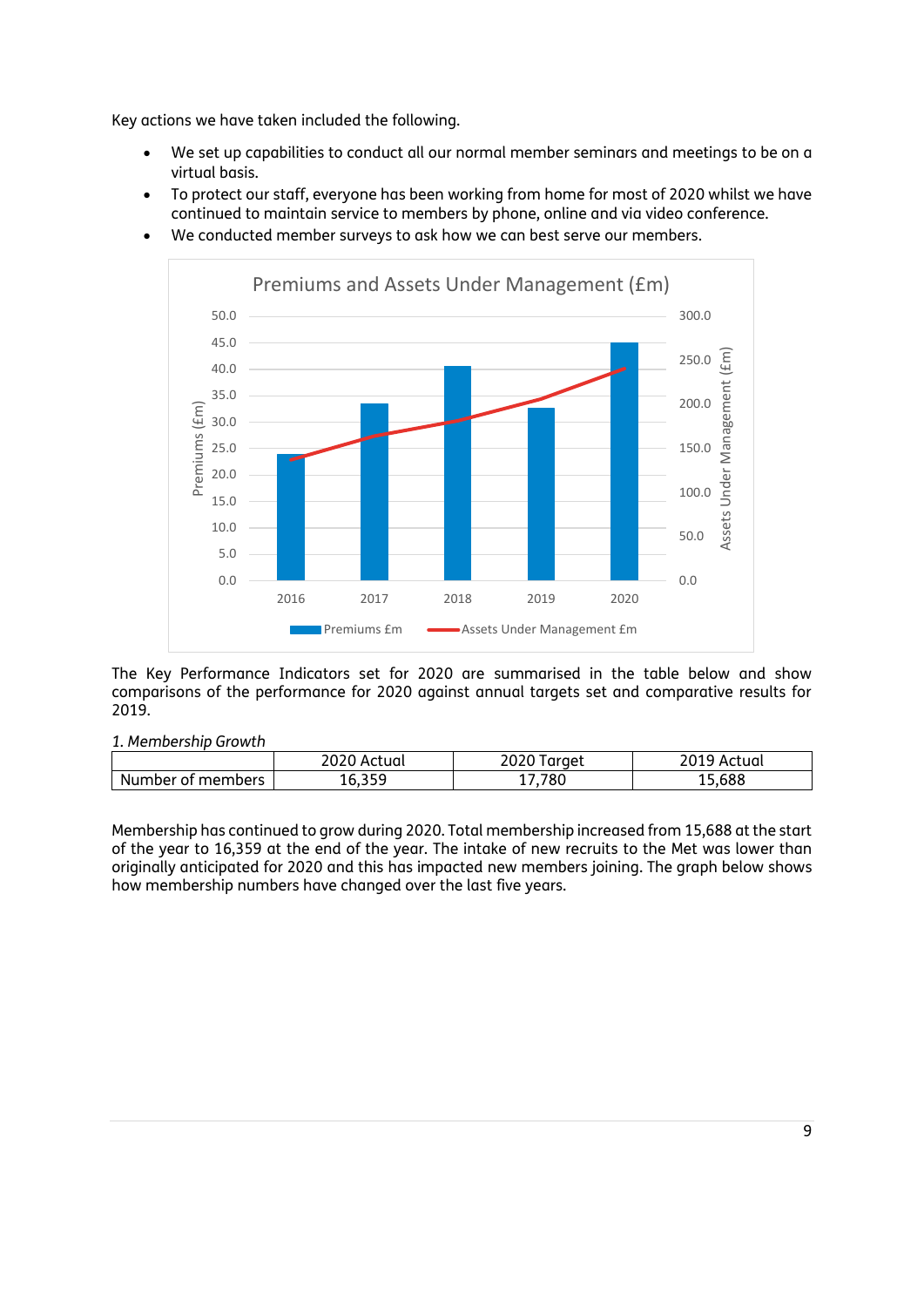Key actions we have taken included the following.

- We set up capabilities to conduct all our normal member seminars and meetings to be on a virtual basis.
- To protect our staff, everyone has been working from home for most of 2020 whilst we have continued to maintain service to members by phone, online and via video conference.
- We conducted member surveys to ask how we can best serve our members.

The Key Performance Indicators set for 2020 are summarised in the table below and show comparisons of the performance for 2020 against annual targets set and comparative results for 2019.

*1. Membership Growth*

| | 2020 Actual | 2020 Target | 2019 Actual |
|---|---|---|---|
| Number of members | 16,359 | 17,780 | 15,688 |

Membership has continued to grow during 2020. Total membership increased from 15,688 at the start of the year to 16,359 at the end of the year. The intake of new recruits to the Met was lower than originally anticipated for 2020 and this has impacted new members joining. The graph below shows how membership numbers have changed over the last five years.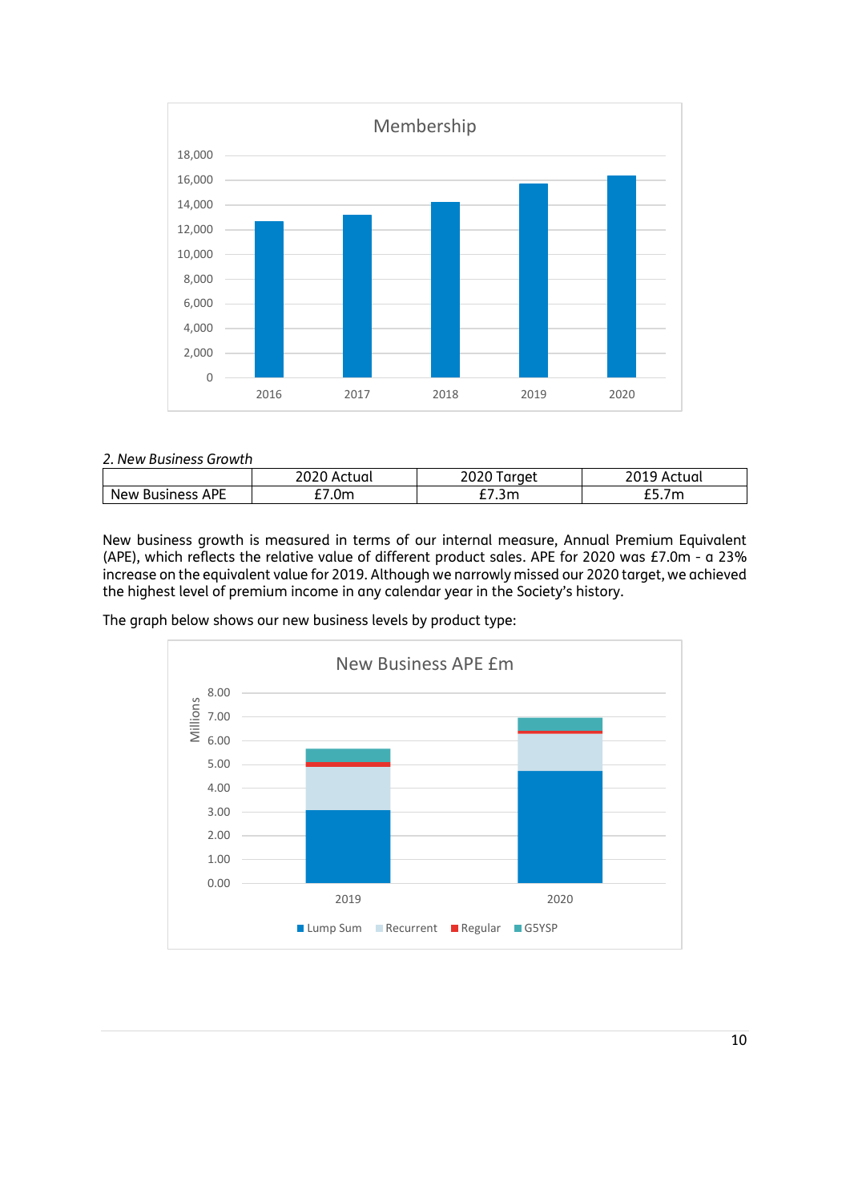Membership

| | 2016 | 2017 | 2018 | 2019 | 2020 |
|---|---|---|---|---|---|

*2. New Business Growth*

| | 2020 Actual | 2020 Target | 2019 Actual |
|---|---|---|---|
| New Business APE | £7.0m | £7.3m | £5.7m |

New business growth is measured in terms of our internal measure, Annual Premium Equivalent (APE), which reflects the relative value of different product sales. APE for 2020 was £7.0m - a 23% increase on the equivalent value for 2019. Although we narrowly missed our 2020 target, we achieved the highest level of premium income in any calendar year in the Society's history.

The graph below shows our new business levels by product type:

New Business APE £m

Lump Sum, Recurrent, Regular, G5YSP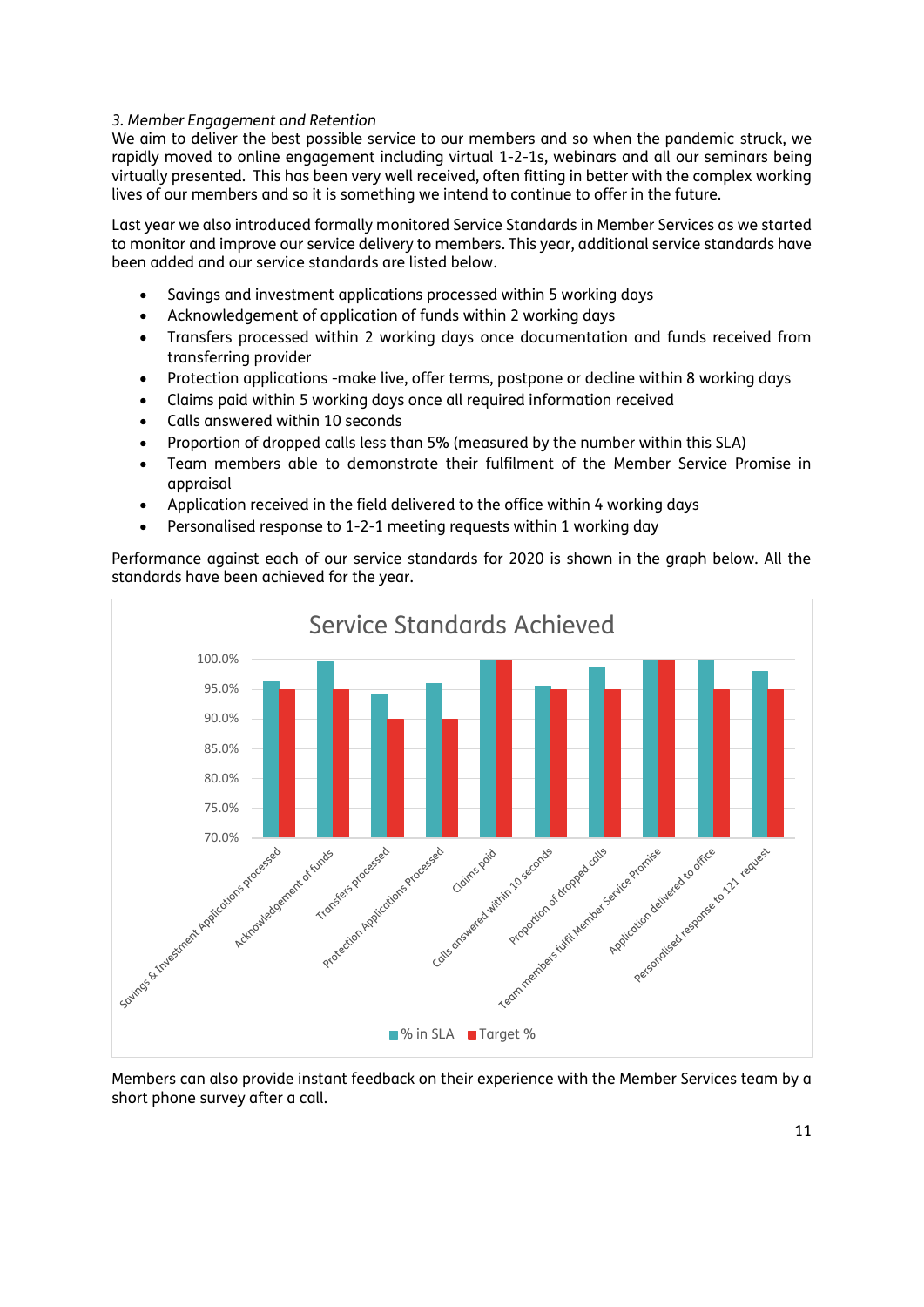*3. Member Engagement and Retention*

We aim to deliver the best possible service to our members and so when the pandemic struck, we rapidly moved to online engagement including virtual 1-2-1s, webinars and all our seminars being virtually presented. This has been very well received, often fitting in better with the complex working lives of our members and so it is something we intend to continue to offer in the future.

Last year we also introduced formally monitored Service Standards in Member Services as we started to monitor and improve our service delivery to members. This year, additional service standards have been added and our service standards are listed below.

- Savings and investment applications processed within 5 working days
- Acknowledgement of application of funds within 2 working days
- Transfers processed within 2 working days once documentation and funds received from transferring provider
- Protection applications -make live, offer terms, postpone or decline within 8 working days
- Claims paid within 5 working days once all required information received
- Calls answered within 10 seconds
- Proportion of dropped calls less than 5% (measured by the number within this SLA)
- Team members able to demonstrate their fulfilment of the Member Service Promise in appraisal
- Application received in the field delivered to the office within 4 working days
- Personalised response to 1-2-1 meeting requests within 1 working day

Performance against each of our service standards for 2020 is shown in the graph below. All the standards have been achieved for the year.

**Service Standards Achieved**

Categories: Savings & Investment Applications processed; Acknowledgement of funds; Transfers processed; Protection Applications Processed; Claims paid; Calls answered within 10 seconds; Proportion of dropped calls; Team members fulfil Member Service Promise; Application delivered to office; Personalised response to 121 request

Legend: % in SLA; Target %

Members can also provide instant feedback on their experience with the Member Services team by a short phone survey after a call.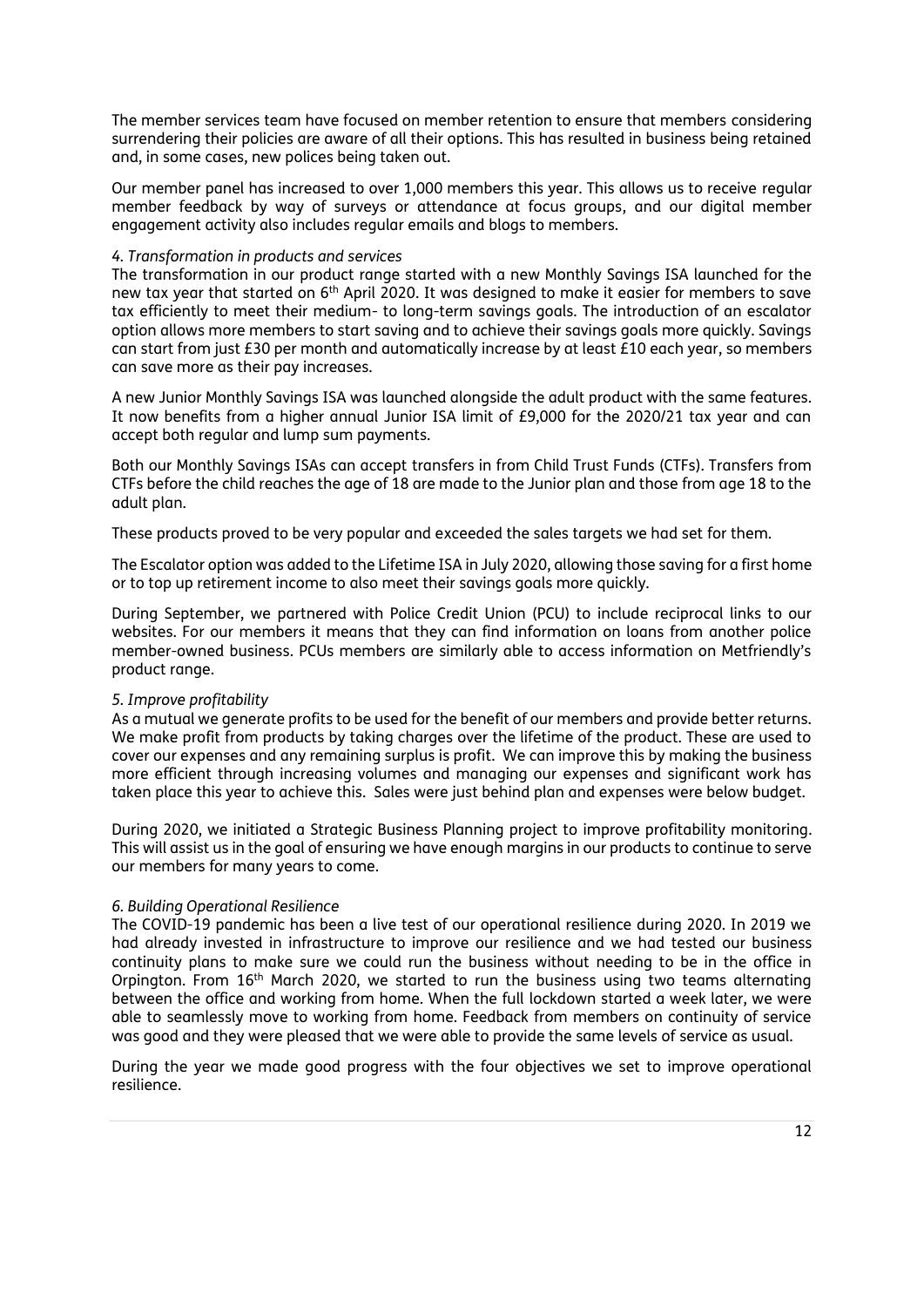The member services team have focused on member retention to ensure that members considering surrendering their policies are aware of all their options. This has resulted in business being retained and, in some cases, new polices being taken out.

Our member panel has increased to over 1,000 members this year. This allows us to receive regular member feedback by way of surveys or attendance at focus groups, and our digital member engagement activity also includes regular emails and blogs to members.

*4. Transformation in products and services*

The transformation in our product range started with a new Monthly Savings ISA launched for the new tax year that started on 6th April 2020. It was designed to make it easier for members to save tax efficiently to meet their medium- to long-term savings goals. The introduction of an escalator option allows more members to start saving and to achieve their savings goals more quickly. Savings can start from just £30 per month and automatically increase by at least £10 each year, so members can save more as their pay increases.

A new Junior Monthly Savings ISA was launched alongside the adult product with the same features. It now benefits from a higher annual Junior ISA limit of £9,000 for the 2020/21 tax year and can accept both regular and lump sum payments.

Both our Monthly Savings ISAs can accept transfers in from Child Trust Funds (CTFs). Transfers from CTFs before the child reaches the age of 18 are made to the Junior plan and those from age 18 to the adult plan.

These products proved to be very popular and exceeded the sales targets we had set for them.

The Escalator option was added to the Lifetime ISA in July 2020, allowing those saving for a first home or to top up retirement income to also meet their savings goals more quickly.

During September, we partnered with Police Credit Union (PCU) to include reciprocal links to our websites. For our members it means that they can find information on loans from another police member-owned business. PCUs members are similarly able to access information on Metfriendly's product range.

*5. Improve profitability*

As a mutual we generate profits to be used for the benefit of our members and provide better returns. We make profit from products by taking charges over the lifetime of the product. These are used to cover our expenses and any remaining surplus is profit. We can improve this by making the business more efficient through increasing volumes and managing our expenses and significant work has taken place this year to achieve this. Sales were just behind plan and expenses were below budget.

During 2020, we initiated a Strategic Business Planning project to improve profitability monitoring. This will assist us in the goal of ensuring we have enough margins in our products to continue to serve our members for many years to come.

*6. Building Operational Resilience*

The COVID-19 pandemic has been a live test of our operational resilience during 2020. In 2019 we had already invested in infrastructure to improve our resilience and we had tested our business continuity plans to make sure we could run the business without needing to be in the office in Orpington. From 16th March 2020, we started to run the business using two teams alternating between the office and working from home. When the full lockdown started a week later, we were able to seamlessly move to working from home. Feedback from members on continuity of service was good and they were pleased that we were able to provide the same levels of service as usual.

During the year we made good progress with the four objectives we set to improve operational resilience.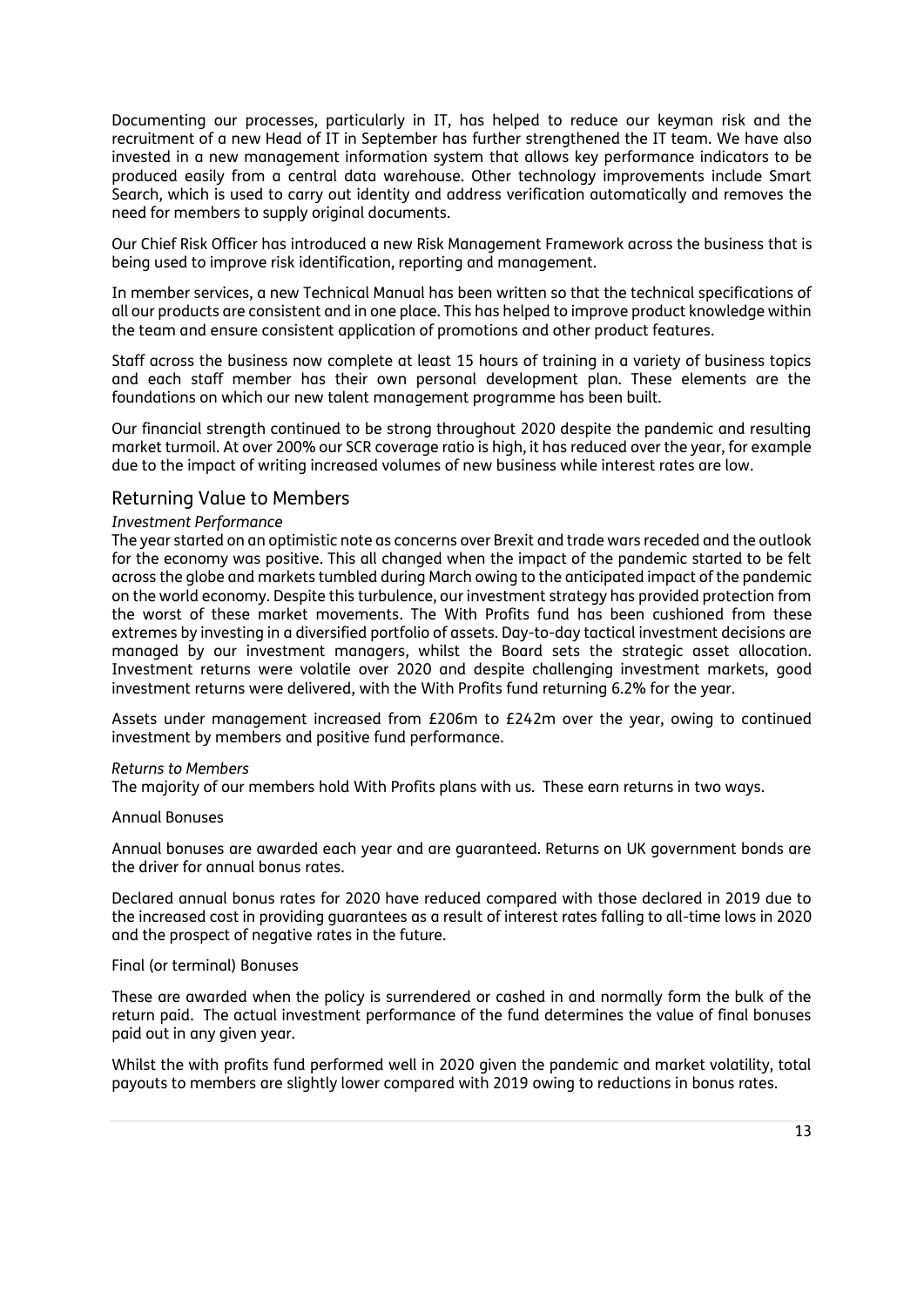Documenting our processes, particularly in IT, has helped to reduce our keyman risk and the recruitment of a new Head of IT in September has further strengthened the IT team. We have also invested in a new management information system that allows key performance indicators to be produced easily from a central data warehouse. Other technology improvements include Smart Search, which is used to carry out identity and address verification automatically and removes the need for members to supply original documents.

Our Chief Risk Officer has introduced a new Risk Management Framework across the business that is being used to improve risk identification, reporting and management.

In member services, a new Technical Manual has been written so that the technical specifications of all our products are consistent and in one place. This has helped to improve product knowledge within the team and ensure consistent application of promotions and other product features.

Staff across the business now complete at least 15 hours of training in a variety of business topics and each staff member has their own personal development plan. These elements are the foundations on which our new talent management programme has been built.

Our financial strength continued to be strong throughout 2020 despite the pandemic and resulting market turmoil. At over 200% our SCR coverage ratio is high, it has reduced over the year, for example due to the impact of writing increased volumes of new business while interest rates are low.

## Returning Value to Members

*Investment Performance*

The year started on an optimistic note as concerns over Brexit and trade wars receded and the outlook for the economy was positive. This all changed when the impact of the pandemic started to be felt across the globe and markets tumbled during March owing to the anticipated impact of the pandemic on the world economy. Despite this turbulence, our investment strategy has provided protection from the worst of these market movements. The With Profits fund has been cushioned from these extremes by investing in a diversified portfolio of assets. Day-to-day tactical investment decisions are managed by our investment managers, whilst the Board sets the strategic asset allocation. Investment returns were volatile over 2020 and despite challenging investment markets, good investment returns were delivered, with the With Profits fund returning 6.2% for the year.

Assets under management increased from £206m to £242m over the year, owing to continued investment by members and positive fund performance.

*Returns to Members*

The majority of our members hold With Profits plans with us. These earn returns in two ways.

Annual Bonuses

Annual bonuses are awarded each year and are guaranteed. Returns on UK government bonds are the driver for annual bonus rates.

Declared annual bonus rates for 2020 have reduced compared with those declared in 2019 due to the increased cost in providing guarantees as a result of interest rates falling to all-time lows in 2020 and the prospect of negative rates in the future.

Final (or terminal) Bonuses

These are awarded when the policy is surrendered or cashed in and normally form the bulk of the return paid. The actual investment performance of the fund determines the value of final bonuses paid out in any given year.

Whilst the with profits fund performed well in 2020 given the pandemic and market volatility, total payouts to members are slightly lower compared with 2019 owing to reductions in bonus rates.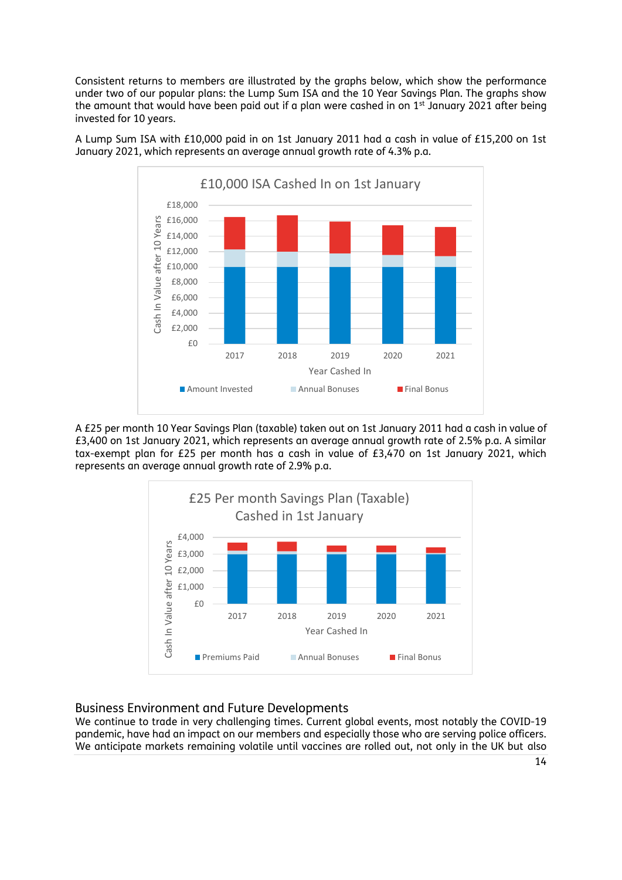Consistent returns to members are illustrated by the graphs below, which show the performance under two of our popular plans: the Lump Sum ISA and the 10 Year Savings Plan. The graphs show the amount that would have been paid out if a plan were cashed in on 1st January 2021 after being invested for 10 years.

A Lump Sum ISA with £10,000 paid in on 1st January 2011 had a cash in value of £15,200 on 1st January 2021, which represents an average annual growth rate of 4.3% p.a.

A £25 per month 10 Year Savings Plan (taxable) taken out on 1st January 2011 had a cash in value of £3,400 on 1st January 2021, which represents an average annual growth rate of 2.5% p.a. A similar tax-exempt plan for £25 per month has a cash in value of £3,470 on 1st January 2021, which represents an average annual growth rate of 2.9% p.a.

## Business Environment and Future Developments

We continue to trade in very challenging times. Current global events, most notably the COVID-19 pandemic, have had an impact on our members and especially those who are serving police officers. We anticipate markets remaining volatile until vaccines are rolled out, not only in the UK but also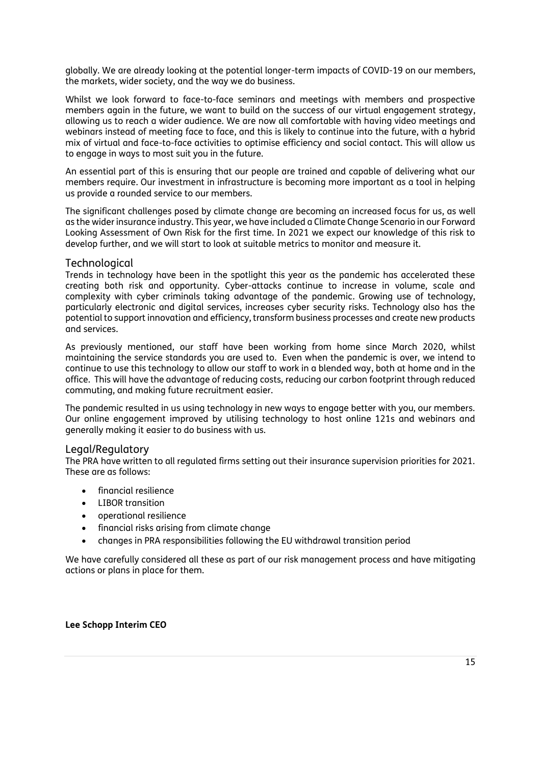globally. We are already looking at the potential longer-term impacts of COVID-19 on our members, the markets, wider society, and the way we do business.

Whilst we look forward to face-to-face seminars and meetings with members and prospective members again in the future, we want to build on the success of our virtual engagement strategy, allowing us to reach a wider audience. We are now all comfortable with having video meetings and webinars instead of meeting face to face, and this is likely to continue into the future, with a hybrid mix of virtual and face-to-face activities to optimise efficiency and social contact. This will allow us to engage in ways to most suit you in the future.

An essential part of this is ensuring that our people are trained and capable of delivering what our members require. Our investment in infrastructure is becoming more important as a tool in helping us provide a rounded service to our members.

The significant challenges posed by climate change are becoming an increased focus for us, as well as the wider insurance industry. This year, we have included a Climate Change Scenario in our Forward Looking Assessment of Own Risk for the first time. In 2021 we expect our knowledge of this risk to develop further, and we will start to look at suitable metrics to monitor and measure it.

## Technological

Trends in technology have been in the spotlight this year as the pandemic has accelerated these creating both risk and opportunity. Cyber-attacks continue to increase in volume, scale and complexity with cyber criminals taking advantage of the pandemic. Growing use of technology, particularly electronic and digital services, increases cyber security risks. Technology also has the potential to support innovation and efficiency, transform business processes and create new products and services.

As previously mentioned, our staff have been working from home since March 2020, whilst maintaining the service standards you are used to. Even when the pandemic is over, we intend to continue to use this technology to allow our staff to work in a blended way, both at home and in the office. This will have the advantage of reducing costs, reducing our carbon footprint through reduced commuting, and making future recruitment easier.

The pandemic resulted in us using technology in new ways to engage better with you, our members. Our online engagement improved by utilising technology to host online 121s and webinars and generally making it easier to do business with us.

## Legal/Regulatory

The PRA have written to all regulated firms setting out their insurance supervision priorities for 2021. These are as follows:

- financial resilience
- LIBOR transition
- operational resilience
- financial risks arising from climate change
- changes in PRA responsibilities following the EU withdrawal transition period

We have carefully considered all these as part of our risk management process and have mitigating actions or plans in place for them.

**Lee Schopp Interim CEO**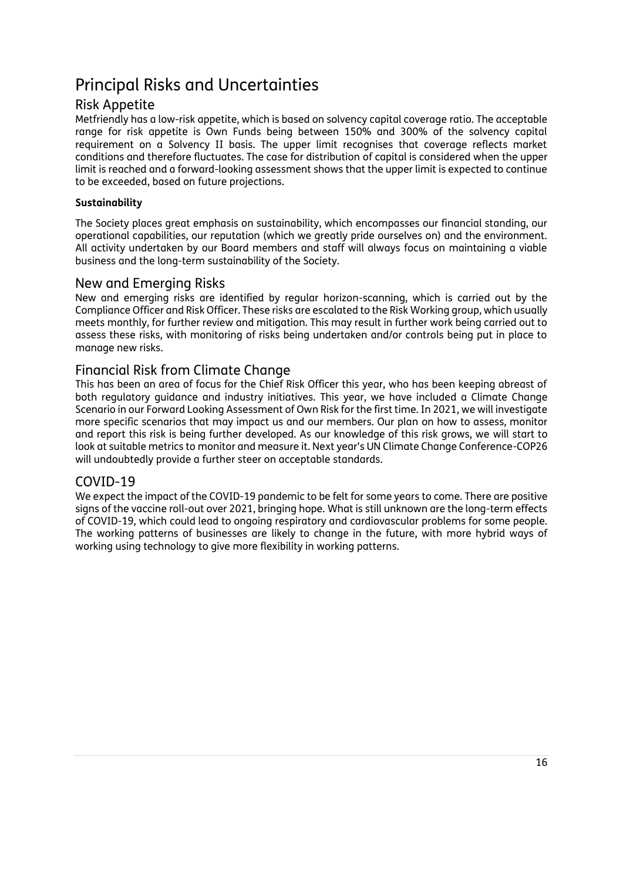# Principal Risks and Uncertainties

## Risk Appetite

Metfriendly has a low-risk appetite, which is based on solvency capital coverage ratio. The acceptable range for risk appetite is Own Funds being between 150% and 300% of the solvency capital requirement on a Solvency II basis. The upper limit recognises that coverage reflects market conditions and therefore fluctuates. The case for distribution of capital is considered when the upper limit is reached and a forward-looking assessment shows that the upper limit is expected to continue to be exceeded, based on future projections.

**Sustainability**

The Society places great emphasis on sustainability, which encompasses our financial standing, our operational capabilities, our reputation (which we greatly pride ourselves on) and the environment. All activity undertaken by our Board members and staff will always focus on maintaining a viable business and the long-term sustainability of the Society.

## New and Emerging Risks

New and emerging risks are identified by regular horizon-scanning, which is carried out by the Compliance Officer and Risk Officer. These risks are escalated to the Risk Working group, which usually meets monthly, for further review and mitigation. This may result in further work being carried out to assess these risks, with monitoring of risks being undertaken and/or controls being put in place to manage new risks.

## Financial Risk from Climate Change

This has been an area of focus for the Chief Risk Officer this year, who has been keeping abreast of both regulatory guidance and industry initiatives. This year, we have included a Climate Change Scenario in our Forward Looking Assessment of Own Risk for the first time. In 2021, we will investigate more specific scenarios that may impact us and our members. Our plan on how to assess, monitor and report this risk is being further developed. As our knowledge of this risk grows, we will start to look at suitable metrics to monitor and measure it. Next year's UN Climate Change Conference-COP26 will undoubtedly provide a further steer on acceptable standards.

## COVID-19

We expect the impact of the COVID-19 pandemic to be felt for some years to come. There are positive signs of the vaccine roll-out over 2021, bringing hope. What is still unknown are the long-term effects of COVID-19, which could lead to ongoing respiratory and cardiovascular problems for some people. The working patterns of businesses are likely to change in the future, with more hybrid ways of working using technology to give more flexibility in working patterns.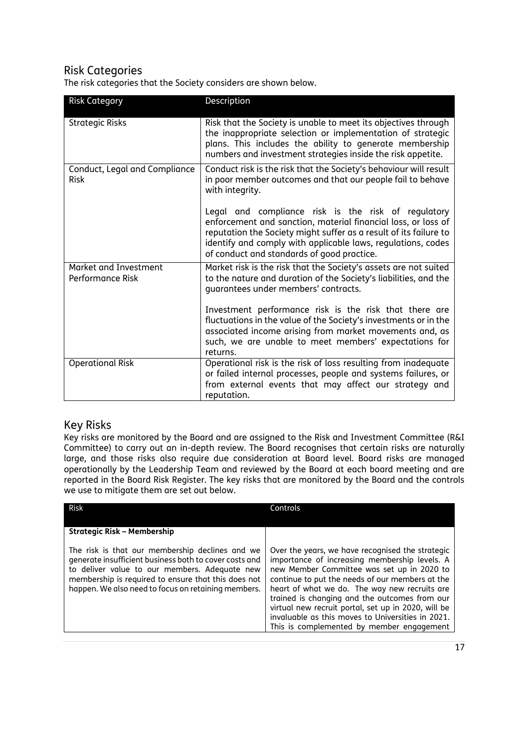## Risk Categories

The risk categories that the Society considers are shown below.

| Risk Category | Description |
|---|---|
| Strategic Risks | Risk that the Society is unable to meet its objectives through the inappropriate selection or implementation of strategic plans. This includes the ability to generate membership numbers and investment strategies inside the risk appetite. |
| Conduct, Legal and Compliance Risk | Conduct risk is the risk that the Society's behaviour will result in poor member outcomes and that our people fail to behave with integrity.<br><br>Legal and compliance risk is the risk of regulatory enforcement and sanction, material financial loss, or loss of reputation the Society might suffer as a result of its failure to identify and comply with applicable laws, regulations, codes of conduct and standards of good practice. |
| Market and Investment Performance Risk | Market risk is the risk that the Society's assets are not suited to the nature and duration of the Society's liabilities, and the guarantees under members' contracts.<br><br>Investment performance risk is the risk that there are fluctuations in the value of the Society's investments or in the associated income arising from market movements and, as such, we are unable to meet members' expectations for returns. |
| Operational Risk | Operational risk is the risk of loss resulting from inadequate or failed internal processes, people and systems failures, or from external events that may affect our strategy and reputation. |

## Key Risks

Key risks are monitored by the Board and are assigned to the Risk and Investment Committee (R&I Committee) to carry out an in-depth review. The Board recognises that certain risks are naturally large, and those risks also require due consideration at Board level. Board risks are managed operationally by the Leadership Team and reviewed by the Board at each board meeting and are reported in the Board Risk Register. The key risks that are monitored by the Board and the controls we use to mitigate them are set out below.

| Risk | Controls |
|---|---|
| **Strategic Risk – Membership** | |
| The risk is that our membership declines and we generate insufficient business both to cover costs and to deliver value to our members. Adequate new membership is required to ensure that this does not happen. We also need to focus on retaining members. | Over the years, we have recognised the strategic importance of increasing membership levels. A new Member Committee was set up in 2020 to continue to put the needs of our members at the heart of what we do. The way new recruits are trained is changing and the outcomes from our virtual new recruit portal, set up in 2020, will be invaluable as this moves to Universities in 2021. This is complemented by member engagement |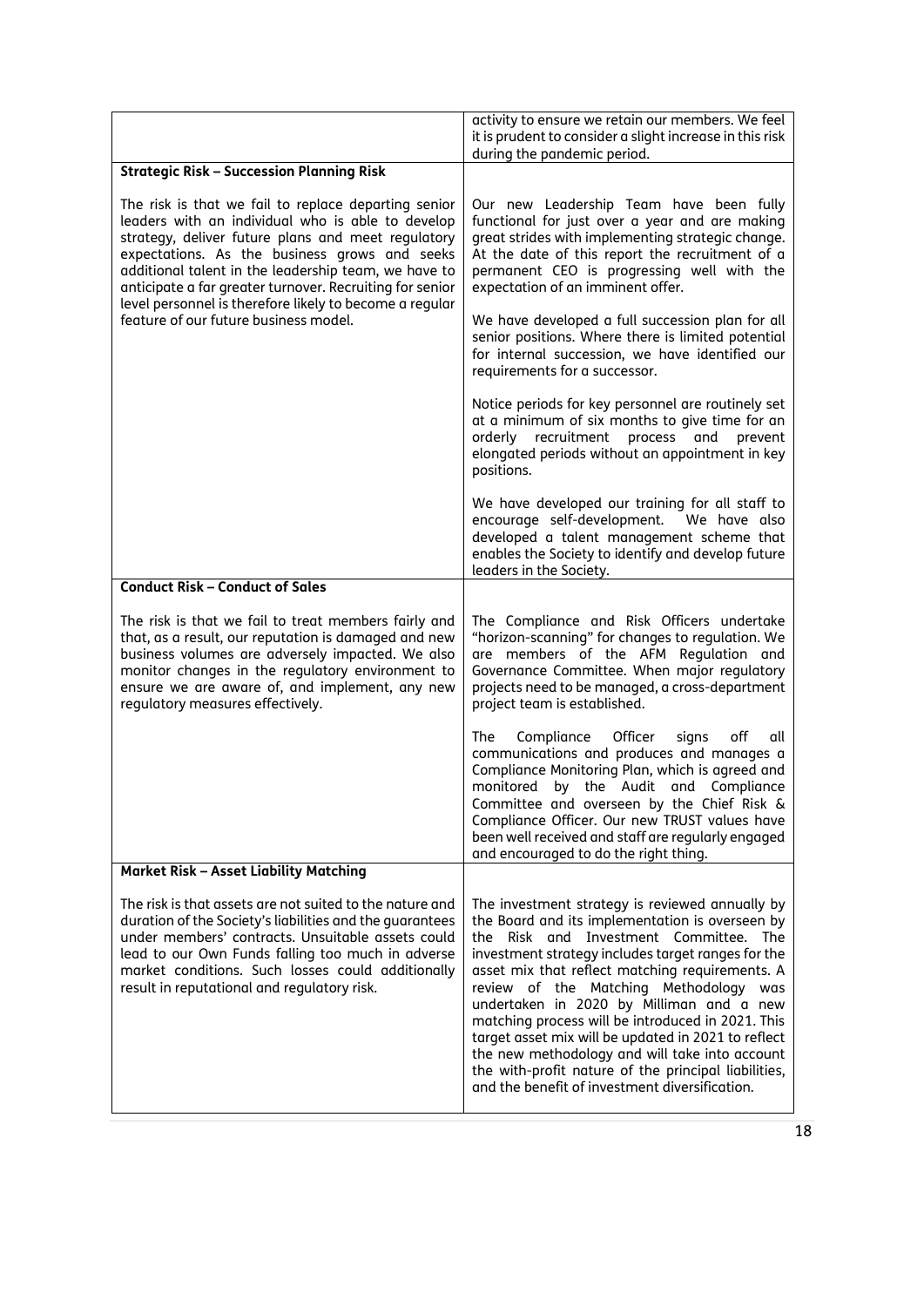| | |
|---|---|
| | activity to ensure we retain our members. We feel it is prudent to consider a slight increase in this risk during the pandemic period. |
| **Strategic Risk – Succession Planning Risk** | |
| The risk is that we fail to replace departing senior leaders with an individual who is able to develop strategy, deliver future plans and meet regulatory expectations. As the business grows and seeks additional talent in the leadership team, we have to anticipate a far greater turnover. Recruiting for senior level personnel is therefore likely to become a regular feature of our future business model. | Our new Leadership Team have been fully functional for just over a year and are making great strides with implementing strategic change. At the date of this report the recruitment of a permanent CEO is progressing well with the expectation of an imminent offer.<br><br>We have developed a full succession plan for all senior positions. Where there is limited potential for internal succession, we have identified our requirements for a successor.<br><br>Notice periods for key personnel are routinely set at a minimum of six months to give time for an orderly recruitment process and prevent elongated periods without an appointment in key positions.<br><br>We have developed our training for all staff to encourage self-development. We have also developed a talent management scheme that enables the Society to identify and develop future leaders in the Society. |
| **Conduct Risk – Conduct of Sales** | |
| The risk is that we fail to treat members fairly and that, as a result, our reputation is damaged and new business volumes are adversely impacted. We also monitor changes in the regulatory environment to ensure we are aware of, and implement, any new regulatory measures effectively. | The Compliance and Risk Officers undertake "horizon-scanning" for changes to regulation. We are members of the AFM Regulation and Governance Committee. When major regulatory projects need to be managed, a cross-department project team is established.<br><br>The Compliance Officer signs off all communications and produces and manages a Compliance Monitoring Plan, which is agreed and monitored by the Audit and Compliance Committee and overseen by the Chief Risk & Compliance Officer. Our new TRUST values have been well received and staff are regularly engaged and encouraged to do the right thing. |
| **Market Risk – Asset Liability Matching** | |
| The risk is that assets are not suited to the nature and duration of the Society's liabilities and the guarantees under members' contracts. Unsuitable assets could lead to our Own Funds falling too much in adverse market conditions. Such losses could additionally result in reputational and regulatory risk. | The investment strategy is reviewed annually by the Board and its implementation is overseen by the Risk and Investment Committee. The investment strategy includes target ranges for the asset mix that reflect matching requirements. A review of the Matching Methodology was undertaken in 2020 by Milliman and a new matching process will be introduced in 2021. This target asset mix will be updated in 2021 to reflect the new methodology and will take into account the with-profit nature of the principal liabilities, and the benefit of investment diversification. |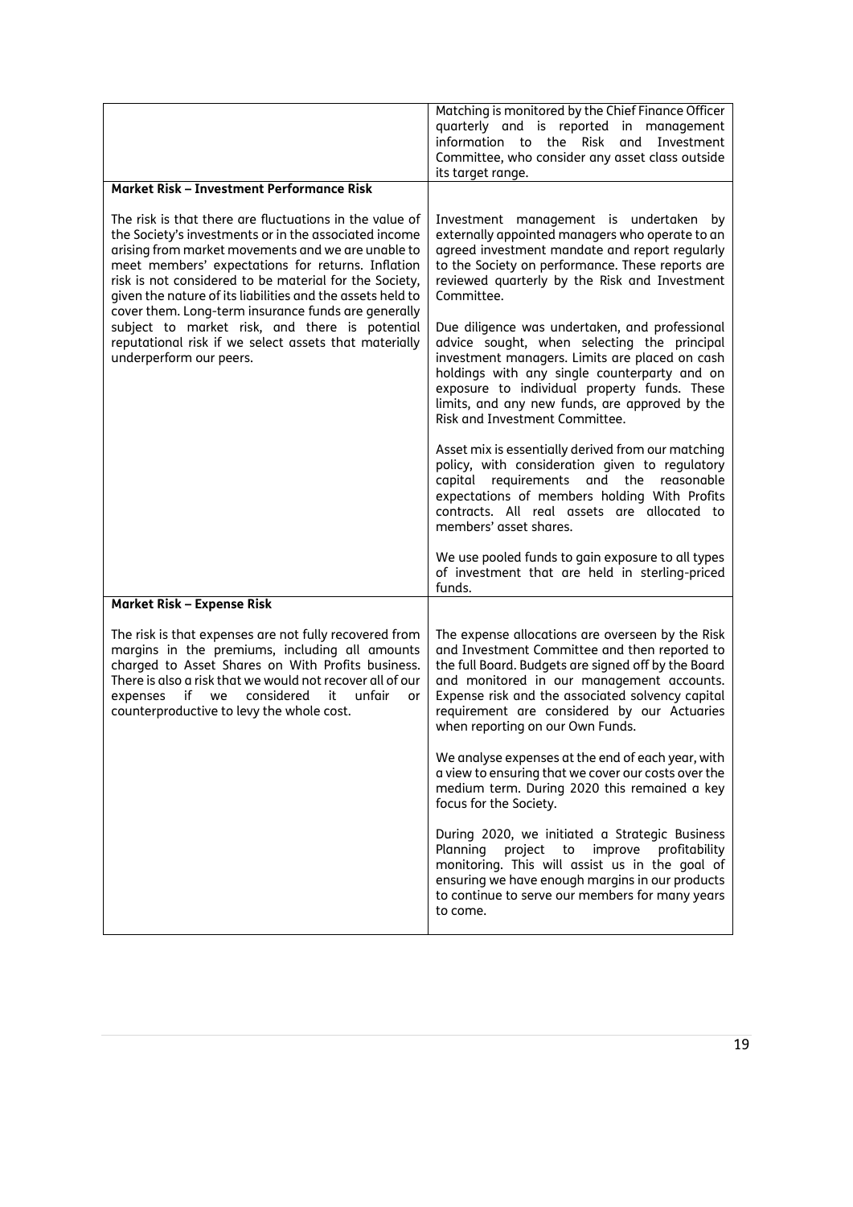| | |
|---|---|
| | Matching is monitored by the Chief Finance Officer quarterly and is reported in management information to the Risk and Investment Committee, who consider any asset class outside its target range. |
| **Market Risk – Investment Performance Risk**<br><br>The risk is that there are fluctuations in the value of the Society's investments or in the associated income arising from market movements and we are unable to meet members' expectations for returns. Inflation risk is not considered to be material for the Society, given the nature of its liabilities and the assets held to cover them. Long-term insurance funds are generally subject to market risk, and there is potential reputational risk if we select assets that materially underperform our peers. | Investment management is undertaken by externally appointed managers who operate to an agreed investment mandate and report regularly to the Society on performance. These reports are reviewed quarterly by the Risk and Investment Committee.<br><br>Due diligence was undertaken, and professional advice sought, when selecting the principal investment managers. Limits are placed on cash holdings with any single counterparty and on exposure to individual property funds. These limits, and any new funds, are approved by the Risk and Investment Committee.<br><br>Asset mix is essentially derived from our matching policy, with consideration given to regulatory capital requirements and the reasonable expectations of members holding With Profits contracts. All real assets are allocated to members' asset shares.<br><br>We use pooled funds to gain exposure to all types of investment that are held in sterling-priced funds. |
| **Market Risk – Expense Risk**<br><br>The risk is that expenses are not fully recovered from margins in the premiums, including all amounts charged to Asset Shares on With Profits business. There is also a risk that we would not recover all of our expenses if we considered it unfair or counterproductive to levy the whole cost. | The expense allocations are overseen by the Risk and Investment Committee and then reported to the full Board. Budgets are signed off by the Board and monitored in our management accounts. Expense risk and the associated solvency capital requirement are considered by our Actuaries when reporting on our Own Funds.<br><br>We analyse expenses at the end of each year, with a view to ensuring that we cover our costs over the medium term. During 2020 this remained a key focus for the Society.<br><br>During 2020, we initiated a Strategic Business Planning project to improve profitability monitoring. This will assist us in the goal of ensuring we have enough margins in our products to continue to serve our members for many years to come. |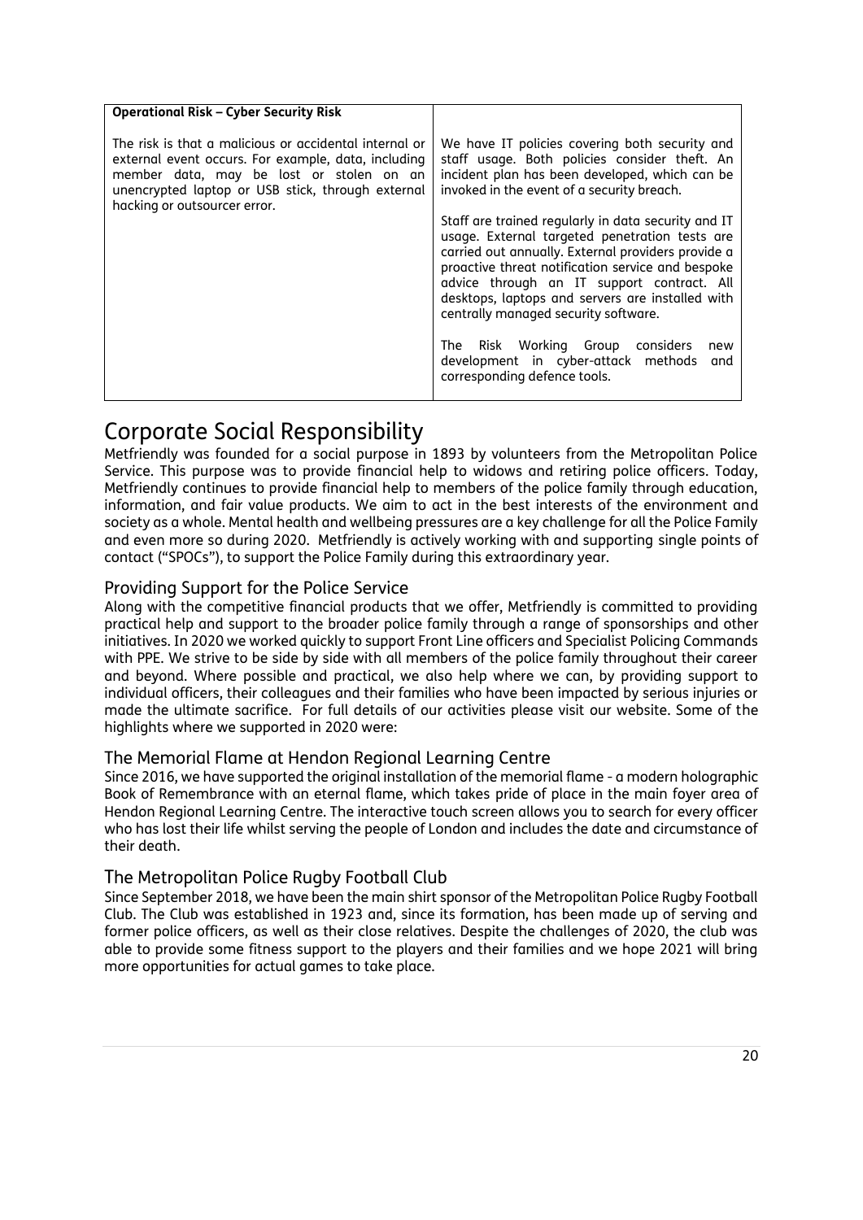| Operational Risk – Cyber Security Risk | |
|---|---|
| The risk is that a malicious or accidental internal or external event occurs. For example, data, including member data, may be lost or stolen on an unencrypted laptop or USB stick, through external hacking or outsourcer error. | We have IT policies covering both security and staff usage. Both policies consider theft. An incident plan has been developed, which can be invoked in the event of a security breach.<br><br>Staff are trained regularly in data security and IT usage. External targeted penetration tests are carried out annually. External providers provide a proactive threat notification service and bespoke advice through an IT support contract. All desktops, laptops and servers are installed with centrally managed security software.<br><br>The Risk Working Group considers new development in cyber-attack methods and corresponding defence tools. |

# Corporate Social Responsibility

Metfriendly was founded for a social purpose in 1893 by volunteers from the Metropolitan Police Service. This purpose was to provide financial help to widows and retiring police officers. Today, Metfriendly continues to provide financial help to members of the police family through education, information, and fair value products. We aim to act in the best interests of the environment and society as a whole. Mental health and wellbeing pressures are a key challenge for all the Police Family and even more so during 2020. Metfriendly is actively working with and supporting single points of contact ("SPOCs"), to support the Police Family during this extraordinary year.

## Providing Support for the Police Service

Along with the competitive financial products that we offer, Metfriendly is committed to providing practical help and support to the broader police family through a range of sponsorships and other initiatives. In 2020 we worked quickly to support Front Line officers and Specialist Policing Commands with PPE. We strive to be side by side with all members of the police family throughout their career and beyond. Where possible and practical, we also help where we can, by providing support to individual officers, their colleagues and their families who have been impacted by serious injuries or made the ultimate sacrifice. For full details of our activities please visit our website. Some of the highlights where we supported in 2020 were:

## The Memorial Flame at Hendon Regional Learning Centre

Since 2016, we have supported the original installation of the memorial flame - a modern holographic Book of Remembrance with an eternal flame, which takes pride of place in the main foyer area of Hendon Regional Learning Centre. The interactive touch screen allows you to search for every officer who has lost their life whilst serving the people of London and includes the date and circumstance of their death.

## The Metropolitan Police Rugby Football Club

Since September 2018, we have been the main shirt sponsor of the Metropolitan Police Rugby Football Club. The Club was established in 1923 and, since its formation, has been made up of serving and former police officers, as well as their close relatives. Despite the challenges of 2020, the club was able to provide some fitness support to the players and their families and we hope 2021 will bring more opportunities for actual games to take place.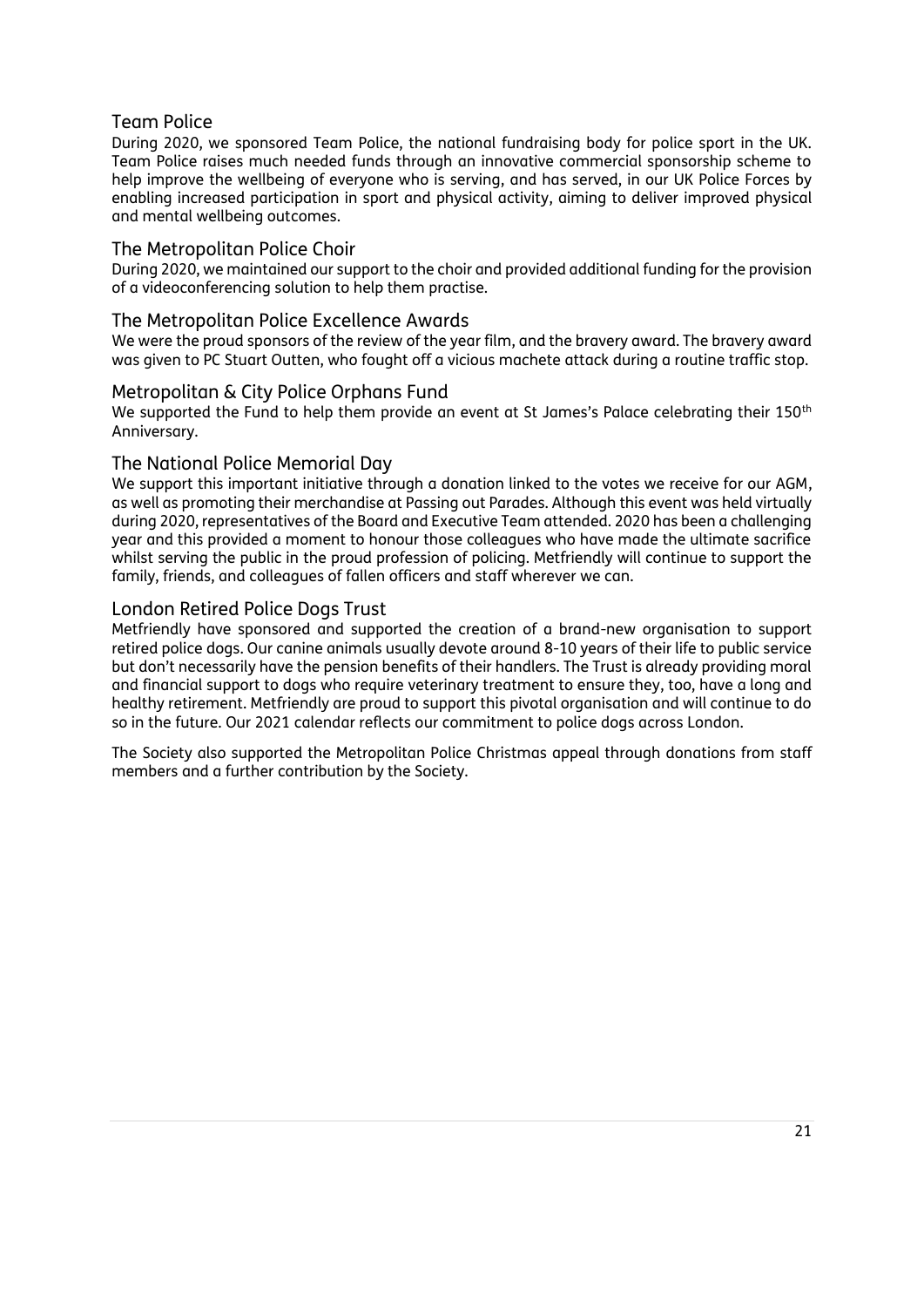## Team Police

During 2020, we sponsored Team Police, the national fundraising body for police sport in the UK. Team Police raises much needed funds through an innovative commercial sponsorship scheme to help improve the wellbeing of everyone who is serving, and has served, in our UK Police Forces by enabling increased participation in sport and physical activity, aiming to deliver improved physical and mental wellbeing outcomes.

## The Metropolitan Police Choir

During 2020, we maintained our support to the choir and provided additional funding for the provision of a videoconferencing solution to help them practise.

## The Metropolitan Police Excellence Awards

We were the proud sponsors of the review of the year film, and the bravery award. The bravery award was given to PC Stuart Outten, who fought off a vicious machete attack during a routine traffic stop.

## Metropolitan & City Police Orphans Fund

We supported the Fund to help them provide an event at St James's Palace celebrating their 150th Anniversary.

## The National Police Memorial Day

We support this important initiative through a donation linked to the votes we receive for our AGM, as well as promoting their merchandise at Passing out Parades. Although this event was held virtually during 2020, representatives of the Board and Executive Team attended. 2020 has been a challenging year and this provided a moment to honour those colleagues who have made the ultimate sacrifice whilst serving the public in the proud profession of policing. Metfriendly will continue to support the family, friends, and colleagues of fallen officers and staff wherever we can.

## London Retired Police Dogs Trust

Metfriendly have sponsored and supported the creation of a brand-new organisation to support retired police dogs. Our canine animals usually devote around 8-10 years of their life to public service but don't necessarily have the pension benefits of their handlers. The Trust is already providing moral and financial support to dogs who require veterinary treatment to ensure they, too, have a long and healthy retirement. Metfriendly are proud to support this pivotal organisation and will continue to do so in the future. Our 2021 calendar reflects our commitment to police dogs across London.

The Society also supported the Metropolitan Police Christmas appeal through donations from staff members and a further contribution by the Society.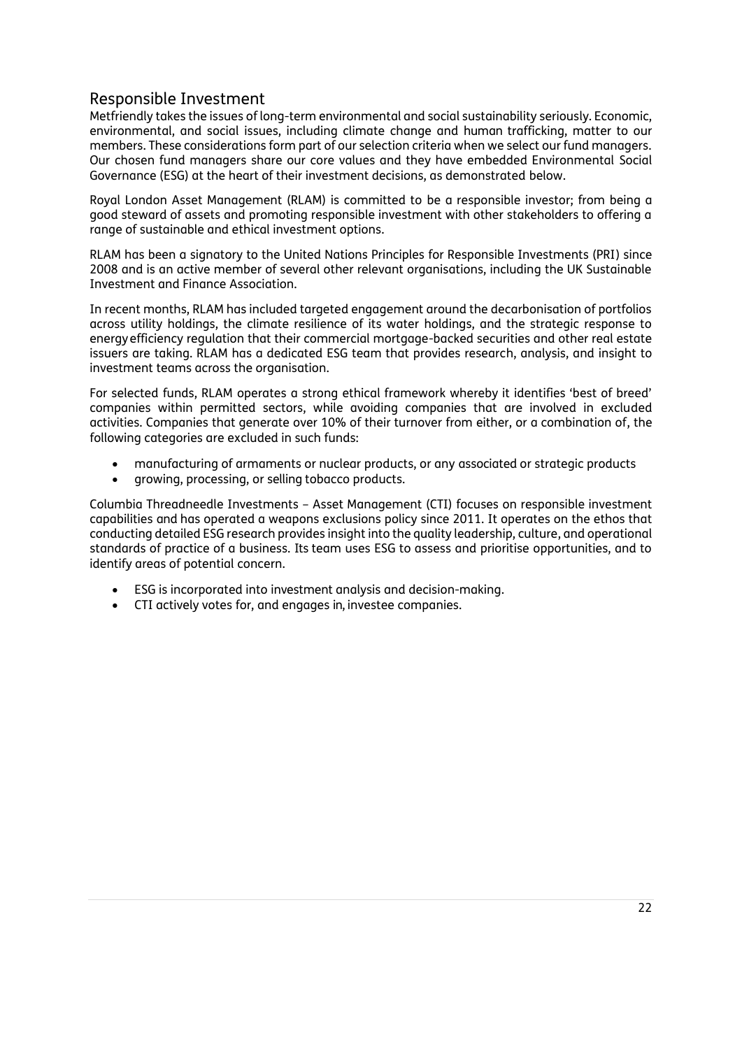## Responsible Investment

Metfriendly takes the issues of long-term environmental and social sustainability seriously. Economic, environmental, and social issues, including climate change and human trafficking, matter to our members. These considerations form part of our selection criteria when we select our fund managers. Our chosen fund managers share our core values and they have embedded Environmental Social Governance (ESG) at the heart of their investment decisions, as demonstrated below.

Royal London Asset Management (RLAM) is committed to be a responsible investor; from being a good steward of assets and promoting responsible investment with other stakeholders to offering a range of sustainable and ethical investment options.

RLAM has been a signatory to the United Nations Principles for Responsible Investments (PRI) since 2008 and is an active member of several other relevant organisations, including the UK Sustainable Investment and Finance Association.

In recent months, RLAM has included targeted engagement around the decarbonisation of portfolios across utility holdings, the climate resilience of its water holdings, and the strategic response to energy efficiency regulation that their commercial mortgage-backed securities and other real estate issuers are taking. RLAM has a dedicated ESG team that provides research, analysis, and insight to investment teams across the organisation.

For selected funds, RLAM operates a strong ethical framework whereby it identifies 'best of breed' companies within permitted sectors, while avoiding companies that are involved in excluded activities. Companies that generate over 10% of their turnover from either, or a combination of, the following categories are excluded in such funds:

- manufacturing of armaments or nuclear products, or any associated or strategic products
- growing, processing, or selling tobacco products.

Columbia Threadneedle Investments – Asset Management (CTI) focuses on responsible investment capabilities and has operated a weapons exclusions policy since 2011. It operates on the ethos that conducting detailed ESG research provides insight into the quality leadership, culture, and operational standards of practice of a business. Its team uses ESG to assess and prioritise opportunities, and to identify areas of potential concern.

- ESG is incorporated into investment analysis and decision-making.
- CTI actively votes for, and engages in, investee companies.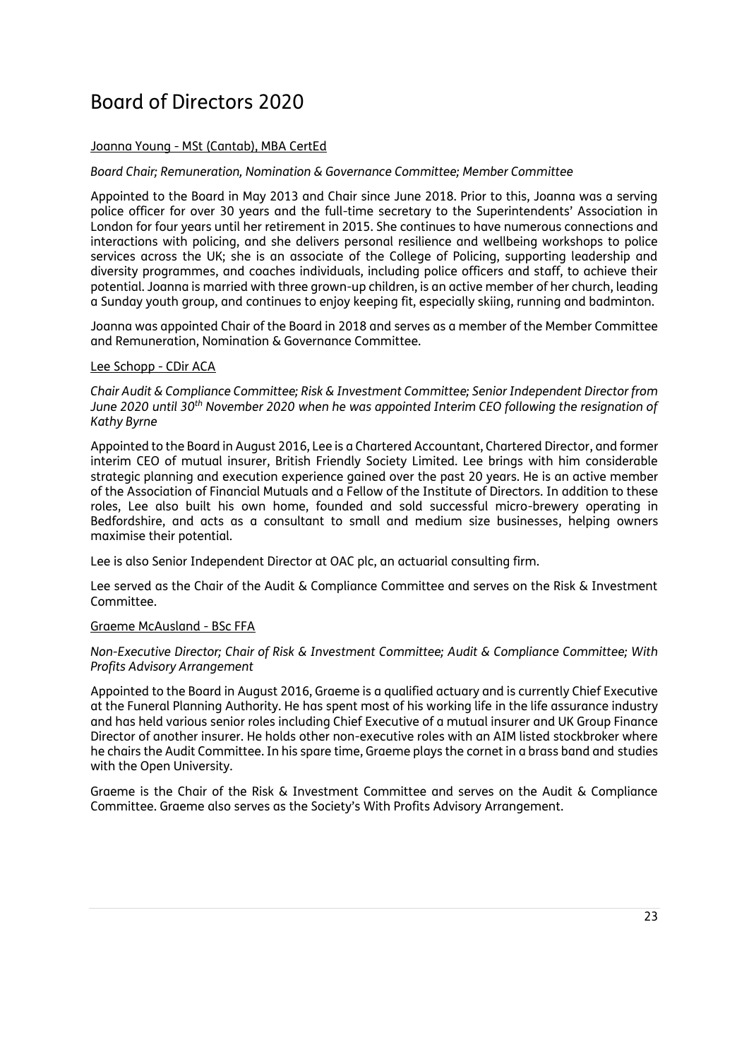# Board of Directors 2020

Joanna Young - MSt (Cantab), MBA CertEd

*Board Chair; Remuneration, Nomination & Governance Committee; Member Committee*

Appointed to the Board in May 2013 and Chair since June 2018. Prior to this, Joanna was a serving police officer for over 30 years and the full-time secretary to the Superintendents' Association in London for four years until her retirement in 2015. She continues to have numerous connections and interactions with policing, and she delivers personal resilience and wellbeing workshops to police services across the UK; she is an associate of the College of Policing, supporting leadership and diversity programmes, and coaches individuals, including police officers and staff, to achieve their potential. Joanna is married with three grown-up children, is an active member of her church, leading a Sunday youth group, and continues to enjoy keeping fit, especially skiing, running and badminton.

Joanna was appointed Chair of the Board in 2018 and serves as a member of the Member Committee and Remuneration, Nomination & Governance Committee.

Lee Schopp - CDir ACA

*Chair Audit & Compliance Committee; Risk & Investment Committee; Senior Independent Director from June 2020 until 30th November 2020 when he was appointed Interim CEO following the resignation of Kathy Byrne*

Appointed to the Board in August 2016, Lee is a Chartered Accountant, Chartered Director, and former interim CEO of mutual insurer, British Friendly Society Limited. Lee brings with him considerable strategic planning and execution experience gained over the past 20 years. He is an active member of the Association of Financial Mutuals and a Fellow of the Institute of Directors. In addition to these roles, Lee also built his own home, founded and sold successful micro-brewery operating in Bedfordshire, and acts as a consultant to small and medium size businesses, helping owners maximise their potential.

Lee is also Senior Independent Director at OAC plc, an actuarial consulting firm.

Lee served as the Chair of the Audit & Compliance Committee and serves on the Risk & Investment Committee.

Graeme McAusland - BSc FFA

*Non-Executive Director; Chair of Risk & Investment Committee; Audit & Compliance Committee; With Profits Advisory Arrangement*

Appointed to the Board in August 2016, Graeme is a qualified actuary and is currently Chief Executive at the Funeral Planning Authority. He has spent most of his working life in the life assurance industry and has held various senior roles including Chief Executive of a mutual insurer and UK Group Finance Director of another insurer. He holds other non-executive roles with an AIM listed stockbroker where he chairs the Audit Committee. In his spare time, Graeme plays the cornet in a brass band and studies with the Open University.

Graeme is the Chair of the Risk & Investment Committee and serves on the Audit & Compliance Committee. Graeme also serves as the Society's With Profits Advisory Arrangement.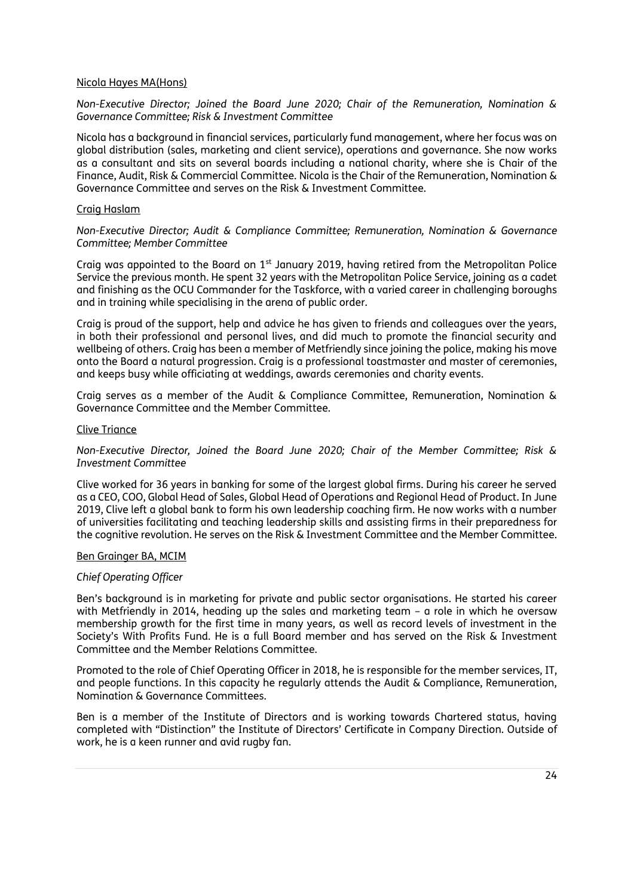Nicola Hayes MA(Hons)

*Non-Executive Director; Joined the Board June 2020; Chair of the Remuneration, Nomination & Governance Committee; Risk & Investment Committee*

Nicola has a background in financial services, particularly fund management, where her focus was on global distribution (sales, marketing and client service), operations and governance. She now works as a consultant and sits on several boards including a national charity, where she is Chair of the Finance, Audit, Risk & Commercial Committee. Nicola is the Chair of the Remuneration, Nomination & Governance Committee and serves on the Risk & Investment Committee.

Craig Haslam

*Non-Executive Director; Audit & Compliance Committee; Remuneration, Nomination & Governance Committee; Member Committee*

Craig was appointed to the Board on 1st January 2019, having retired from the Metropolitan Police Service the previous month. He spent 32 years with the Metropolitan Police Service, joining as a cadet and finishing as the OCU Commander for the Taskforce, with a varied career in challenging boroughs and in training while specialising in the arena of public order.

Craig is proud of the support, help and advice he has given to friends and colleagues over the years, in both their professional and personal lives, and did much to promote the financial security and wellbeing of others. Craig has been a member of Metfriendly since joining the police, making his move onto the Board a natural progression. Craig is a professional toastmaster and master of ceremonies, and keeps busy while officiating at weddings, awards ceremonies and charity events.

Craig serves as a member of the Audit & Compliance Committee, Remuneration, Nomination & Governance Committee and the Member Committee.

Clive Triance

*Non-Executive Director, Joined the Board June 2020; Chair of the Member Committee; Risk & Investment Committee*

Clive worked for 36 years in banking for some of the largest global firms. During his career he served as a CEO, COO, Global Head of Sales, Global Head of Operations and Regional Head of Product. In June 2019, Clive left a global bank to form his own leadership coaching firm. He now works with a number of universities facilitating and teaching leadership skills and assisting firms in their preparedness for the cognitive revolution. He serves on the Risk & Investment Committee and the Member Committee.

Ben Grainger BA, MCIM

*Chief Operating Officer*

Ben's background is in marketing for private and public sector organisations. He started his career with Metfriendly in 2014, heading up the sales and marketing team – a role in which he oversaw membership growth for the first time in many years, as well as record levels of investment in the Society's With Profits Fund. He is a full Board member and has served on the Risk & Investment Committee and the Member Relations Committee.

Promoted to the role of Chief Operating Officer in 2018, he is responsible for the member services, IT, and people functions. In this capacity he regularly attends the Audit & Compliance, Remuneration, Nomination & Governance Committees.

Ben is a member of the Institute of Directors and is working towards Chartered status, having completed with "Distinction" the Institute of Directors' Certificate in Company Direction. Outside of work, he is a keen runner and avid rugby fan.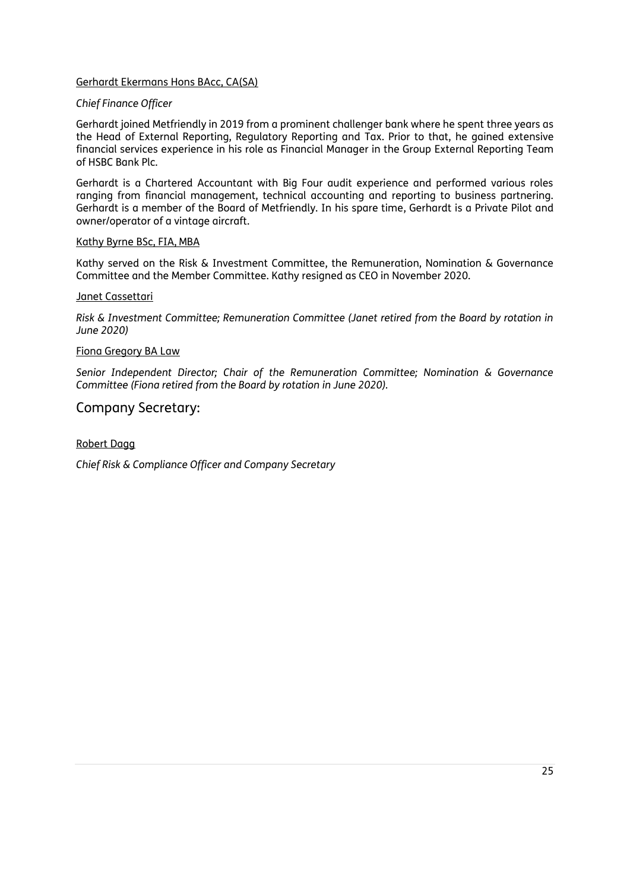<u>Gerhardt Ekermans Hons BAcc, CA(SA)</u>

*Chief Finance Officer*

Gerhardt joined Metfriendly in 2019 from a prominent challenger bank where he spent three years as the Head of External Reporting, Regulatory Reporting and Tax. Prior to that, he gained extensive financial services experience in his role as Financial Manager in the Group External Reporting Team of HSBC Bank Plc.

Gerhardt is a Chartered Accountant with Big Four audit experience and performed various roles ranging from financial management, technical accounting and reporting to business partnering. Gerhardt is a member of the Board of Metfriendly. In his spare time, Gerhardt is a Private Pilot and owner/operator of a vintage aircraft.

<u>Kathy Byrne BSc, FIA, MBA</u>

Kathy served on the Risk & Investment Committee, the Remuneration, Nomination & Governance Committee and the Member Committee. Kathy resigned as CEO in November 2020.

<u>Janet Cassettari</u>

*Risk & Investment Committee; Remuneration Committee (Janet retired from the Board by rotation in June 2020)*

<u>Fiona Gregory BA Law</u>

*Senior Independent Director; Chair of the Remuneration Committee; Nomination & Governance Committee (Fiona retired from the Board by rotation in June 2020).*

## Company Secretary:

<u>Robert Dagg</u>

*Chief Risk & Compliance Officer and Company Secretary*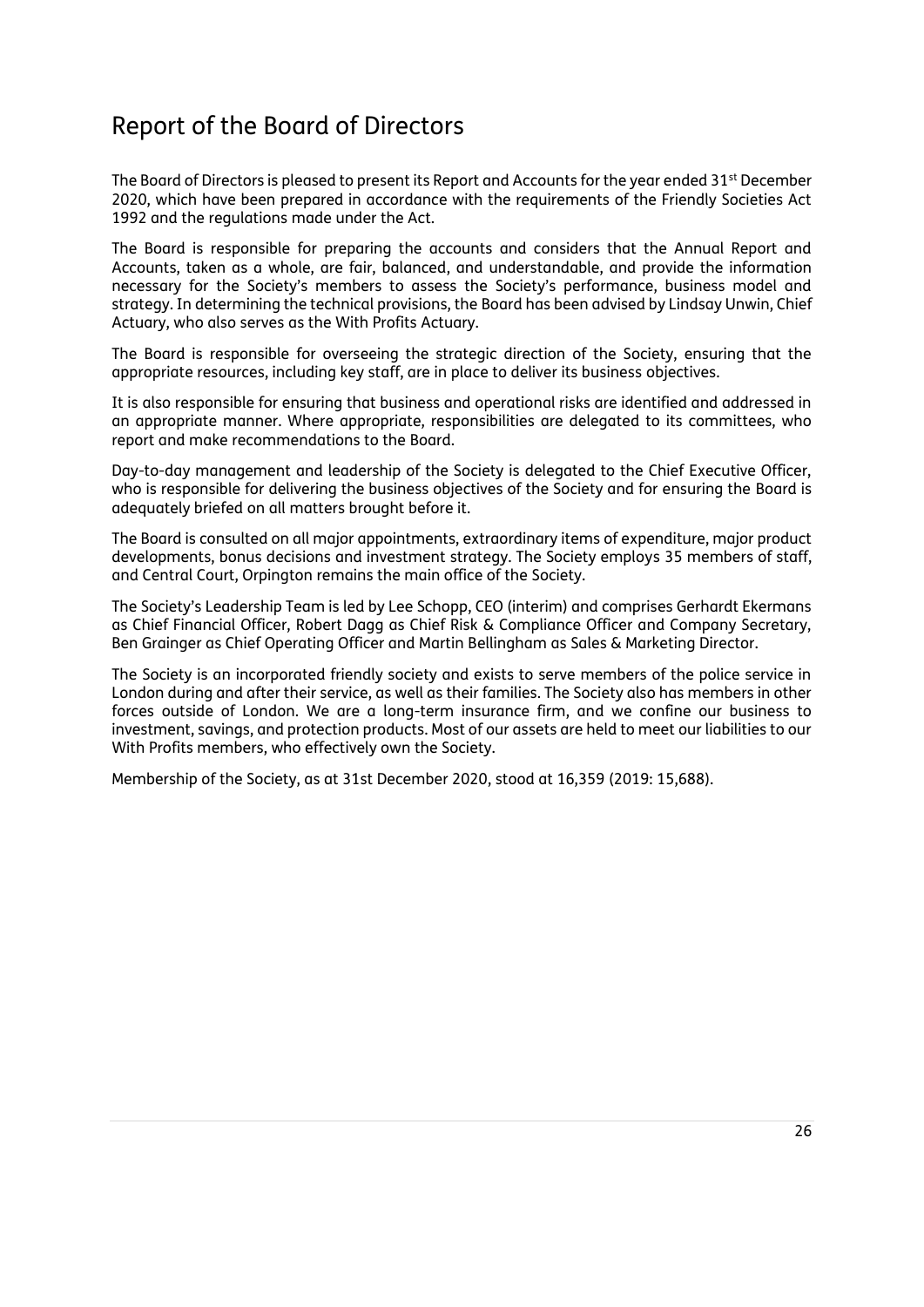# Report of the Board of Directors

The Board of Directors is pleased to present its Report and Accounts for the year ended 31st December 2020, which have been prepared in accordance with the requirements of the Friendly Societies Act 1992 and the regulations made under the Act.

The Board is responsible for preparing the accounts and considers that the Annual Report and Accounts, taken as a whole, are fair, balanced, and understandable, and provide the information necessary for the Society's members to assess the Society's performance, business model and strategy. In determining the technical provisions, the Board has been advised by Lindsay Unwin, Chief Actuary, who also serves as the With Profits Actuary.

The Board is responsible for overseeing the strategic direction of the Society, ensuring that the appropriate resources, including key staff, are in place to deliver its business objectives.

It is also responsible for ensuring that business and operational risks are identified and addressed in an appropriate manner. Where appropriate, responsibilities are delegated to its committees, who report and make recommendations to the Board.

Day-to-day management and leadership of the Society is delegated to the Chief Executive Officer, who is responsible for delivering the business objectives of the Society and for ensuring the Board is adequately briefed on all matters brought before it.

The Board is consulted on all major appointments, extraordinary items of expenditure, major product developments, bonus decisions and investment strategy. The Society employs 35 members of staff, and Central Court, Orpington remains the main office of the Society.

The Society's Leadership Team is led by Lee Schopp, CEO (interim) and comprises Gerhardt Ekermans as Chief Financial Officer, Robert Dagg as Chief Risk & Compliance Officer and Company Secretary, Ben Grainger as Chief Operating Officer and Martin Bellingham as Sales & Marketing Director.

The Society is an incorporated friendly society and exists to serve members of the police service in London during and after their service, as well as their families. The Society also has members in other forces outside of London. We are a long-term insurance firm, and we confine our business to investment, savings, and protection products. Most of our assets are held to meet our liabilities to our With Profits members, who effectively own the Society.

Membership of the Society, as at 31st December 2020, stood at 16,359 (2019: 15,688).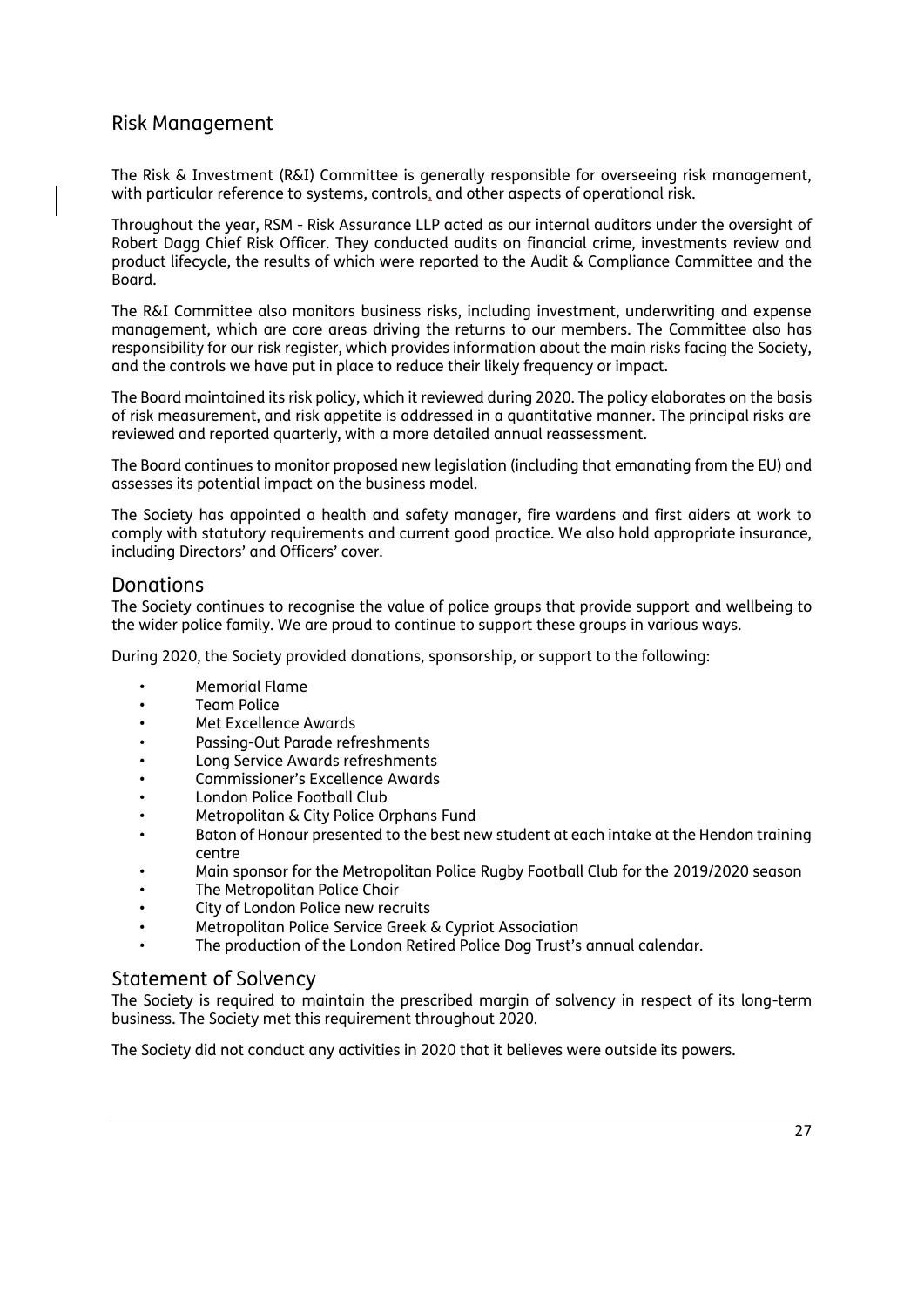## Risk Management

The Risk & Investment (R&I) Committee is generally responsible for overseeing risk management, with particular reference to systems, controls, and other aspects of operational risk.

Throughout the year, RSM - Risk Assurance LLP acted as our internal auditors under the oversight of Robert Dagg Chief Risk Officer. They conducted audits on financial crime, investments review and product lifecycle, the results of which were reported to the Audit & Compliance Committee and the Board.

The R&I Committee also monitors business risks, including investment, underwriting and expense management, which are core areas driving the returns to our members. The Committee also has responsibility for our risk register, which provides information about the main risks facing the Society, and the controls we have put in place to reduce their likely frequency or impact.

The Board maintained its risk policy, which it reviewed during 2020. The policy elaborates on the basis of risk measurement, and risk appetite is addressed in a quantitative manner. The principal risks are reviewed and reported quarterly, with a more detailed annual reassessment.

The Board continues to monitor proposed new legislation (including that emanating from the EU) and assesses its potential impact on the business model.

The Society has appointed a health and safety manager, fire wardens and first aiders at work to comply with statutory requirements and current good practice. We also hold appropriate insurance, including Directors' and Officers' cover.

## Donations

The Society continues to recognise the value of police groups that provide support and wellbeing to the wider police family. We are proud to continue to support these groups in various ways.

During 2020, the Society provided donations, sponsorship, or support to the following:

- Memorial Flame
- Team Police
- Met Excellence Awards
- Passing-Out Parade refreshments
- Long Service Awards refreshments
- Commissioner's Excellence Awards
- London Police Football Club
- Metropolitan & City Police Orphans Fund
- Baton of Honour presented to the best new student at each intake at the Hendon training centre
- Main sponsor for the Metropolitan Police Rugby Football Club for the 2019/2020 season
- The Metropolitan Police Choir
- City of London Police new recruits
- Metropolitan Police Service Greek & Cypriot Association
- The production of the London Retired Police Dog Trust's annual calendar.

## Statement of Solvency

The Society is required to maintain the prescribed margin of solvency in respect of its long-term business. The Society met this requirement throughout 2020.

The Society did not conduct any activities in 2020 that it believes were outside its powers.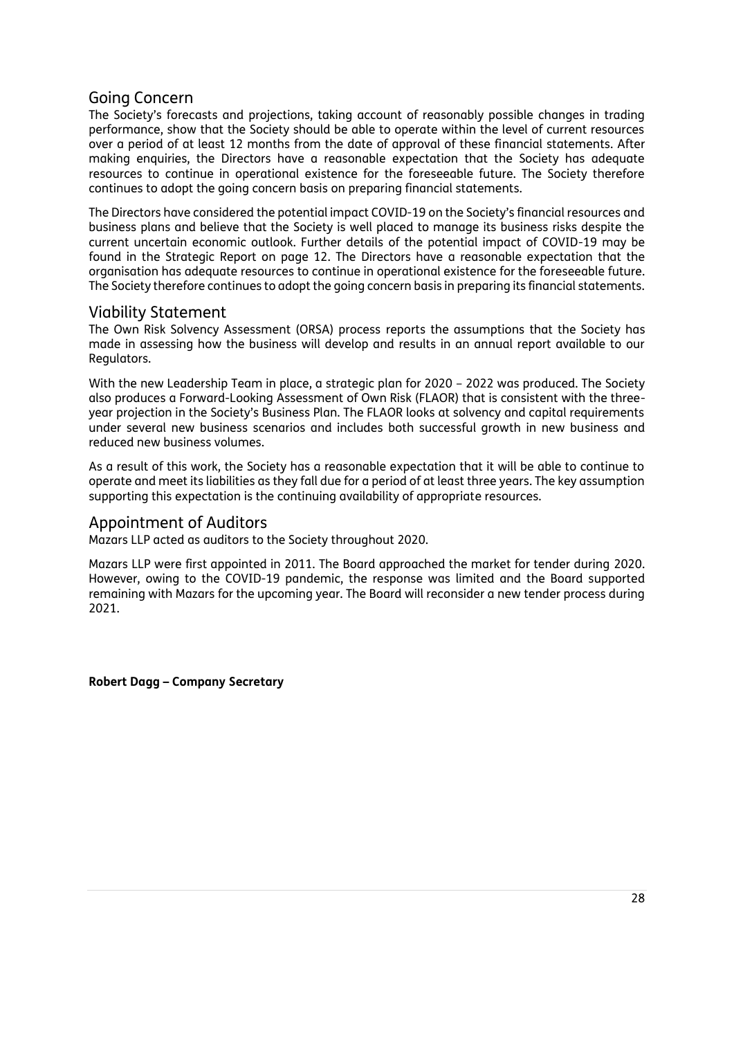## Going Concern

The Society's forecasts and projections, taking account of reasonably possible changes in trading performance, show that the Society should be able to operate within the level of current resources over a period of at least 12 months from the date of approval of these financial statements. After making enquiries, the Directors have a reasonable expectation that the Society has adequate resources to continue in operational existence for the foreseeable future. The Society therefore continues to adopt the going concern basis on preparing financial statements.

The Directors have considered the potential impact COVID-19 on the Society's financial resources and business plans and believe that the Society is well placed to manage its business risks despite the current uncertain economic outlook. Further details of the potential impact of COVID-19 may be found in the Strategic Report on page 12. The Directors have a reasonable expectation that the organisation has adequate resources to continue in operational existence for the foreseeable future. The Society therefore continues to adopt the going concern basis in preparing its financial statements.

## Viability Statement

The Own Risk Solvency Assessment (ORSA) process reports the assumptions that the Society has made in assessing how the business will develop and results in an annual report available to our Regulators.

With the new Leadership Team in place, a strategic plan for 2020 – 2022 was produced. The Society also produces a Forward-Looking Assessment of Own Risk (FLAOR) that is consistent with the three-year projection in the Society's Business Plan. The FLAOR looks at solvency and capital requirements under several new business scenarios and includes both successful growth in new business and reduced new business volumes.

As a result of this work, the Society has a reasonable expectation that it will be able to continue to operate and meet its liabilities as they fall due for a period of at least three years. The key assumption supporting this expectation is the continuing availability of appropriate resources.

## Appointment of Auditors

Mazars LLP acted as auditors to the Society throughout 2020.

Mazars LLP were first appointed in 2011. The Board approached the market for tender during 2020. However, owing to the COVID-19 pandemic, the response was limited and the Board supported remaining with Mazars for the upcoming year. The Board will reconsider a new tender process during 2021.

**Robert Dagg – Company Secretary**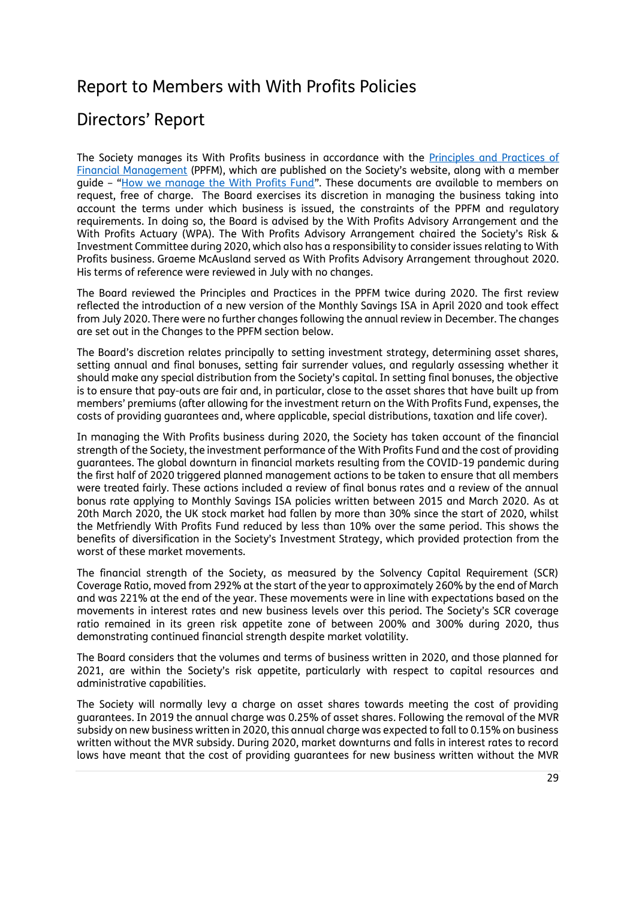# Report to Members with With Profits Policies

## Directors' Report

The Society manages its With Profits business in accordance with the Principles and Practices of Financial Management (PPFM), which are published on the Society's website, along with a member guide – "How we manage the With Profits Fund". These documents are available to members on request, free of charge. The Board exercises its discretion in managing the business taking into account the terms under which business is issued, the constraints of the PPFM and regulatory requirements. In doing so, the Board is advised by the With Profits Advisory Arrangement and the With Profits Actuary (WPA). The With Profits Advisory Arrangement chaired the Society's Risk & Investment Committee during 2020, which also has a responsibility to consider issues relating to With Profits business. Graeme McAusland served as With Profits Advisory Arrangement throughout 2020. His terms of reference were reviewed in July with no changes.

The Board reviewed the Principles and Practices in the PPFM twice during 2020. The first review reflected the introduction of a new version of the Monthly Savings ISA in April 2020 and took effect from July 2020. There were no further changes following the annual review in December. The changes are set out in the Changes to the PPFM section below.

The Board's discretion relates principally to setting investment strategy, determining asset shares, setting annual and final bonuses, setting fair surrender values, and regularly assessing whether it should make any special distribution from the Society's capital. In setting final bonuses, the objective is to ensure that pay-outs are fair and, in particular, close to the asset shares that have built up from members' premiums (after allowing for the investment return on the With Profits Fund, expenses, the costs of providing guarantees and, where applicable, special distributions, taxation and life cover).

In managing the With Profits business during 2020, the Society has taken account of the financial strength of the Society, the investment performance of the With Profits Fund and the cost of providing guarantees. The global downturn in financial markets resulting from the COVID-19 pandemic during the first half of 2020 triggered planned management actions to be taken to ensure that all members were treated fairly. These actions included a review of final bonus rates and a review of the annual bonus rate applying to Monthly Savings ISA policies written between 2015 and March 2020. As at 20th March 2020, the UK stock market had fallen by more than 30% since the start of 2020, whilst the Metfriendly With Profits Fund reduced by less than 10% over the same period. This shows the benefits of diversification in the Society's Investment Strategy, which provided protection from the worst of these market movements.

The financial strength of the Society, as measured by the Solvency Capital Requirement (SCR) Coverage Ratio, moved from 292% at the start of the year to approximately 260% by the end of March and was 221% at the end of the year. These movements were in line with expectations based on the movements in interest rates and new business levels over this period. The Society's SCR coverage ratio remained in its green risk appetite zone of between 200% and 300% during 2020, thus demonstrating continued financial strength despite market volatility.

The Board considers that the volumes and terms of business written in 2020, and those planned for 2021, are within the Society's risk appetite, particularly with respect to capital resources and administrative capabilities.

The Society will normally levy a charge on asset shares towards meeting the cost of providing guarantees. In 2019 the annual charge was 0.25% of asset shares. Following the removal of the MVR subsidy on new business written in 2020, this annual charge was expected to fall to 0.15% on business written without the MVR subsidy. During 2020, market downturns and falls in interest rates to record lows have meant that the cost of providing guarantees for new business written without the MVR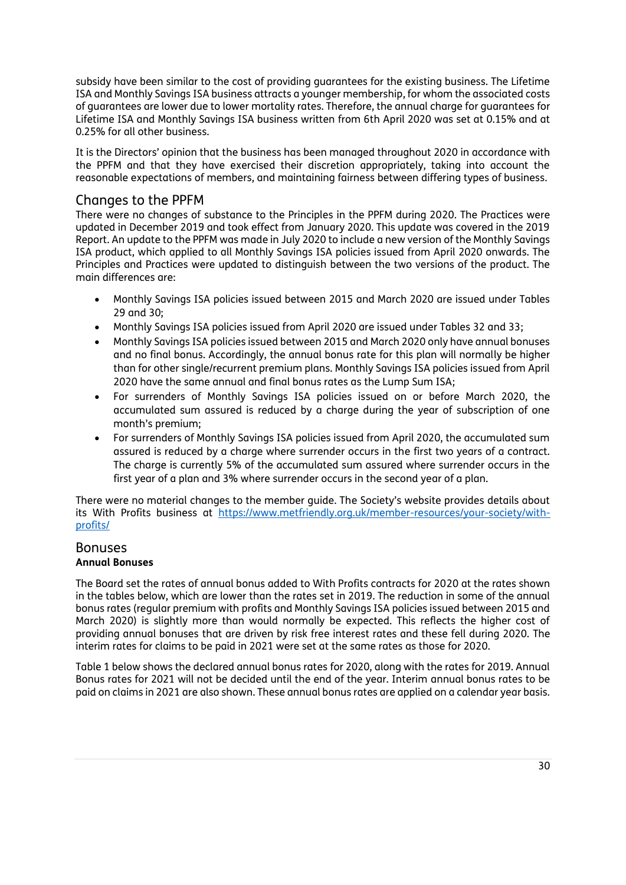subsidy have been similar to the cost of providing guarantees for the existing business. The Lifetime ISA and Monthly Savings ISA business attracts a younger membership, for whom the associated costs of guarantees are lower due to lower mortality rates. Therefore, the annual charge for guarantees for Lifetime ISA and Monthly Savings ISA business written from 6th April 2020 was set at 0.15% and at 0.25% for all other business.

It is the Directors' opinion that the business has been managed throughout 2020 in accordance with the PPFM and that they have exercised their discretion appropriately, taking into account the reasonable expectations of members, and maintaining fairness between differing types of business.

## Changes to the PPFM

There were no changes of substance to the Principles in the PPFM during 2020. The Practices were updated in December 2019 and took effect from January 2020. This update was covered in the 2019 Report. An update to the PPFM was made in July 2020 to include a new version of the Monthly Savings ISA product, which applied to all Monthly Savings ISA policies issued from April 2020 onwards. The Principles and Practices were updated to distinguish between the two versions of the product. The main differences are:

- Monthly Savings ISA policies issued between 2015 and March 2020 are issued under Tables 29 and 30;
- Monthly Savings ISA policies issued from April 2020 are issued under Tables 32 and 33;
- Monthly Savings ISA policies issued between 2015 and March 2020 only have annual bonuses and no final bonus. Accordingly, the annual bonus rate for this plan will normally be higher than for other single/recurrent premium plans. Monthly Savings ISA policies issued from April 2020 have the same annual and final bonus rates as the Lump Sum ISA;
- For surrenders of Monthly Savings ISA policies issued on or before March 2020, the accumulated sum assured is reduced by a charge during the year of subscription of one month's premium;
- For surrenders of Monthly Savings ISA policies issued from April 2020, the accumulated sum assured is reduced by a charge where surrender occurs in the first two years of a contract. The charge is currently 5% of the accumulated sum assured where surrender occurs in the first year of a plan and 3% where surrender occurs in the second year of a plan.

There were no material changes to the member guide. The Society's website provides details about its With Profits business at https://www.metfriendly.org.uk/member-resources/your-society/with-profits/

## Bonuses

**Annual Bonuses**

The Board set the rates of annual bonus added to With Profits contracts for 2020 at the rates shown in the tables below, which are lower than the rates set in 2019. The reduction in some of the annual bonus rates (regular premium with profits and Monthly Savings ISA policies issued between 2015 and March 2020) is slightly more than would normally be expected. This reflects the higher cost of providing annual bonuses that are driven by risk free interest rates and these fell during 2020. The interim rates for claims to be paid in 2021 were set at the same rates as those for 2020.

Table 1 below shows the declared annual bonus rates for 2020, along with the rates for 2019. Annual Bonus rates for 2021 will not be decided until the end of the year. Interim annual bonus rates to be paid on claims in 2021 are also shown. These annual bonus rates are applied on a calendar year basis.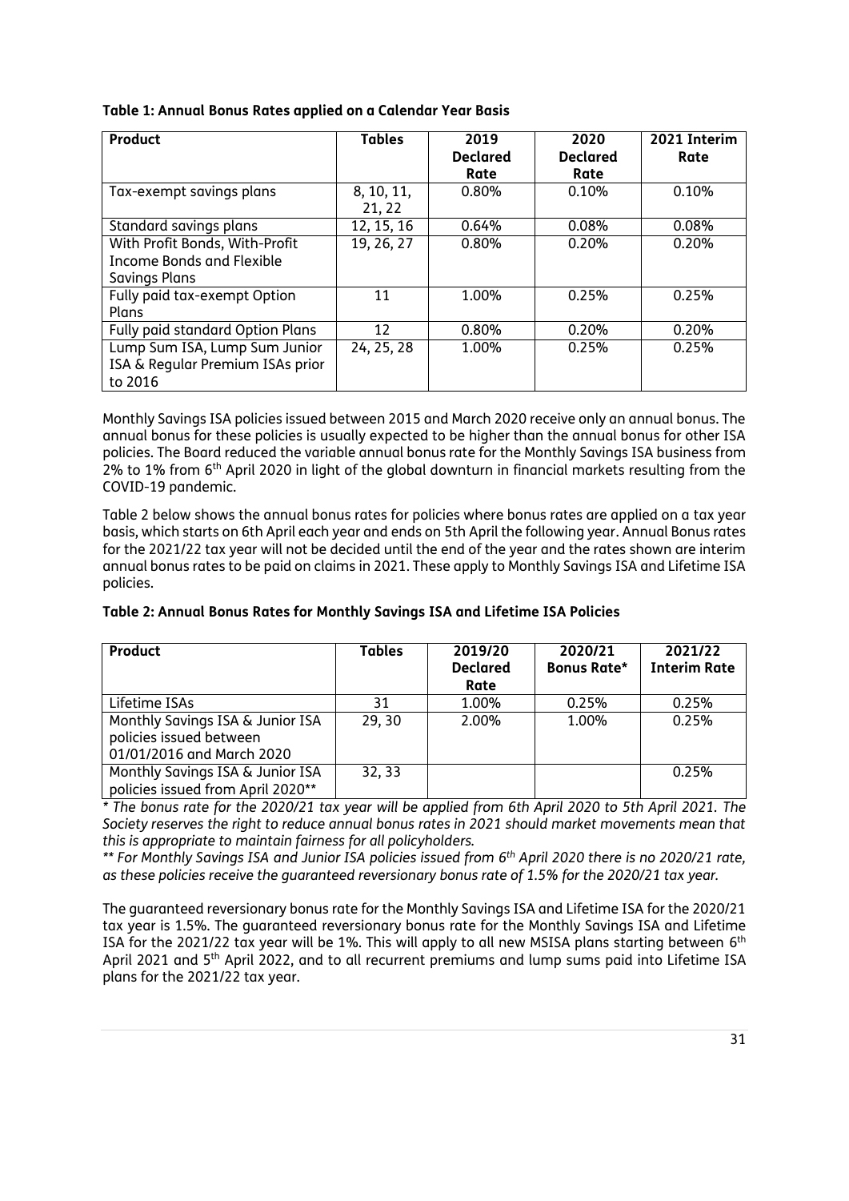**Table 1: Annual Bonus Rates applied on a Calendar Year Basis**

| Product | Tables | 2019 Declared Rate | 2020 Declared Rate | 2021 Interim Rate |
|---|---|---|---|---|
| Tax-exempt savings plans | 8, 10, 11, 21, 22 | 0.80% | 0.10% | 0.10% |
| Standard savings plans | 12, 15, 16 | 0.64% | 0.08% | 0.08% |
| With Profit Bonds, With-Profit Income Bonds and Flexible Savings Plans | 19, 26, 27 | 0.80% | 0.20% | 0.20% |
| Fully paid tax-exempt Option Plans | 11 | 1.00% | 0.25% | 0.25% |
| Fully paid standard Option Plans | 12 | 0.80% | 0.20% | 0.20% |
| Lump Sum ISA, Lump Sum Junior ISA & Regular Premium ISAs prior to 2016 | 24, 25, 28 | 1.00% | 0.25% | 0.25% |

Monthly Savings ISA policies issued between 2015 and March 2020 receive only an annual bonus. The annual bonus for these policies is usually expected to be higher than the annual bonus for other ISA policies. The Board reduced the variable annual bonus rate for the Monthly Savings ISA business from 2% to 1% from 6th April 2020 in light of the global downturn in financial markets resulting from the COVID-19 pandemic.

Table 2 below shows the annual bonus rates for policies where bonus rates are applied on a tax year basis, which starts on 6th April each year and ends on 5th April the following year. Annual Bonus rates for the 2021/22 tax year will not be decided until the end of the year and the rates shown are interim annual bonus rates to be paid on claims in 2021. These apply to Monthly Savings ISA and Lifetime ISA policies.

**Table 2: Annual Bonus Rates for Monthly Savings ISA and Lifetime ISA Policies**

| Product | Tables | 2019/20 Declared Rate | 2020/21 Bonus Rate* | 2021/22 Interim Rate |
|---|---|---|---|---|
| Lifetime ISAs | 31 | 1.00% | 0.25% | 0.25% |
| Monthly Savings ISA & Junior ISA policies issued between 01/01/2016 and March 2020 | 29, 30 | 2.00% | 1.00% | 0.25% |
| Monthly Savings ISA & Junior ISA policies issued from April 2020** | 32, 33 | | | 0.25% |

*\* The bonus rate for the 2020/21 tax year will be applied from 6th April 2020 to 5th April 2021. The Society reserves the right to reduce annual bonus rates in 2021 should market movements mean that this is appropriate to maintain fairness for all policyholders.*

*\*\* For Monthly Savings ISA and Junior ISA policies issued from 6th April 2020 there is no 2020/21 rate, as these policies receive the guaranteed reversionary bonus rate of 1.5% for the 2020/21 tax year.*

The guaranteed reversionary bonus rate for the Monthly Savings ISA and Lifetime ISA for the 2020/21 tax year is 1.5%. The guaranteed reversionary bonus rate for the Monthly Savings ISA and Lifetime ISA for the 2021/22 tax year will be 1%. This will apply to all new MSISA plans starting between 6th April 2021 and 5th April 2022, and to all recurrent premiums and lump sums paid into Lifetime ISA plans for the 2021/22 tax year.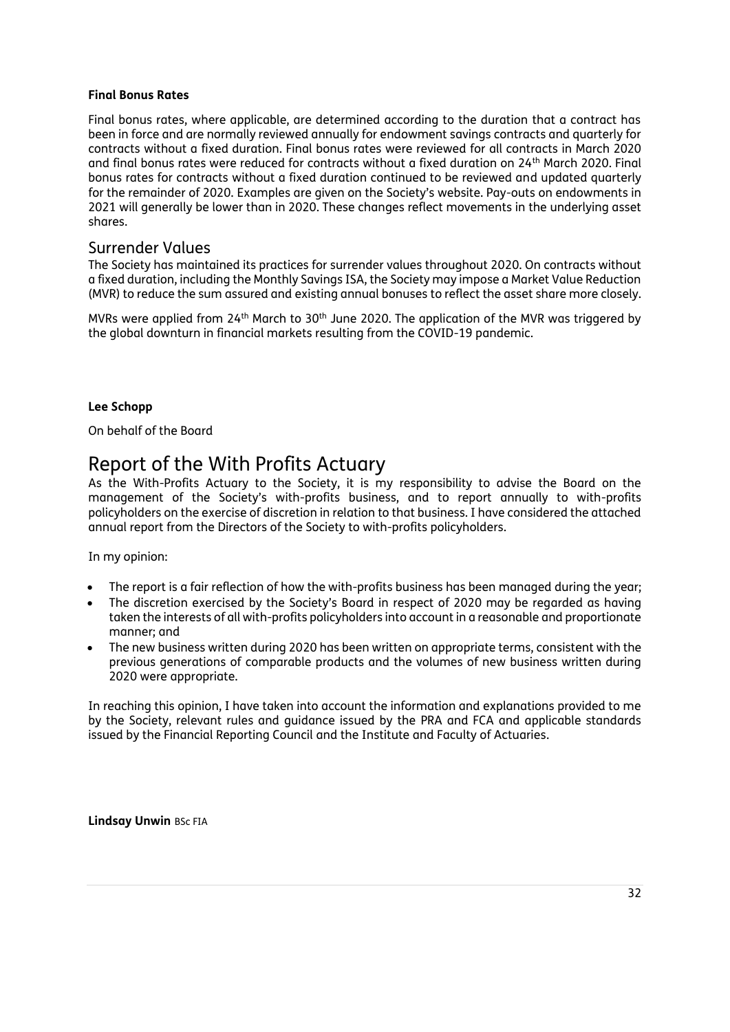**Final Bonus Rates**

Final bonus rates, where applicable, are determined according to the duration that a contract has been in force and are normally reviewed annually for endowment savings contracts and quarterly for contracts without a fixed duration. Final bonus rates were reviewed for all contracts in March 2020 and final bonus rates were reduced for contracts without a fixed duration on 24th March 2020. Final bonus rates for contracts without a fixed duration continued to be reviewed and updated quarterly for the remainder of 2020. Examples are given on the Society's website. Pay-outs on endowments in 2021 will generally be lower than in 2020. These changes reflect movements in the underlying asset shares.

## Surrender Values

The Society has maintained its practices for surrender values throughout 2020. On contracts without a fixed duration, including the Monthly Savings ISA, the Society may impose a Market Value Reduction (MVR) to reduce the sum assured and existing annual bonuses to reflect the asset share more closely.

MVRs were applied from 24th March to 30th June 2020. The application of the MVR was triggered by the global downturn in financial markets resulting from the COVID-19 pandemic.

**Lee Schopp**

On behalf of the Board

# Report of the With Profits Actuary

As the With-Profits Actuary to the Society, it is my responsibility to advise the Board on the management of the Society's with-profits business, and to report annually to with-profits policyholders on the exercise of discretion in relation to that business. I have considered the attached annual report from the Directors of the Society to with-profits policyholders.

In my opinion:

- The report is a fair reflection of how the with-profits business has been managed during the year;
- The discretion exercised by the Society's Board in respect of 2020 may be regarded as having taken the interests of all with-profits policyholders into account in a reasonable and proportionate manner; and
- The new business written during 2020 has been written on appropriate terms, consistent with the previous generations of comparable products and the volumes of new business written during 2020 were appropriate.

In reaching this opinion, I have taken into account the information and explanations provided to me by the Society, relevant rules and guidance issued by the PRA and FCA and applicable standards issued by the Financial Reporting Council and the Institute and Faculty of Actuaries.

**Lindsay Unwin** BSc FIA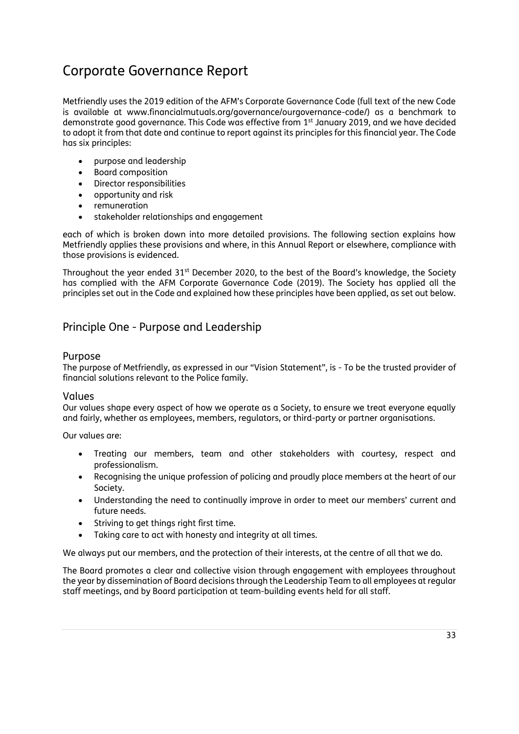# Corporate Governance Report

Metfriendly uses the 2019 edition of the AFM's Corporate Governance Code (full text of the new Code is available at www.financialmutuals.org/governance/ourgovernance-code/) as a benchmark to demonstrate good governance. This Code was effective from 1st January 2019, and we have decided to adopt it from that date and continue to report against its principles for this financial year. The Code has six principles:

- purpose and leadership
- Board composition
- Director responsibilities
- opportunity and risk
- remuneration
- stakeholder relationships and engagement

each of which is broken down into more detailed provisions. The following section explains how Metfriendly applies these provisions and where, in this Annual Report or elsewhere, compliance with those provisions is evidenced.

Throughout the year ended 31st December 2020, to the best of the Board's knowledge, the Society has complied with the AFM Corporate Governance Code (2019). The Society has applied all the principles set out in the Code and explained how these principles have been applied, as set out below.

## Principle One - Purpose and Leadership

### Purpose

The purpose of Metfriendly, as expressed in our "Vision Statement", is - To be the trusted provider of financial solutions relevant to the Police family.

### Values

Our values shape every aspect of how we operate as a Society, to ensure we treat everyone equally and fairly, whether as employees, members, regulators, or third-party or partner organisations.

Our values are:

- Treating our members, team and other stakeholders with courtesy, respect and professionalism.
- Recognising the unique profession of policing and proudly place members at the heart of our Society.
- Understanding the need to continually improve in order to meet our members' current and future needs.
- Striving to get things right first time.
- Taking care to act with honesty and integrity at all times.

We always put our members, and the protection of their interests, at the centre of all that we do.

The Board promotes a clear and collective vision through engagement with employees throughout the year by dissemination of Board decisions through the Leadership Team to all employees at regular staff meetings, and by Board participation at team-building events held for all staff.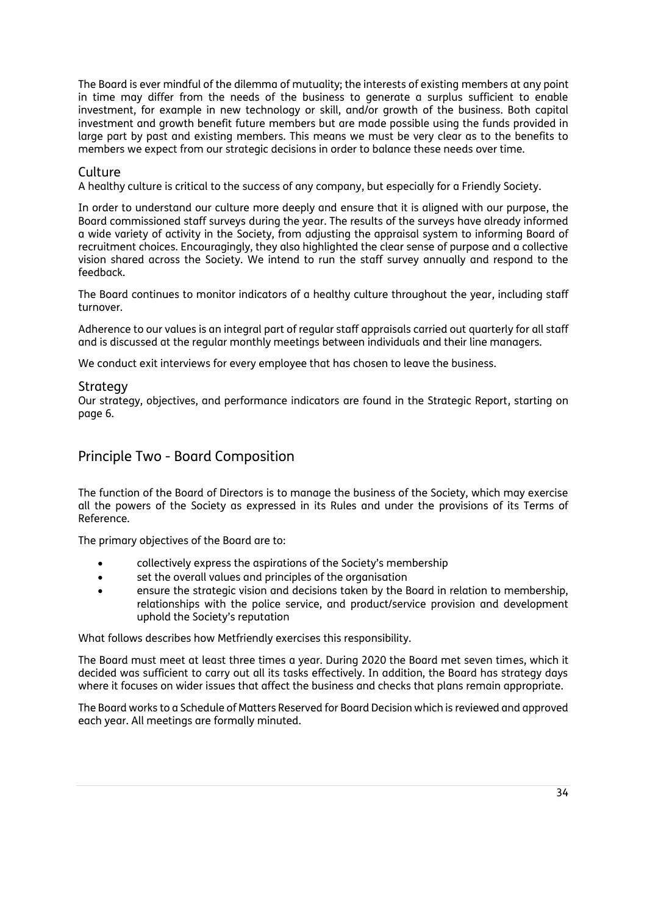The Board is ever mindful of the dilemma of mutuality; the interests of existing members at any point in time may differ from the needs of the business to generate a surplus sufficient to enable investment, for example in new technology or skill, and/or growth of the business. Both capital investment and growth benefit future members but are made possible using the funds provided in large part by past and existing members. This means we must be very clear as to the benefits to members we expect from our strategic decisions in order to balance these needs over time.

### Culture

A healthy culture is critical to the success of any company, but especially for a Friendly Society.

In order to understand our culture more deeply and ensure that it is aligned with our purpose, the Board commissioned staff surveys during the year. The results of the surveys have already informed a wide variety of activity in the Society, from adjusting the appraisal system to informing Board of recruitment choices. Encouragingly, they also highlighted the clear sense of purpose and a collective vision shared across the Society. We intend to run the staff survey annually and respond to the feedback.

The Board continues to monitor indicators of a healthy culture throughout the year, including staff turnover.

Adherence to our values is an integral part of regular staff appraisals carried out quarterly for all staff and is discussed at the regular monthly meetings between individuals and their line managers.

We conduct exit interviews for every employee that has chosen to leave the business.

### Strategy

Our strategy, objectives, and performance indicators are found in the Strategic Report, starting on page 6.

## Principle Two - Board Composition

The function of the Board of Directors is to manage the business of the Society, which may exercise all the powers of the Society as expressed in its Rules and under the provisions of its Terms of Reference.

The primary objectives of the Board are to:

- collectively express the aspirations of the Society's membership
- set the overall values and principles of the organisation
- ensure the strategic vision and decisions taken by the Board in relation to membership, relationships with the police service, and product/service provision and development uphold the Society's reputation

What follows describes how Metfriendly exercises this responsibility.

The Board must meet at least three times a year. During 2020 the Board met seven times, which it decided was sufficient to carry out all its tasks effectively. In addition, the Board has strategy days where it focuses on wider issues that affect the business and checks that plans remain appropriate.

The Board works to a Schedule of Matters Reserved for Board Decision which is reviewed and approved each year. All meetings are formally minuted.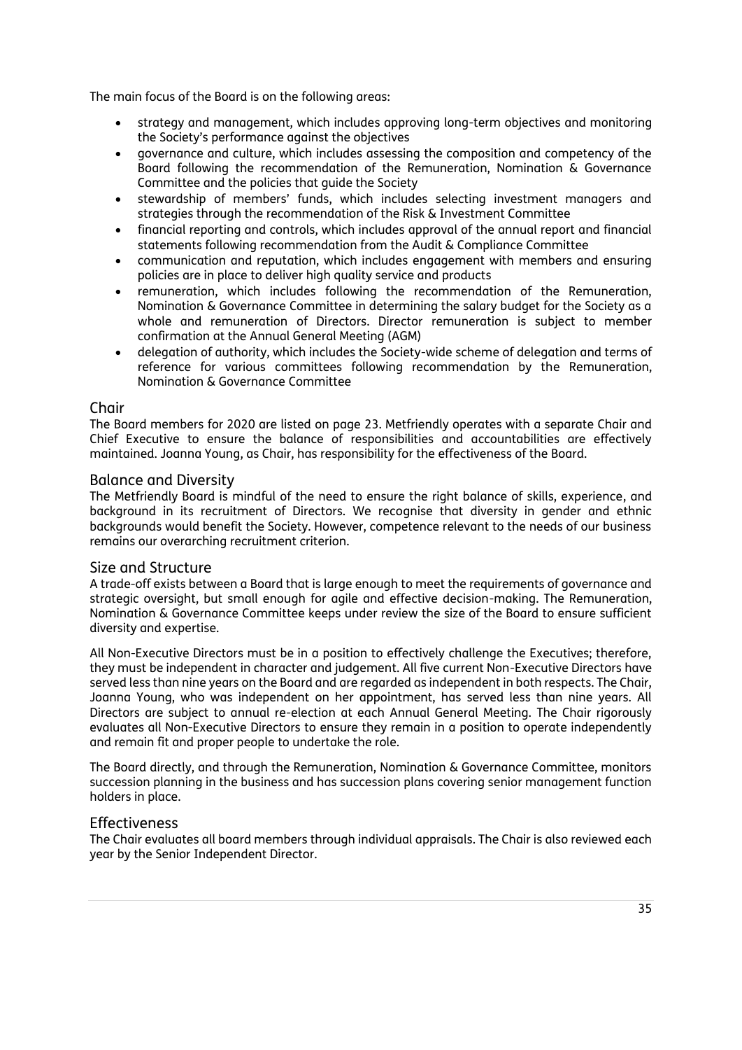The main focus of the Board is on the following areas:

- strategy and management, which includes approving long-term objectives and monitoring the Society's performance against the objectives
- governance and culture, which includes assessing the composition and competency of the Board following the recommendation of the Remuneration, Nomination & Governance Committee and the policies that guide the Society
- stewardship of members' funds, which includes selecting investment managers and strategies through the recommendation of the Risk & Investment Committee
- financial reporting and controls, which includes approval of the annual report and financial statements following recommendation from the Audit & Compliance Committee
- communication and reputation, which includes engagement with members and ensuring policies are in place to deliver high quality service and products
- remuneration, which includes following the recommendation of the Remuneration, Nomination & Governance Committee in determining the salary budget for the Society as a whole and remuneration of Directors. Director remuneration is subject to member confirmation at the Annual General Meeting (AGM)
- delegation of authority, which includes the Society-wide scheme of delegation and terms of reference for various committees following recommendation by the Remuneration, Nomination & Governance Committee

## Chair

The Board members for 2020 are listed on page 23. Metfriendly operates with a separate Chair and Chief Executive to ensure the balance of responsibilities and accountabilities are effectively maintained. Joanna Young, as Chair, has responsibility for the effectiveness of the Board.

## Balance and Diversity

The Metfriendly Board is mindful of the need to ensure the right balance of skills, experience, and background in its recruitment of Directors. We recognise that diversity in gender and ethnic backgrounds would benefit the Society. However, competence relevant to the needs of our business remains our overarching recruitment criterion.

## Size and Structure

A trade-off exists between a Board that is large enough to meet the requirements of governance and strategic oversight, but small enough for agile and effective decision-making. The Remuneration, Nomination & Governance Committee keeps under review the size of the Board to ensure sufficient diversity and expertise.

All Non-Executive Directors must be in a position to effectively challenge the Executives; therefore, they must be independent in character and judgement. All five current Non-Executive Directors have served less than nine years on the Board and are regarded as independent in both respects. The Chair, Joanna Young, who was independent on her appointment, has served less than nine years. All Directors are subject to annual re-election at each Annual General Meeting. The Chair rigorously evaluates all Non-Executive Directors to ensure they remain in a position to operate independently and remain fit and proper people to undertake the role.

The Board directly, and through the Remuneration, Nomination & Governance Committee, monitors succession planning in the business and has succession plans covering senior management function holders in place.

## Effectiveness

The Chair evaluates all board members through individual appraisals. The Chair is also reviewed each year by the Senior Independent Director.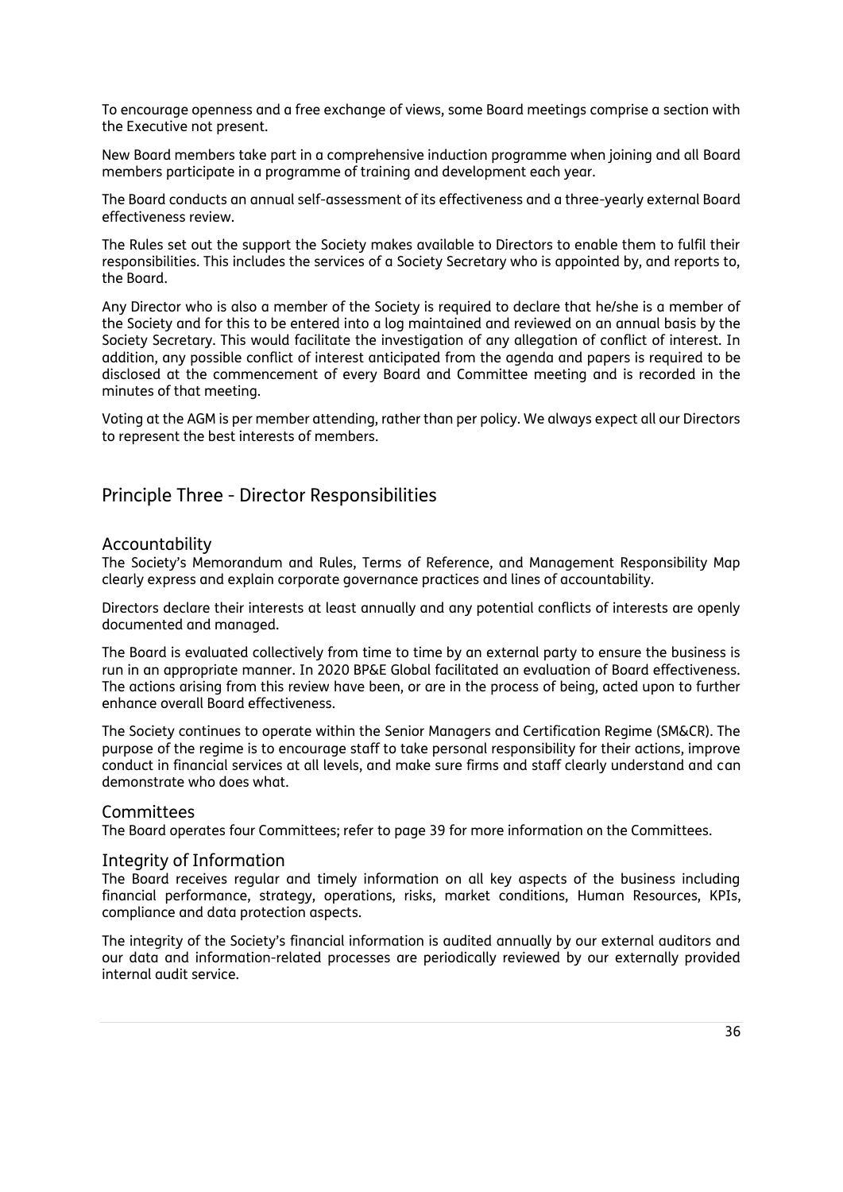To encourage openness and a free exchange of views, some Board meetings comprise a section with the Executive not present.

New Board members take part in a comprehensive induction programme when joining and all Board members participate in a programme of training and development each year.

The Board conducts an annual self-assessment of its effectiveness and a three-yearly external Board effectiveness review.

The Rules set out the support the Society makes available to Directors to enable them to fulfil their responsibilities. This includes the services of a Society Secretary who is appointed by, and reports to, the Board.

Any Director who is also a member of the Society is required to declare that he/she is a member of the Society and for this to be entered into a log maintained and reviewed on an annual basis by the Society Secretary. This would facilitate the investigation of any allegation of conflict of interest. In addition, any possible conflict of interest anticipated from the agenda and papers is required to be disclosed at the commencement of every Board and Committee meeting and is recorded in the minutes of that meeting.

Voting at the AGM is per member attending, rather than per policy. We always expect all our Directors to represent the best interests of members.

## Principle Three - Director Responsibilities

### Accountability

The Society's Memorandum and Rules, Terms of Reference, and Management Responsibility Map clearly express and explain corporate governance practices and lines of accountability.

Directors declare their interests at least annually and any potential conflicts of interests are openly documented and managed.

The Board is evaluated collectively from time to time by an external party to ensure the business is run in an appropriate manner. In 2020 BP&E Global facilitated an evaluation of Board effectiveness. The actions arising from this review have been, or are in the process of being, acted upon to further enhance overall Board effectiveness.

The Society continues to operate within the Senior Managers and Certification Regime (SM&CR). The purpose of the regime is to encourage staff to take personal responsibility for their actions, improve conduct in financial services at all levels, and make sure firms and staff clearly understand and can demonstrate who does what.

### Committees

The Board operates four Committees; refer to page 39 for more information on the Committees.

### Integrity of Information

The Board receives regular and timely information on all key aspects of the business including financial performance, strategy, operations, risks, market conditions, Human Resources, KPIs, compliance and data protection aspects.

The integrity of the Society's financial information is audited annually by our external auditors and our data and information-related processes are periodically reviewed by our externally provided internal audit service.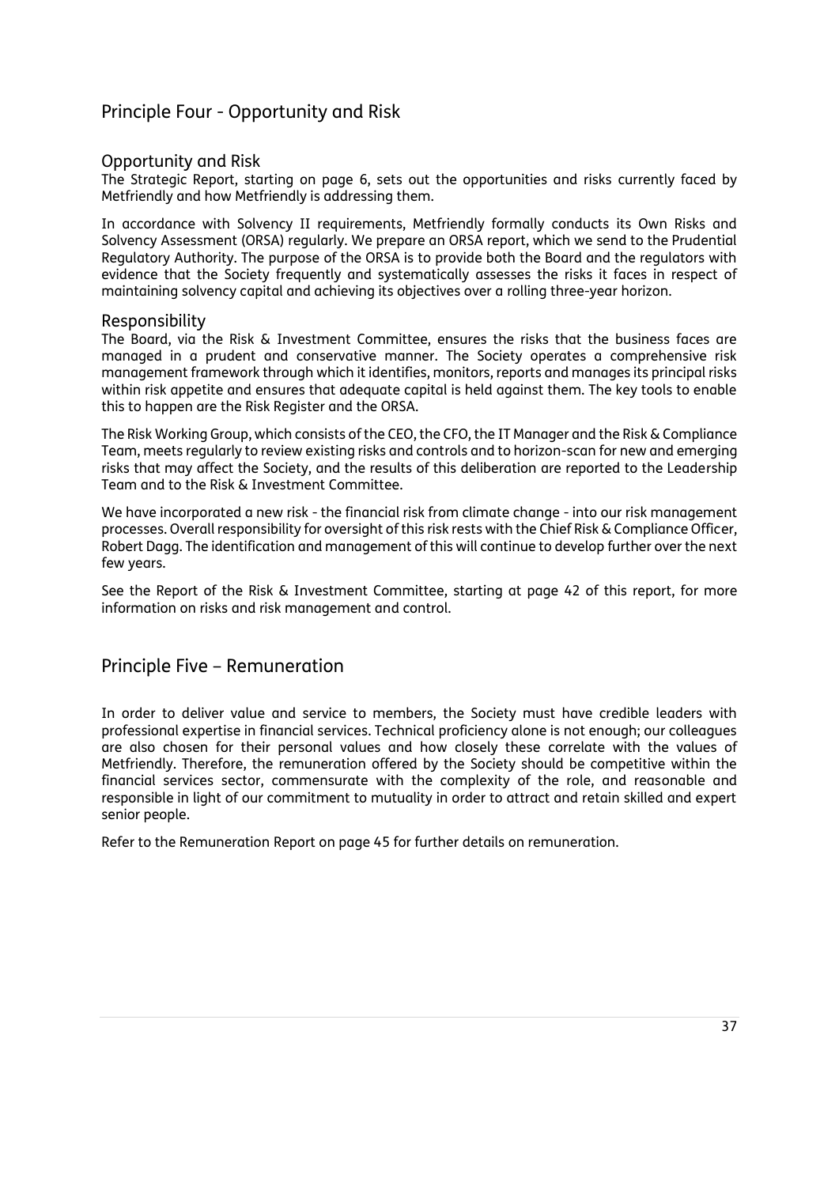## Principle Four - Opportunity and Risk

### Opportunity and Risk

The Strategic Report, starting on page 6, sets out the opportunities and risks currently faced by Metfriendly and how Metfriendly is addressing them.

In accordance with Solvency II requirements, Metfriendly formally conducts its Own Risks and Solvency Assessment (ORSA) regularly. We prepare an ORSA report, which we send to the Prudential Regulatory Authority. The purpose of the ORSA is to provide both the Board and the regulators with evidence that the Society frequently and systematically assesses the risks it faces in respect of maintaining solvency capital and achieving its objectives over a rolling three-year horizon.

### Responsibility

The Board, via the Risk & Investment Committee, ensures the risks that the business faces are managed in a prudent and conservative manner. The Society operates a comprehensive risk management framework through which it identifies, monitors, reports and manages its principal risks within risk appetite and ensures that adequate capital is held against them. The key tools to enable this to happen are the Risk Register and the ORSA.

The Risk Working Group, which consists of the CEO, the CFO, the IT Manager and the Risk & Compliance Team, meets regularly to review existing risks and controls and to horizon-scan for new and emerging risks that may affect the Society, and the results of this deliberation are reported to the Leadership Team and to the Risk & Investment Committee.

We have incorporated a new risk - the financial risk from climate change - into our risk management processes. Overall responsibility for oversight of this risk rests with the Chief Risk & Compliance Officer, Robert Dagg. The identification and management of this will continue to develop further over the next few years.

See the Report of the Risk & Investment Committee, starting at page 42 of this report, for more information on risks and risk management and control.

## Principle Five – Remuneration

In order to deliver value and service to members, the Society must have credible leaders with professional expertise in financial services. Technical proficiency alone is not enough; our colleagues are also chosen for their personal values and how closely these correlate with the values of Metfriendly. Therefore, the remuneration offered by the Society should be competitive within the financial services sector, commensurate with the complexity of the role, and reasonable and responsible in light of our commitment to mutuality in order to attract and retain skilled and expert senior people.

Refer to the Remuneration Report on page 45 for further details on remuneration.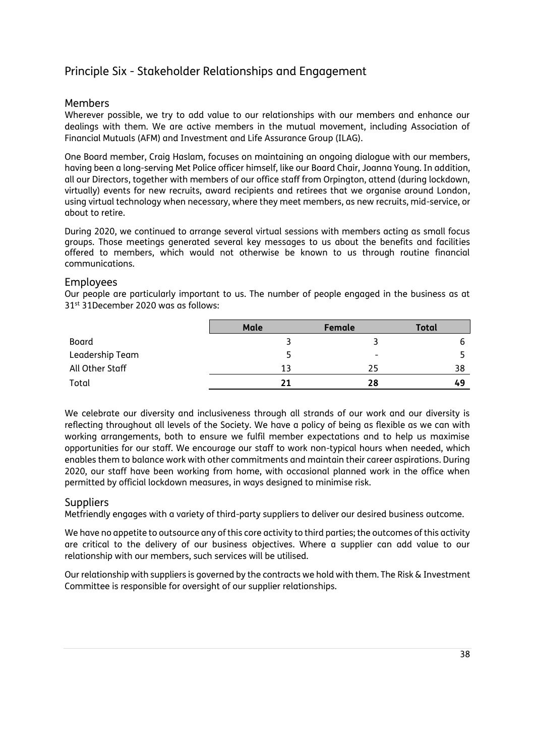## Principle Six - Stakeholder Relationships and Engagement

### Members

Wherever possible, we try to add value to our relationships with our members and enhance our dealings with them. We are active members in the mutual movement, including Association of Financial Mutuals (AFM) and Investment and Life Assurance Group (ILAG).

One Board member, Craig Haslam, focuses on maintaining an ongoing dialogue with our members, having been a long-serving Met Police officer himself, like our Board Chair, Joanna Young. In addition, all our Directors, together with members of our office staff from Orpington, attend (during lockdown, virtually) events for new recruits, award recipients and retirees that we organise around London, using virtual technology when necessary, where they meet members, as new recruits, mid-service, or about to retire.

During 2020, we continued to arrange several virtual sessions with members acting as small focus groups. Those meetings generated several key messages to us about the benefits and facilities offered to members, which would not otherwise be known to us through routine financial communications.

### Employees

Our people are particularly important to us. The number of people engaged in the business as at 31st 31December 2020 was as follows:

| | **Male** | **Female** | **Total** |
|---|---|---|---|
| Board | 3 | 3 | 6 |
| Leadership Team | 5 | - | 5 |
| All Other Staff | 13 | 25 | 38 |
| Total | **21** | **28** | **49** |

We celebrate our diversity and inclusiveness through all strands of our work and our diversity is reflecting throughout all levels of the Society. We have a policy of being as flexible as we can with working arrangements, both to ensure we fulfil member expectations and to help us maximise opportunities for our staff. We encourage our staff to work non-typical hours when needed, which enables them to balance work with other commitments and maintain their career aspirations. During 2020, our staff have been working from home, with occasional planned work in the office when permitted by official lockdown measures, in ways designed to minimise risk.

### Suppliers

Metfriendly engages with a variety of third-party suppliers to deliver our desired business outcome.

We have no appetite to outsource any of this core activity to third parties; the outcomes of this activity are critical to the delivery of our business objectives. Where a supplier can add value to our relationship with our members, such services will be utilised.

Our relationship with suppliers is governed by the contracts we hold with them. The Risk & Investment Committee is responsible for oversight of our supplier relationships.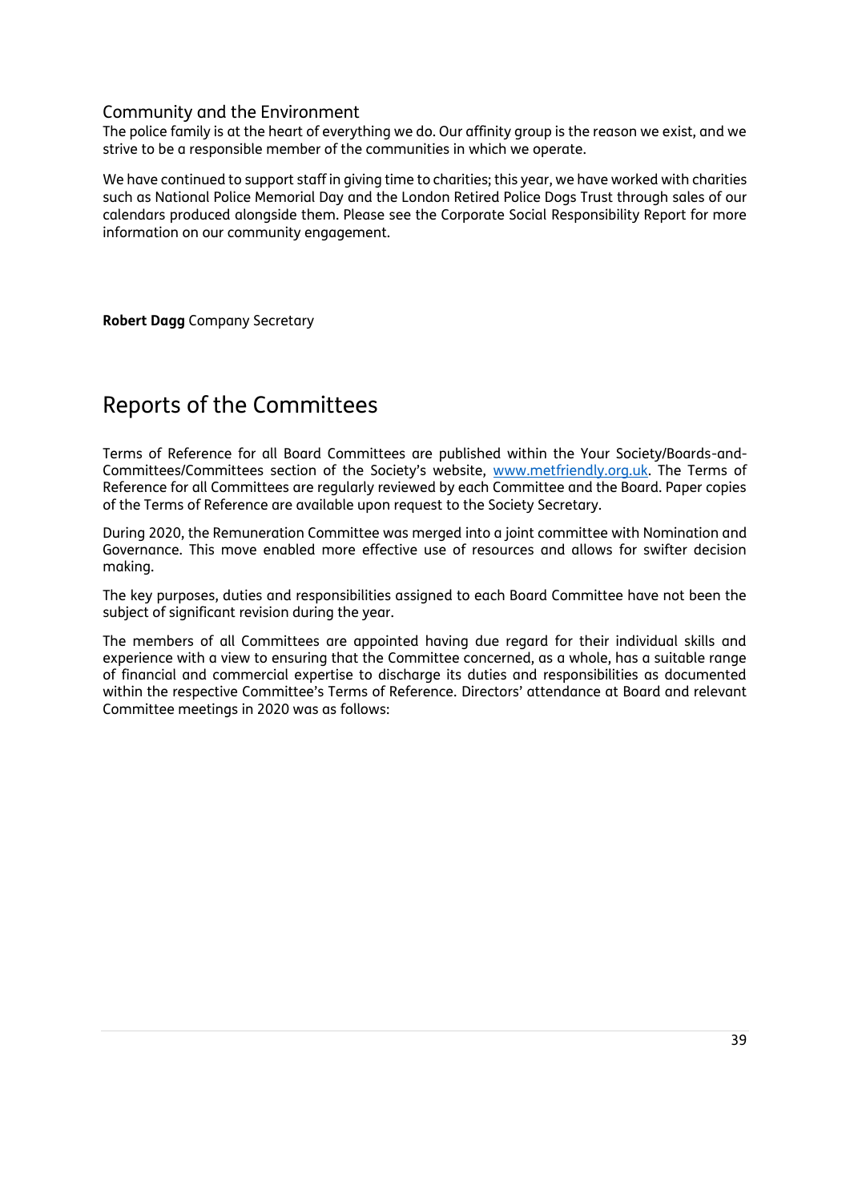### Community and the Environment

The police family is at the heart of everything we do. Our affinity group is the reason we exist, and we strive to be a responsible member of the communities in which we operate.

We have continued to support staff in giving time to charities; this year, we have worked with charities such as National Police Memorial Day and the London Retired Police Dogs Trust through sales of our calendars produced alongside them. Please see the Corporate Social Responsibility Report for more information on our community engagement.

**Robert Dagg** Company Secretary

## Reports of the Committees

Terms of Reference for all Board Committees are published within the Your Society/Boards-and-Committees/Committees section of the Society's website, www.metfriendly.org.uk. The Terms of Reference for all Committees are regularly reviewed by each Committee and the Board. Paper copies of the Terms of Reference are available upon request to the Society Secretary.

During 2020, the Remuneration Committee was merged into a joint committee with Nomination and Governance. This move enabled more effective use of resources and allows for swifter decision making.

The key purposes, duties and responsibilities assigned to each Board Committee have not been the subject of significant revision during the year.

The members of all Committees are appointed having due regard for their individual skills and experience with a view to ensuring that the Committee concerned, as a whole, has a suitable range of financial and commercial expertise to discharge its duties and responsibilities as documented within the respective Committee's Terms of Reference. Directors' attendance at Board and relevant Committee meetings in 2020 was as follows: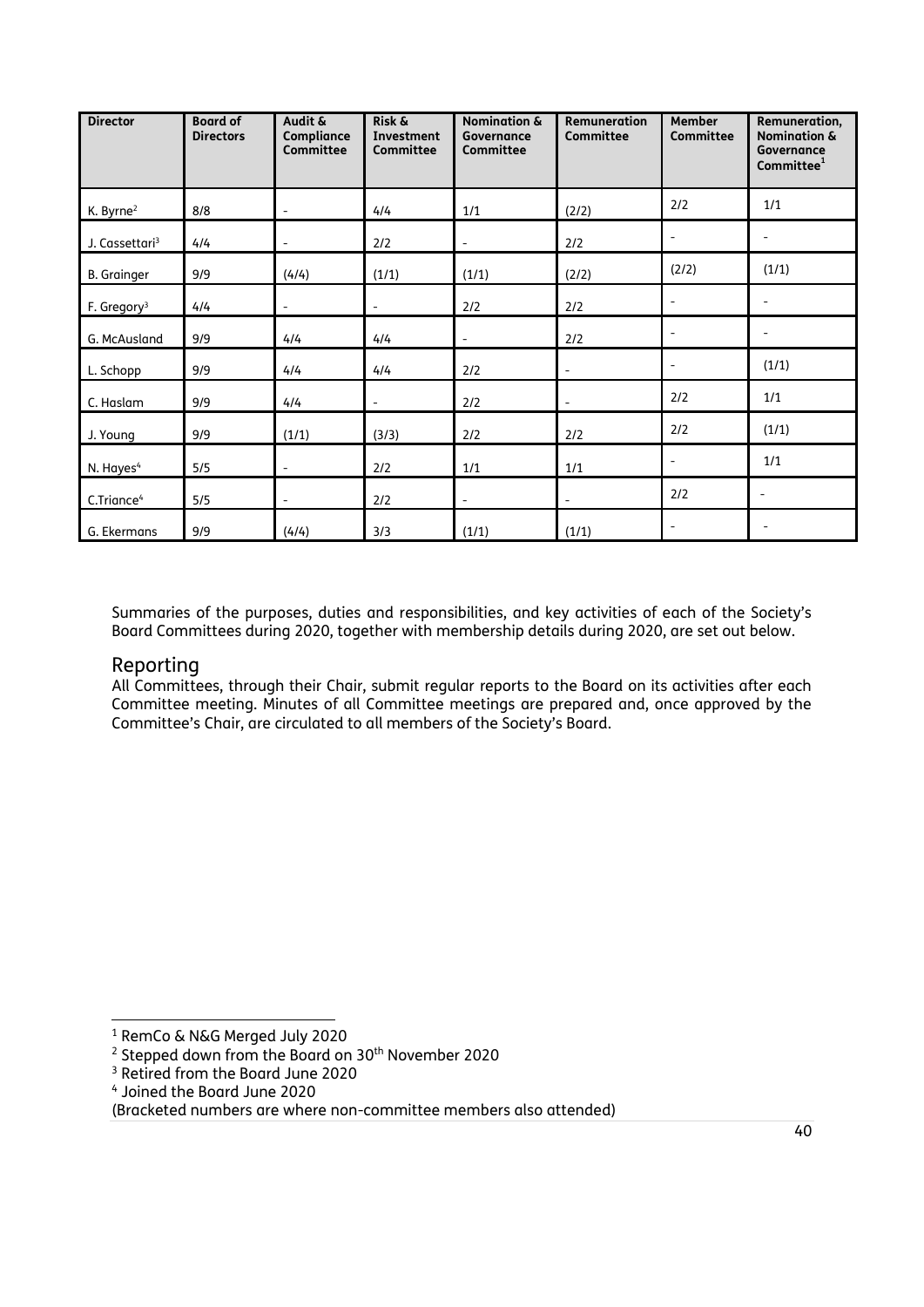| Director | Board of Directors | Audit & Compliance Committee | Risk & Investment Committee | Nomination & Governance Committee | Remuneration Committee | Member Committee | Remuneration, Nomination & Governance Committee[1] |
|---|---|---|---|---|---|---|---|
| K. Byrne[2] | 8/8 | - | 4/4 | 1/1 | (2/2) | 2/2 | 1/1 |
| J. Cassettari[3] | 4/4 | - | 2/2 | - | 2/2 | - | - |
| B. Grainger | 9/9 | (4/4) | (1/1) | (1/1) | (2/2) | (2/2) | (1/1) |
| F. Gregory[3] | 4/4 | - | - | 2/2 | 2/2 | - | - |
| G. McAusland | 9/9 | 4/4 | 4/4 | - | 2/2 | - | - |
| L. Schopp | 9/9 | 4/4 | 4/4 | 2/2 | - | - | (1/1) |
| C. Haslam | 9/9 | 4/4 | - | 2/2 | - | 2/2 | 1/1 |
| J. Young | 9/9 | (1/1) | (3/3) | 2/2 | 2/2 | 2/2 | (1/1) |
| N. Hayes[4] | 5/5 | - | 2/2 | 1/1 | 1/1 | - | 1/1 |
| C.Triance[4] | 5/5 | - | 2/2 | - | - | 2/2 | - |
| G. Ekermans | 9/9 | (4/4) | 3/3 | (1/1) | (1/1) | - | - |

Summaries of the purposes, duties and responsibilities, and key activities of each of the Society's Board Committees during 2020, together with membership details during 2020, are set out below.

## Reporting

All Committees, through their Chair, submit regular reports to the Board on its activities after each Committee meeting. Minutes of all Committee meetings are prepared and, once approved by the Committee's Chair, are circulated to all members of the Society's Board.

---

[1] RemCo & N&G Merged July 2020

[2] Stepped down from the Board on 30th November 2020

[3] Retired from the Board June 2020

[4] Joined the Board June 2020

(Bracketed numbers are where non-committee members also attended)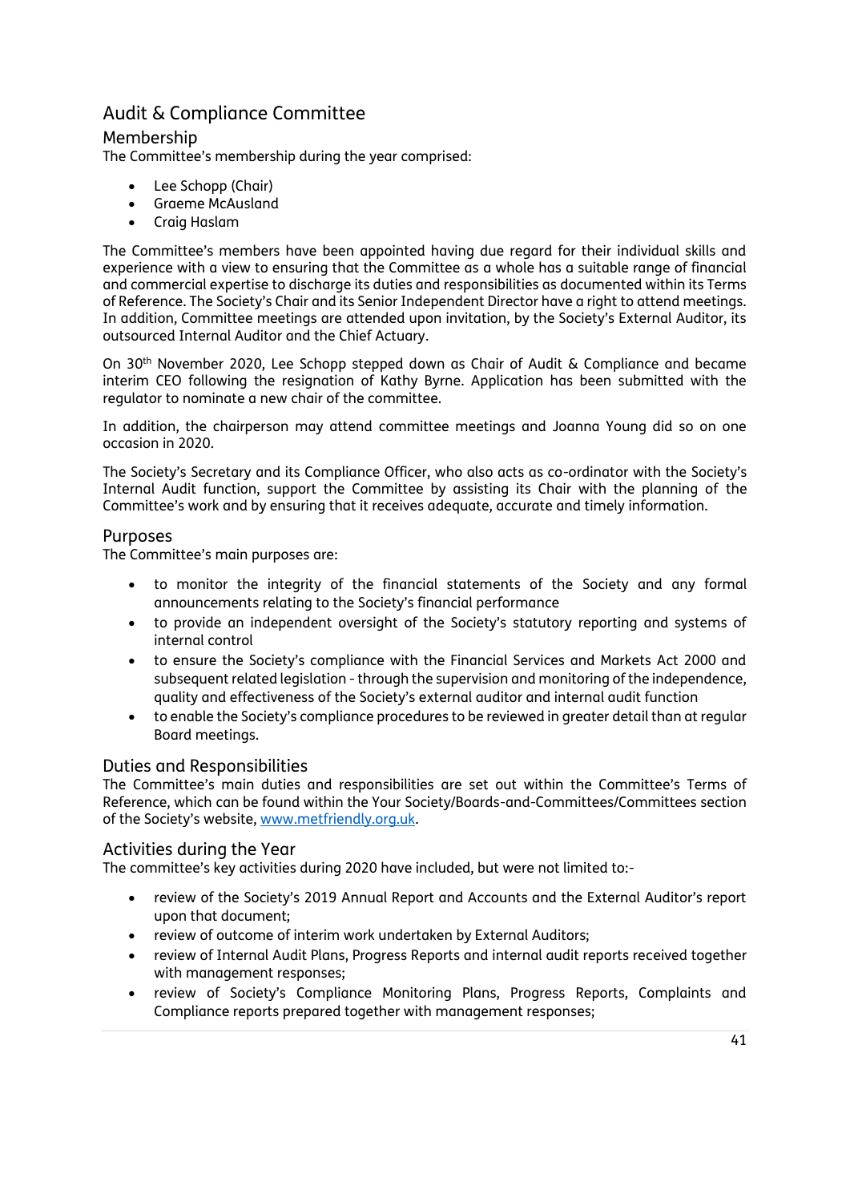## Audit & Compliance Committee

### Membership

The Committee's membership during the year comprised:

- Lee Schopp (Chair)
- Graeme McAusland
- Craig Haslam

The Committee's members have been appointed having due regard for their individual skills and experience with a view to ensuring that the Committee as a whole has a suitable range of financial and commercial expertise to discharge its duties and responsibilities as documented within its Terms of Reference. The Society's Chair and its Senior Independent Director have a right to attend meetings. In addition, Committee meetings are attended upon invitation, by the Society's External Auditor, its outsourced Internal Auditor and the Chief Actuary.

On 30th November 2020, Lee Schopp stepped down as Chair of Audit & Compliance and became interim CEO following the resignation of Kathy Byrne. Application has been submitted with the regulator to nominate a new chair of the committee.

In addition, the chairperson may attend committee meetings and Joanna Young did so on one occasion in 2020.

The Society's Secretary and its Compliance Officer, who also acts as co-ordinator with the Society's Internal Audit function, support the Committee by assisting its Chair with the planning of the Committee's work and by ensuring that it receives adequate, accurate and timely information.

### Purposes

The Committee's main purposes are:

- to monitor the integrity of the financial statements of the Society and any formal announcements relating to the Society's financial performance
- to provide an independent oversight of the Society's statutory reporting and systems of internal control
- to ensure the Society's compliance with the Financial Services and Markets Act 2000 and subsequent related legislation - through the supervision and monitoring of the independence, quality and effectiveness of the Society's external auditor and internal audit function
- to enable the Society's compliance procedures to be reviewed in greater detail than at regular Board meetings.

### Duties and Responsibilities

The Committee's main duties and responsibilities are set out within the Committee's Terms of Reference, which can be found within the Your Society/Boards-and-Committees/Committees section of the Society's website, [www.metfriendly.org.uk](http://www.metfriendly.org.uk).

### Activities during the Year

The committee's key activities during 2020 have included, but were not limited to:-

- review of the Society's 2019 Annual Report and Accounts and the External Auditor's report upon that document;
- review of outcome of interim work undertaken by External Auditors;
- review of Internal Audit Plans, Progress Reports and internal audit reports received together with management responses;
- review of Society's Compliance Monitoring Plans, Progress Reports, Complaints and Compliance reports prepared together with management responses;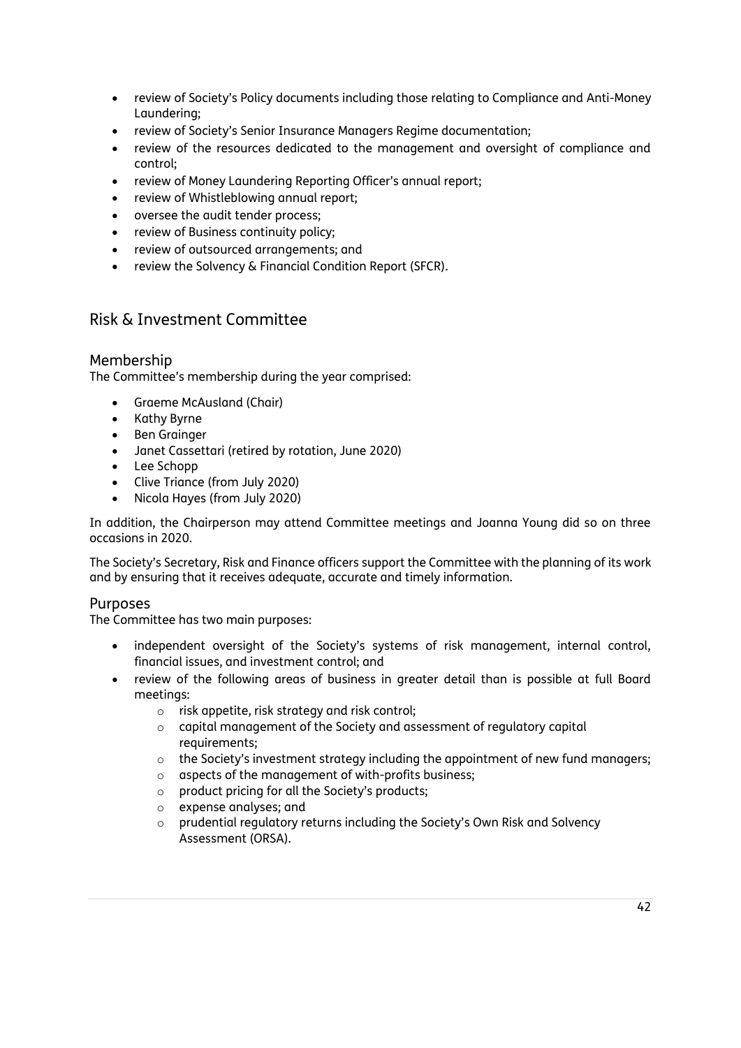- review of Society's Policy documents including those relating to Compliance and Anti-Money Laundering;
- review of Society's Senior Insurance Managers Regime documentation;
- review of the resources dedicated to the management and oversight of compliance and control;
- review of Money Laundering Reporting Officer's annual report;
- review of Whistleblowing annual report;
- oversee the audit tender process;
- review of Business continuity policy;
- review of outsourced arrangements; and
- review the Solvency & Financial Condition Report (SFCR).

## Risk & Investment Committee

### Membership

The Committee's membership during the year comprised:

- Graeme McAusland (Chair)
- Kathy Byrne
- Ben Grainger
- Janet Cassettari (retired by rotation, June 2020)
- Lee Schopp
- Clive Triance (from July 2020)
- Nicola Hayes (from July 2020)

In addition, the Chairperson may attend Committee meetings and Joanna Young did so on three occasions in 2020.

The Society's Secretary, Risk and Finance officers support the Committee with the planning of its work and by ensuring that it receives adequate, accurate and timely information.

### Purposes

The Committee has two main purposes:

- independent oversight of the Society's systems of risk management, internal control, financial issues, and investment control; and
- review of the following areas of business in greater detail than is possible at full Board meetings:
  - risk appetite, risk strategy and risk control;
  - capital management of the Society and assessment of regulatory capital requirements;
  - the Society's investment strategy including the appointment of new fund managers;
  - aspects of the management of with-profits business;
  - product pricing for all the Society's products;
  - expense analyses; and
  - prudential regulatory returns including the Society's Own Risk and Solvency Assessment (ORSA).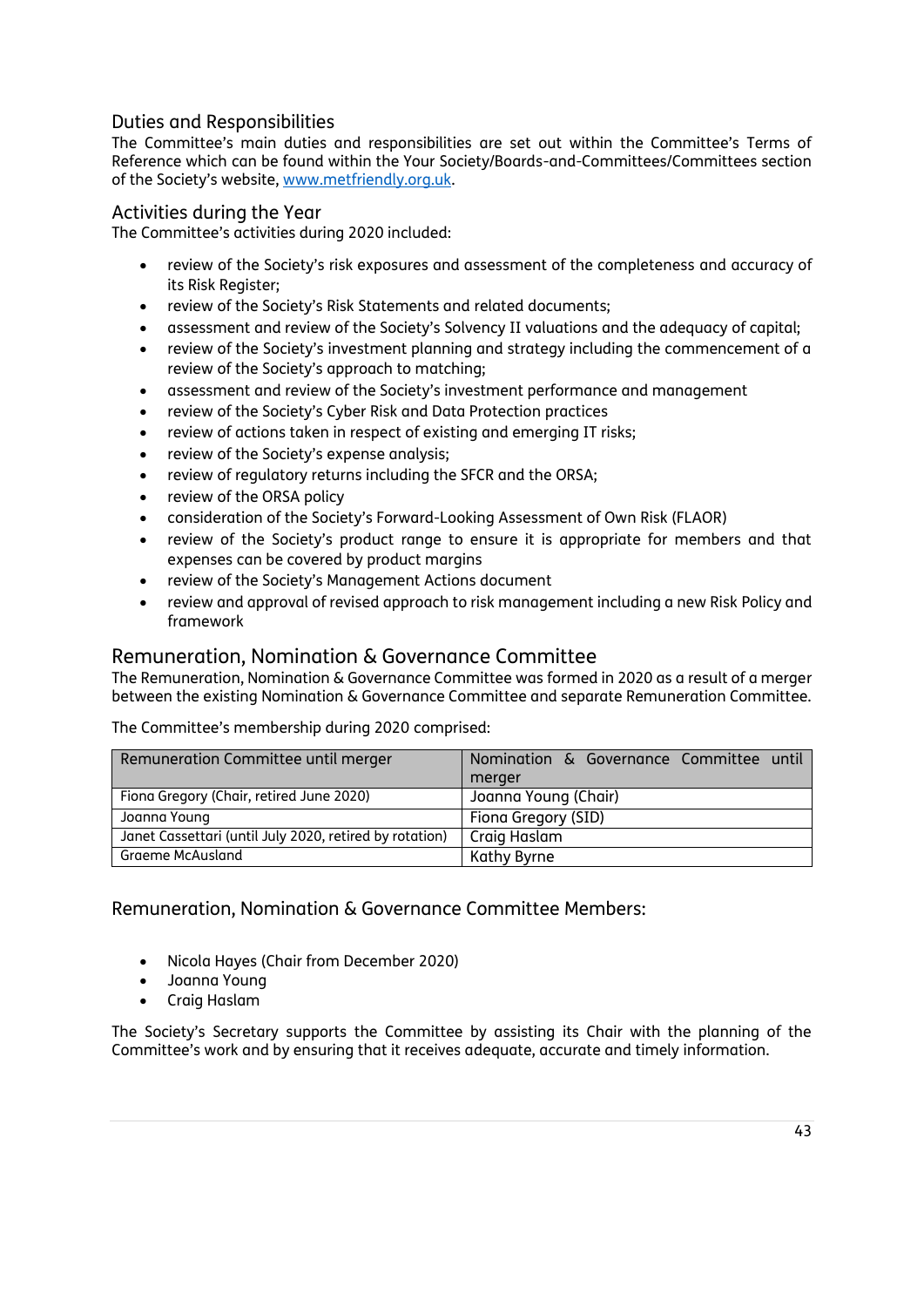### Duties and Responsibilities

The Committee's main duties and responsibilities are set out within the Committee's Terms of Reference which can be found within the Your Society/Boards-and-Committees/Committees section of the Society's website, www.metfriendly.org.uk.

### Activities during the Year

The Committee's activities during 2020 included:

- review of the Society's risk exposures and assessment of the completeness and accuracy of its Risk Register;
- review of the Society's Risk Statements and related documents;
- assessment and review of the Society's Solvency II valuations and the adequacy of capital;
- review of the Society's investment planning and strategy including the commencement of a review of the Society's approach to matching;
- assessment and review of the Society's investment performance and management
- review of the Society's Cyber Risk and Data Protection practices
- review of actions taken in respect of existing and emerging IT risks;
- review of the Society's expense analysis;
- review of regulatory returns including the SFCR and the ORSA;
- review of the ORSA policy
- consideration of the Society's Forward-Looking Assessment of Own Risk (FLAOR)
- review of the Society's product range to ensure it is appropriate for members and that expenses can be covered by product margins
- review of the Society's Management Actions document
- review and approval of revised approach to risk management including a new Risk Policy and framework

## Remuneration, Nomination & Governance Committee

The Remuneration, Nomination & Governance Committee was formed in 2020 as a result of a merger between the existing Nomination & Governance Committee and separate Remuneration Committee.

The Committee's membership during 2020 comprised:

| Remuneration Committee until merger | Nomination & Governance Committee until merger |
|---|---|
| Fiona Gregory (Chair, retired June 2020) | Joanna Young (Chair) |
| Joanna Young | Fiona Gregory (SID) |
| Janet Cassettari (until July 2020, retired by rotation) | Craig Haslam |
| Graeme McAusland | Kathy Byrne |

### Remuneration, Nomination & Governance Committee Members:

- Nicola Hayes (Chair from December 2020)
- Joanna Young
- Craig Haslam

The Society's Secretary supports the Committee by assisting its Chair with the planning of the Committee's work and by ensuring that it receives adequate, accurate and timely information.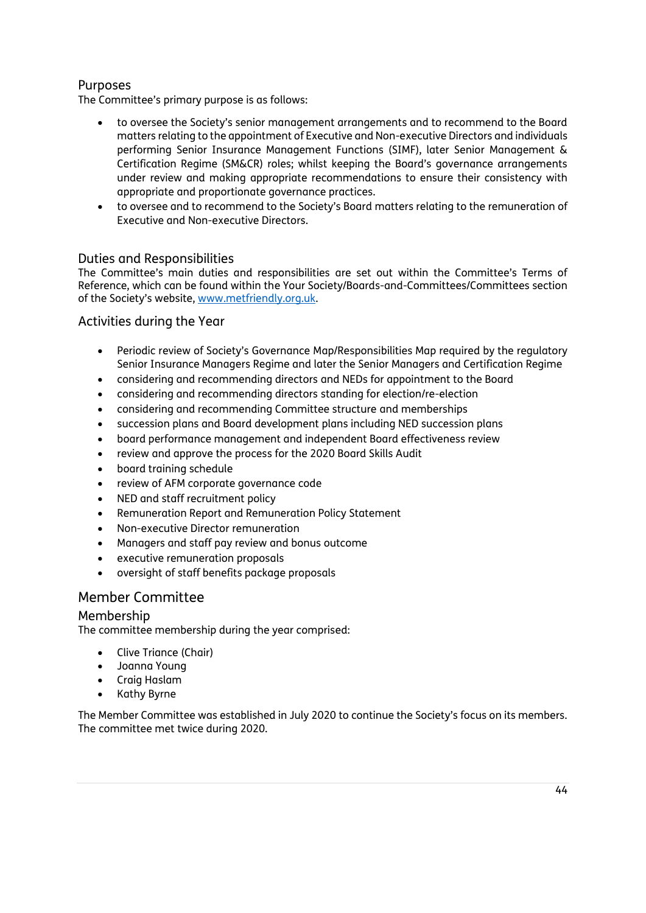### Purposes

The Committee's primary purpose is as follows:

- to oversee the Society's senior management arrangements and to recommend to the Board matters relating to the appointment of Executive and Non-executive Directors and individuals performing Senior Insurance Management Functions (SIMF), later Senior Management & Certification Regime (SM&CR) roles; whilst keeping the Board's governance arrangements under review and making appropriate recommendations to ensure their consistency with appropriate and proportionate governance practices.
- to oversee and to recommend to the Society's Board matters relating to the remuneration of Executive and Non-executive Directors.

### Duties and Responsibilities

The Committee's main duties and responsibilities are set out within the Committee's Terms of Reference, which can be found within the Your Society/Boards-and-Committees/Committees section of the Society's website, www.metfriendly.org.uk.

### Activities during the Year

- Periodic review of Society's Governance Map/Responsibilities Map required by the regulatory Senior Insurance Managers Regime and later the Senior Managers and Certification Regime
- considering and recommending directors and NEDs for appointment to the Board
- considering and recommending directors standing for election/re-election
- considering and recommending Committee structure and memberships
- succession plans and Board development plans including NED succession plans
- board performance management and independent Board effectiveness review
- review and approve the process for the 2020 Board Skills Audit
- board training schedule
- review of AFM corporate governance code
- NED and staff recruitment policy
- Remuneration Report and Remuneration Policy Statement
- Non-executive Director remuneration
- Managers and staff pay review and bonus outcome
- executive remuneration proposals
- oversight of staff benefits package proposals

## Member Committee

### Membership

The committee membership during the year comprised:

- Clive Triance (Chair)
- Joanna Young
- Craig Haslam
- Kathy Byrne

The Member Committee was established in July 2020 to continue the Society's focus on its members. The committee met twice during 2020.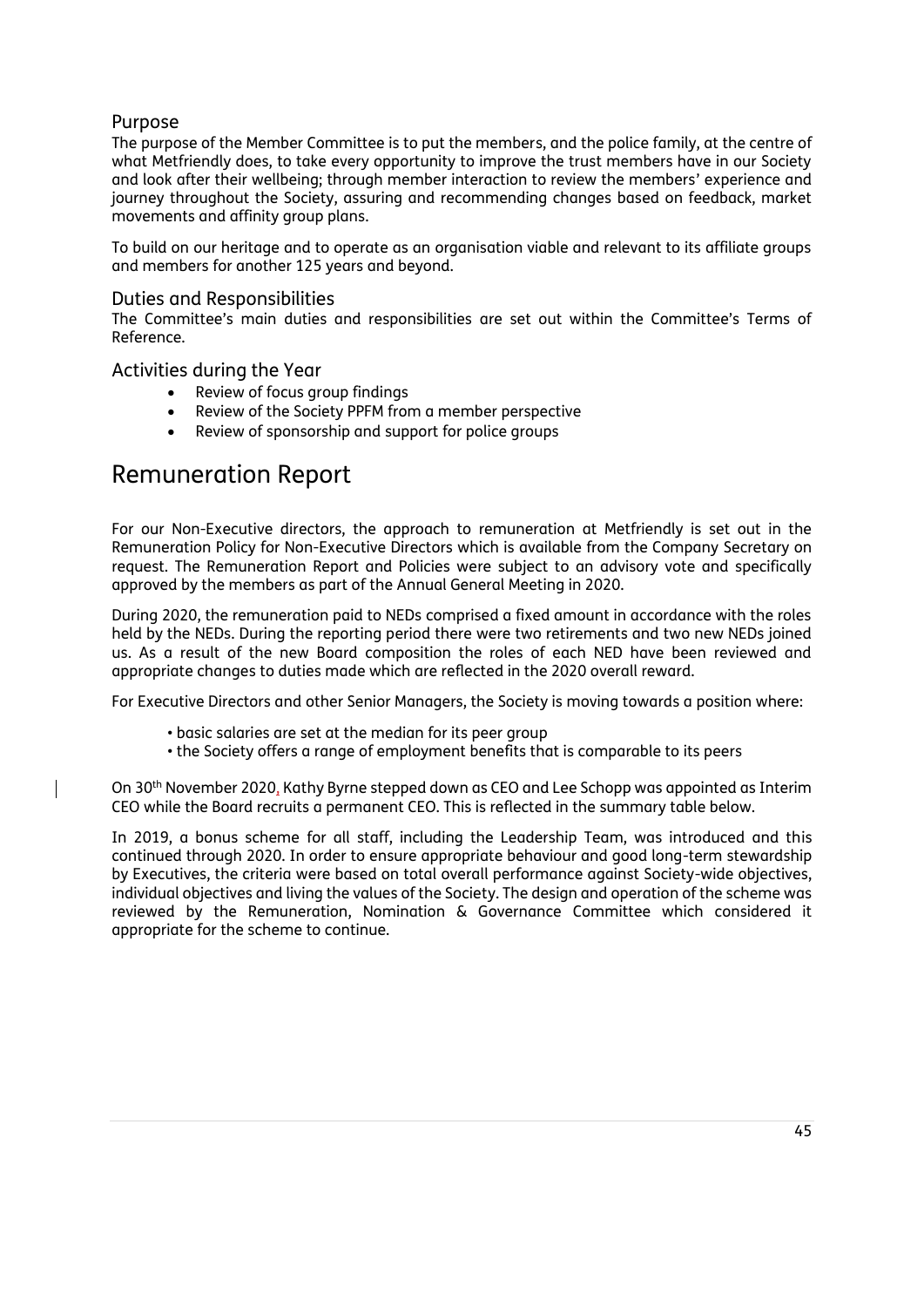### Purpose

The purpose of the Member Committee is to put the members, and the police family, at the centre of what Metfriendly does, to take every opportunity to improve the trust members have in our Society and look after their wellbeing; through member interaction to review the members' experience and journey throughout the Society, assuring and recommending changes based on feedback, market movements and affinity group plans.

To build on our heritage and to operate as an organisation viable and relevant to its affiliate groups and members for another 125 years and beyond.

### Duties and Responsibilities

The Committee's main duties and responsibilities are set out within the Committee's Terms of Reference.

### Activities during the Year

- Review of focus group findings
- Review of the Society PPFM from a member perspective
- Review of sponsorship and support for police groups

## Remuneration Report

For our Non-Executive directors, the approach to remuneration at Metfriendly is set out in the Remuneration Policy for Non-Executive Directors which is available from the Company Secretary on request. The Remuneration Report and Policies were subject to an advisory vote and specifically approved by the members as part of the Annual General Meeting in 2020.

During 2020, the remuneration paid to NEDs comprised a fixed amount in accordance with the roles held by the NEDs. During the reporting period there were two retirements and two new NEDs joined us. As a result of the new Board composition the roles of each NED have been reviewed and appropriate changes to duties made which are reflected in the 2020 overall reward.

For Executive Directors and other Senior Managers, the Society is moving towards a position where:

- basic salaries are set at the median for its peer group
- the Society offers a range of employment benefits that is comparable to its peers

On 30th November 2020, Kathy Byrne stepped down as CEO and Lee Schopp was appointed as Interim CEO while the Board recruits a permanent CEO. This is reflected in the summary table below.

In 2019, a bonus scheme for all staff, including the Leadership Team, was introduced and this continued through 2020. In order to ensure appropriate behaviour and good long-term stewardship by Executives, the criteria were based on total overall performance against Society-wide objectives, individual objectives and living the values of the Society. The design and operation of the scheme was reviewed by the Remuneration, Nomination & Governance Committee which considered it appropriate for the scheme to continue.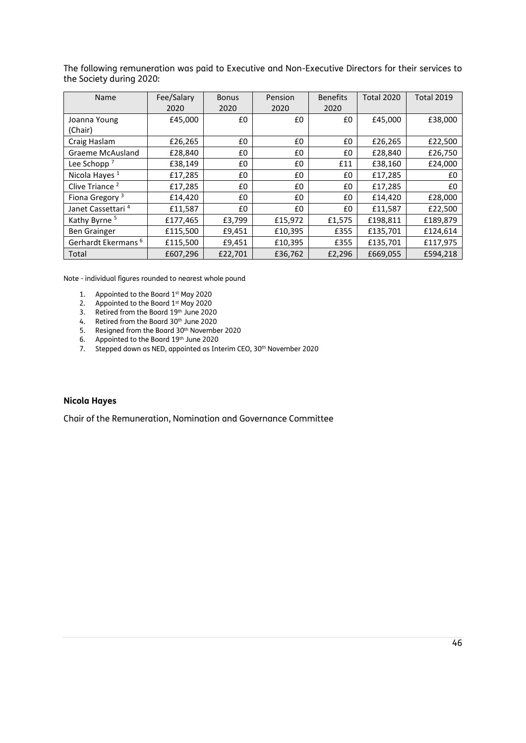The following remuneration was paid to Executive and Non-Executive Directors for their services to the Society during 2020:

| Name | Fee/Salary 2020 | Bonus 2020 | Pension 2020 | Benefits 2020 | Total 2020 | Total 2019 |
|---|---|---|---|---|---|---|
| Joanna Young (Chair) | £45,000 | £0 | £0 | £0 | £45,000 | £38,000 |
| Craig Haslam | £26,265 | £0 | £0 | £0 | £26,265 | £22,500 |
| Graeme McAusland | £28,840 | £0 | £0 | £0 | £28,840 | £26,750 |
| Lee Schopp [7] | £38,149 | £0 | £0 | £11 | £38,160 | £24,000 |
| Nicola Hayes [1] | £17,285 | £0 | £0 | £0 | £17,285 | £0 |
| Clive Triance [2] | £17,285 | £0 | £0 | £0 | £17,285 | £0 |
| Fiona Gregory [3] | £14,420 | £0 | £0 | £0 | £14,420 | £28,000 |
| Janet Cassettari [4] | £11,587 | £0 | £0 | £0 | £11,587 | £22,500 |
| Kathy Byrne [5] | £177,465 | £3,799 | £15,972 | £1,575 | £198,811 | £189,879 |
| Ben Grainger | £115,500 | £9,451 | £10,395 | £355 | £135,701 | £124,614 |
| Gerhardt Ekermans [6] | £115,500 | £9,451 | £10,395 | £355 | £135,701 | £117,975 |
| Total | £607,296 | £22,701 | £36,762 | £2,296 | £669,055 | £594,218 |

Note - individual figures rounded to nearest whole pound

1. Appointed to the Board 1st May 2020
2. Appointed to the Board 1st May 2020
3. Retired from the Board 19th June 2020
4. Retired from the Board 30th June 2020
5. Resigned from the Board 30th November 2020
6. Appointed to the Board 19th June 2020
7. Stepped down as NED, appointed as Interim CEO, 30th November 2020

**Nicola Hayes**

Chair of the Remuneration, Nomination and Governance Committee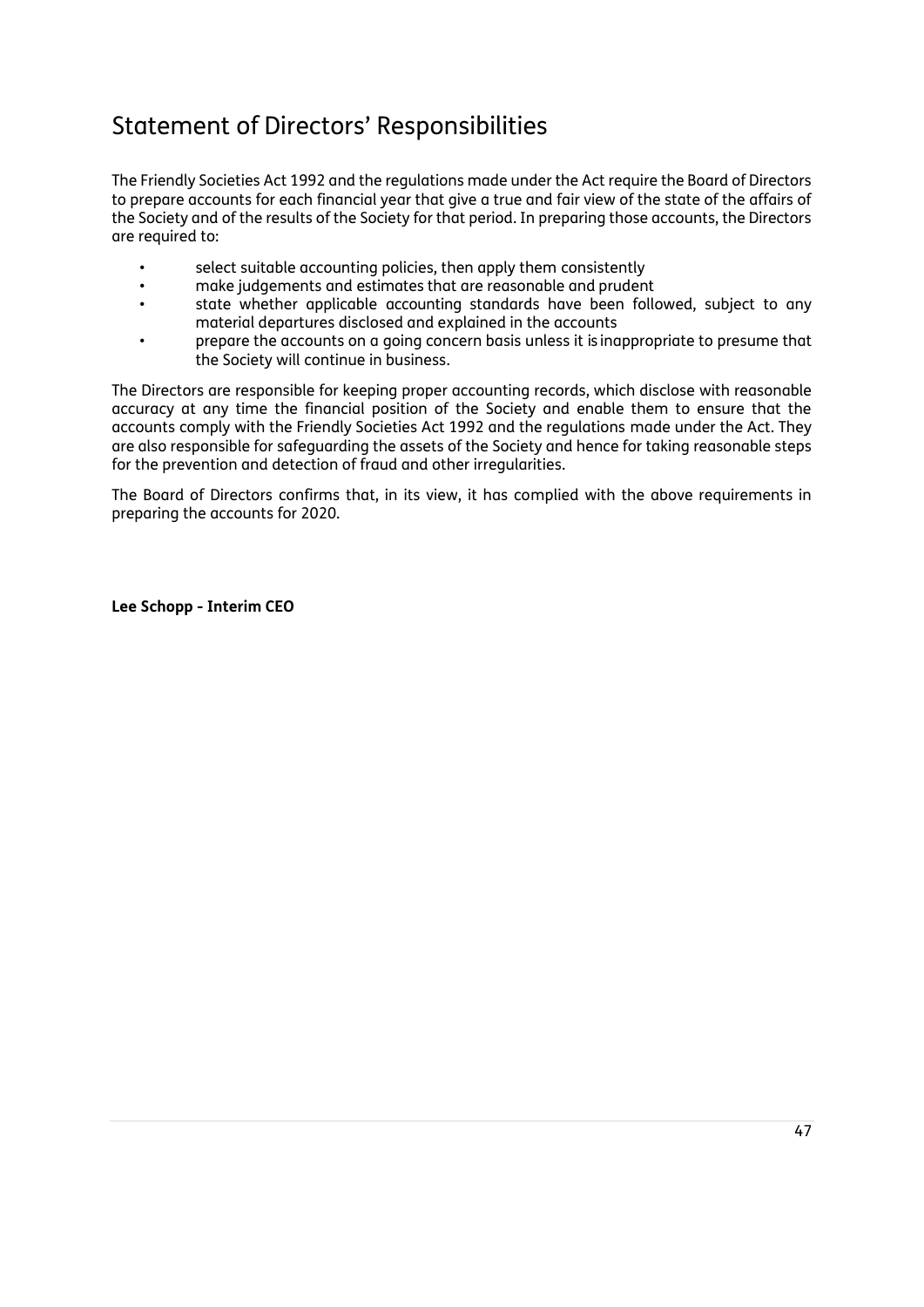# Statement of Directors' Responsibilities

The Friendly Societies Act 1992 and the regulations made under the Act require the Board of Directors to prepare accounts for each financial year that give a true and fair view of the state of the affairs of the Society and of the results of the Society for that period. In preparing those accounts, the Directors are required to:

- select suitable accounting policies, then apply them consistently
- make judgements and estimates that are reasonable and prudent
- state whether applicable accounting standards have been followed, subject to any material departures disclosed and explained in the accounts
- prepare the accounts on a going concern basis unless it is inappropriate to presume that the Society will continue in business.

The Directors are responsible for keeping proper accounting records, which disclose with reasonable accuracy at any time the financial position of the Society and enable them to ensure that the accounts comply with the Friendly Societies Act 1992 and the regulations made under the Act. They are also responsible for safeguarding the assets of the Society and hence for taking reasonable steps for the prevention and detection of fraud and other irregularities.

The Board of Directors confirms that, in its view, it has complied with the above requirements in preparing the accounts for 2020.

**Lee Schopp - Interim CEO**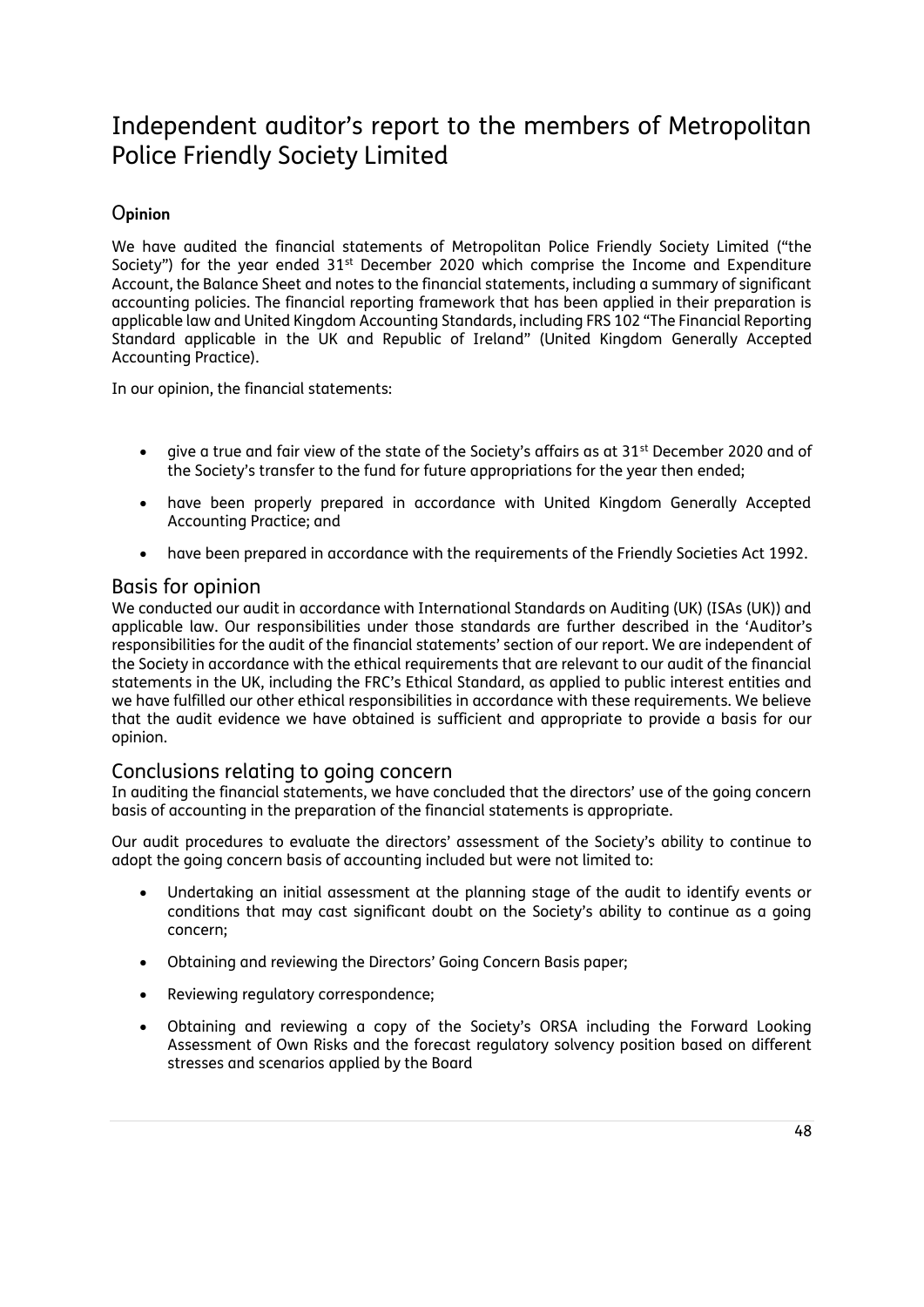# Independent auditor's report to the members of Metropolitan Police Friendly Society Limited

## Opinion

We have audited the financial statements of Metropolitan Police Friendly Society Limited ("the Society") for the year ended 31st December 2020 which comprise the Income and Expenditure Account, the Balance Sheet and notes to the financial statements, including a summary of significant accounting policies. The financial reporting framework that has been applied in their preparation is applicable law and United Kingdom Accounting Standards, including FRS 102 "The Financial Reporting Standard applicable in the UK and Republic of Ireland" (United Kingdom Generally Accepted Accounting Practice).

In our opinion, the financial statements:

- give a true and fair view of the state of the Society's affairs as at 31st December 2020 and of the Society's transfer to the fund for future appropriations for the year then ended;
- have been properly prepared in accordance with United Kingdom Generally Accepted Accounting Practice; and
- have been prepared in accordance with the requirements of the Friendly Societies Act 1992.

## Basis for opinion

We conducted our audit in accordance with International Standards on Auditing (UK) (ISAs (UK)) and applicable law. Our responsibilities under those standards are further described in the 'Auditor's responsibilities for the audit of the financial statements' section of our report. We are independent of the Society in accordance with the ethical requirements that are relevant to our audit of the financial statements in the UK, including the FRC's Ethical Standard, as applied to public interest entities and we have fulfilled our other ethical responsibilities in accordance with these requirements. We believe that the audit evidence we have obtained is sufficient and appropriate to provide a basis for our opinion.

## Conclusions relating to going concern

In auditing the financial statements, we have concluded that the directors' use of the going concern basis of accounting in the preparation of the financial statements is appropriate.

Our audit procedures to evaluate the directors' assessment of the Society's ability to continue to adopt the going concern basis of accounting included but were not limited to:

- Undertaking an initial assessment at the planning stage of the audit to identify events or conditions that may cast significant doubt on the Society's ability to continue as a going concern;
- Obtaining and reviewing the Directors' Going Concern Basis paper;
- Reviewing regulatory correspondence;
- Obtaining and reviewing a copy of the Society's ORSA including the Forward Looking Assessment of Own Risks and the forecast regulatory solvency position based on different stresses and scenarios applied by the Board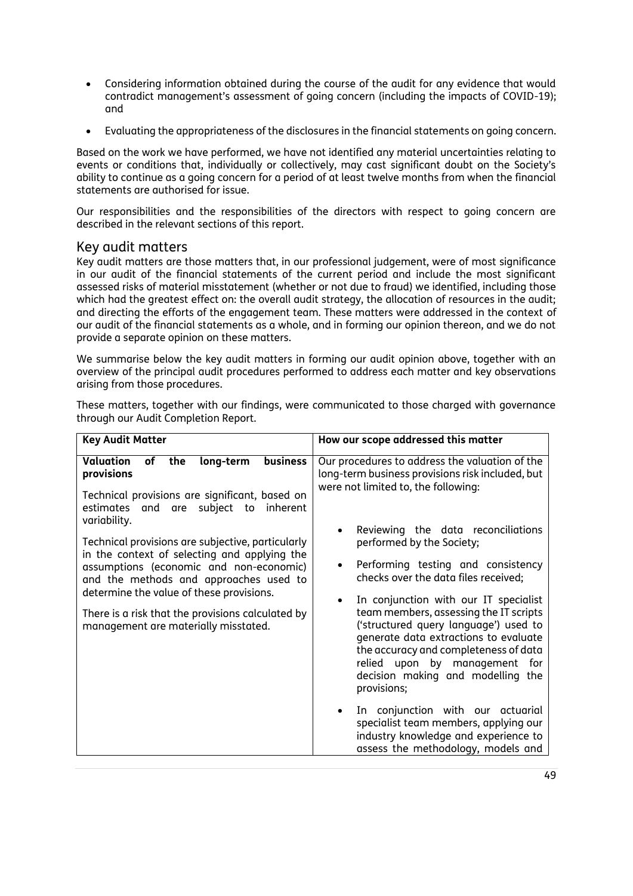- Considering information obtained during the course of the audit for any evidence that would contradict management's assessment of going concern (including the impacts of COVID-19); and
- Evaluating the appropriateness of the disclosures in the financial statements on going concern.

Based on the work we have performed, we have not identified any material uncertainties relating to events or conditions that, individually or collectively, may cast significant doubt on the Society's ability to continue as a going concern for a period of at least twelve months from when the financial statements are authorised for issue.

Our responsibilities and the responsibilities of the directors with respect to going concern are described in the relevant sections of this report.

## Key audit matters

Key audit matters are those matters that, in our professional judgement, were of most significance in our audit of the financial statements of the current period and include the most significant assessed risks of material misstatement (whether or not due to fraud) we identified, including those which had the greatest effect on: the overall audit strategy, the allocation of resources in the audit; and directing the efforts of the engagement team. These matters were addressed in the context of our audit of the financial statements as a whole, and in forming our opinion thereon, and we do not provide a separate opinion on these matters.

We summarise below the key audit matters in forming our audit opinion above, together with an overview of the principal audit procedures performed to address each matter and key observations arising from those procedures.

These matters, together with our findings, were communicated to those charged with governance through our Audit Completion Report.

| Key Audit Matter | How our scope addressed this matter |
|---|---|
| **Valuation of the long-term business provisions**<br><br>Technical provisions are significant, based on estimates and are subject to inherent variability.<br><br>Technical provisions are subjective, particularly in the context of selecting and applying the assumptions (economic and non-economic) and the methods and approaches used to determine the value of these provisions.<br><br>There is a risk that the provisions calculated by management are materially misstated. | Our procedures to address the valuation of the long-term business provisions risk included, but were not limited to, the following:<br><br>• Reviewing the data reconciliations performed by the Society;<br><br>• Performing testing and consistency checks over the data files received;<br><br>• In conjunction with our IT specialist team members, assessing the IT scripts ('structured query language') used to generate data extractions to evaluate the accuracy and completeness of data relied upon by management for decision making and modelling the provisions;<br><br>• In conjunction with our actuarial specialist team members, applying our industry knowledge and experience to assess the methodology, models and |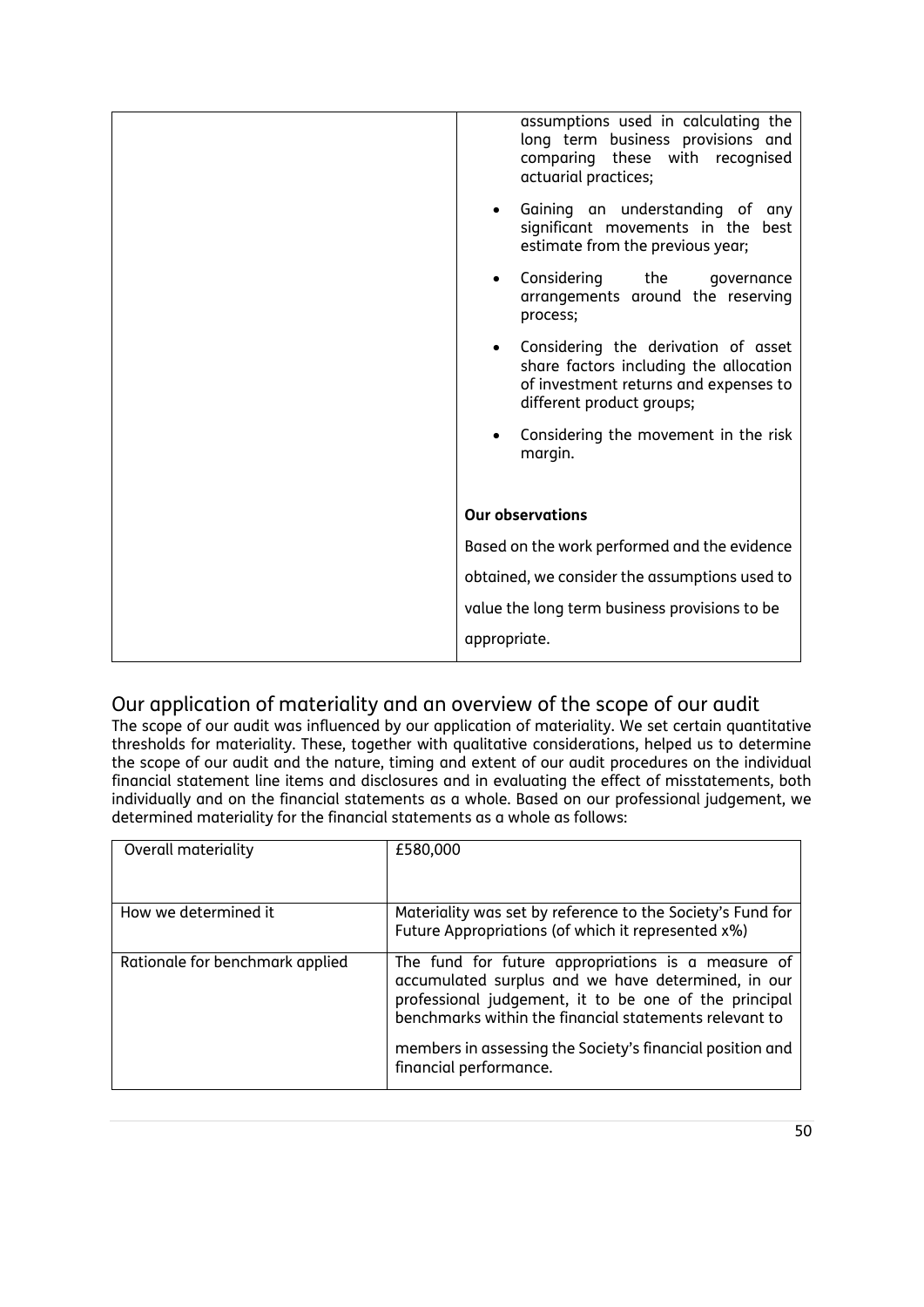| | assumptions used in calculating the long term business provisions and comparing these with recognised actuarial practices;<br>• Gaining an understanding of any significant movements in the best estimate from the previous year;<br>• Considering the governance arrangements around the reserving process;<br>• Considering the derivation of asset share factors including the allocation of investment returns and expenses to different product groups;<br>• Considering the movement in the risk margin.<br><br>**Our observations**<br><br>Based on the work performed and the evidence obtained, we consider the assumptions used to value the long term business provisions to be appropriate. |
|---|---|

## Our application of materiality and an overview of the scope of our audit

The scope of our audit was influenced by our application of materiality. We set certain quantitative thresholds for materiality. These, together with qualitative considerations, helped us to determine the scope of our audit and the nature, timing and extent of our audit procedures on the individual financial statement line items and disclosures and in evaluating the effect of misstatements, both individually and on the financial statements as a whole. Based on our professional judgement, we determined materiality for the financial statements as a whole as follows:

| Overall materiality | £580,000 |
|---|---|
| How we determined it | Materiality was set by reference to the Society's Fund for Future Appropriations (of which it represented x%) |
| Rationale for benchmark applied | The fund for future appropriations is a measure of accumulated surplus and we have determined, in our professional judgement, it to be one of the principal benchmarks within the financial statements relevant to members in assessing the Society's financial position and financial performance. |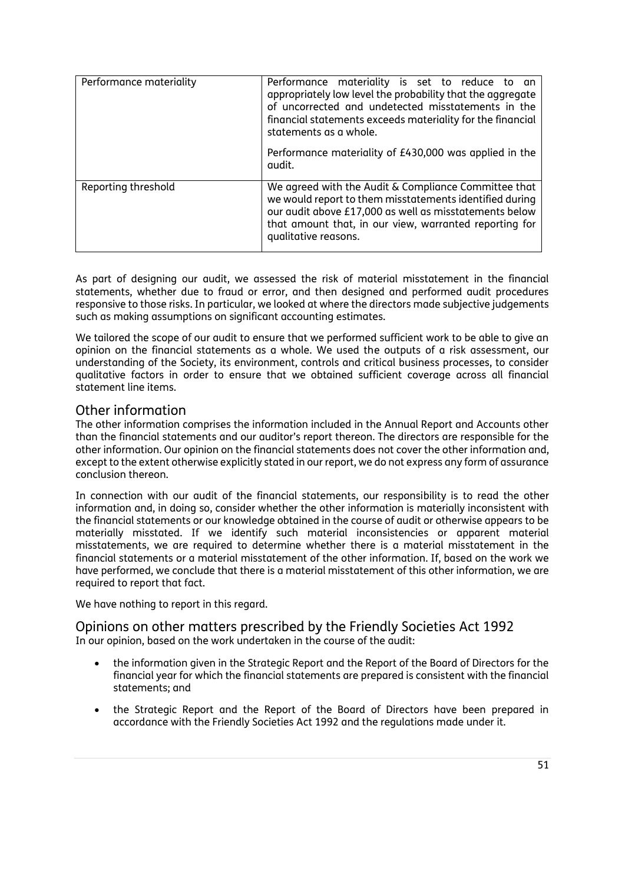| | |
|---|---|
| Performance materiality | Performance materiality is set to reduce to an appropriately low level the probability that the aggregate of uncorrected and undetected misstatements in the financial statements exceeds materiality for the financial statements as a whole.<br><br>Performance materiality of £430,000 was applied in the audit. |
| Reporting threshold | We agreed with the Audit & Compliance Committee that we would report to them misstatements identified during our audit above £17,000 as well as misstatements below that amount that, in our view, warranted reporting for qualitative reasons. |

As part of designing our audit, we assessed the risk of material misstatement in the financial statements, whether due to fraud or error, and then designed and performed audit procedures responsive to those risks. In particular, we looked at where the directors made subjective judgements such as making assumptions on significant accounting estimates.

We tailored the scope of our audit to ensure that we performed sufficient work to be able to give an opinion on the financial statements as a whole. We used the outputs of a risk assessment, our understanding of the Society, its environment, controls and critical business processes, to consider qualitative factors in order to ensure that we obtained sufficient coverage across all financial statement line items.

## Other information

The other information comprises the information included in the Annual Report and Accounts other than the financial statements and our auditor's report thereon. The directors are responsible for the other information. Our opinion on the financial statements does not cover the other information and, except to the extent otherwise explicitly stated in our report, we do not express any form of assurance conclusion thereon.

In connection with our audit of the financial statements, our responsibility is to read the other information and, in doing so, consider whether the other information is materially inconsistent with the financial statements or our knowledge obtained in the course of audit or otherwise appears to be materially misstated. If we identify such material inconsistencies or apparent material misstatements, we are required to determine whether there is a material misstatement in the financial statements or a material misstatement of the other information. If, based on the work we have performed, we conclude that there is a material misstatement of this other information, we are required to report that fact.

We have nothing to report in this regard.

## Opinions on other matters prescribed by the Friendly Societies Act 1992

In our opinion, based on the work undertaken in the course of the audit:

- the information given in the Strategic Report and the Report of the Board of Directors for the financial year for which the financial statements are prepared is consistent with the financial statements; and
- the Strategic Report and the Report of the Board of Directors have been prepared in accordance with the Friendly Societies Act 1992 and the regulations made under it.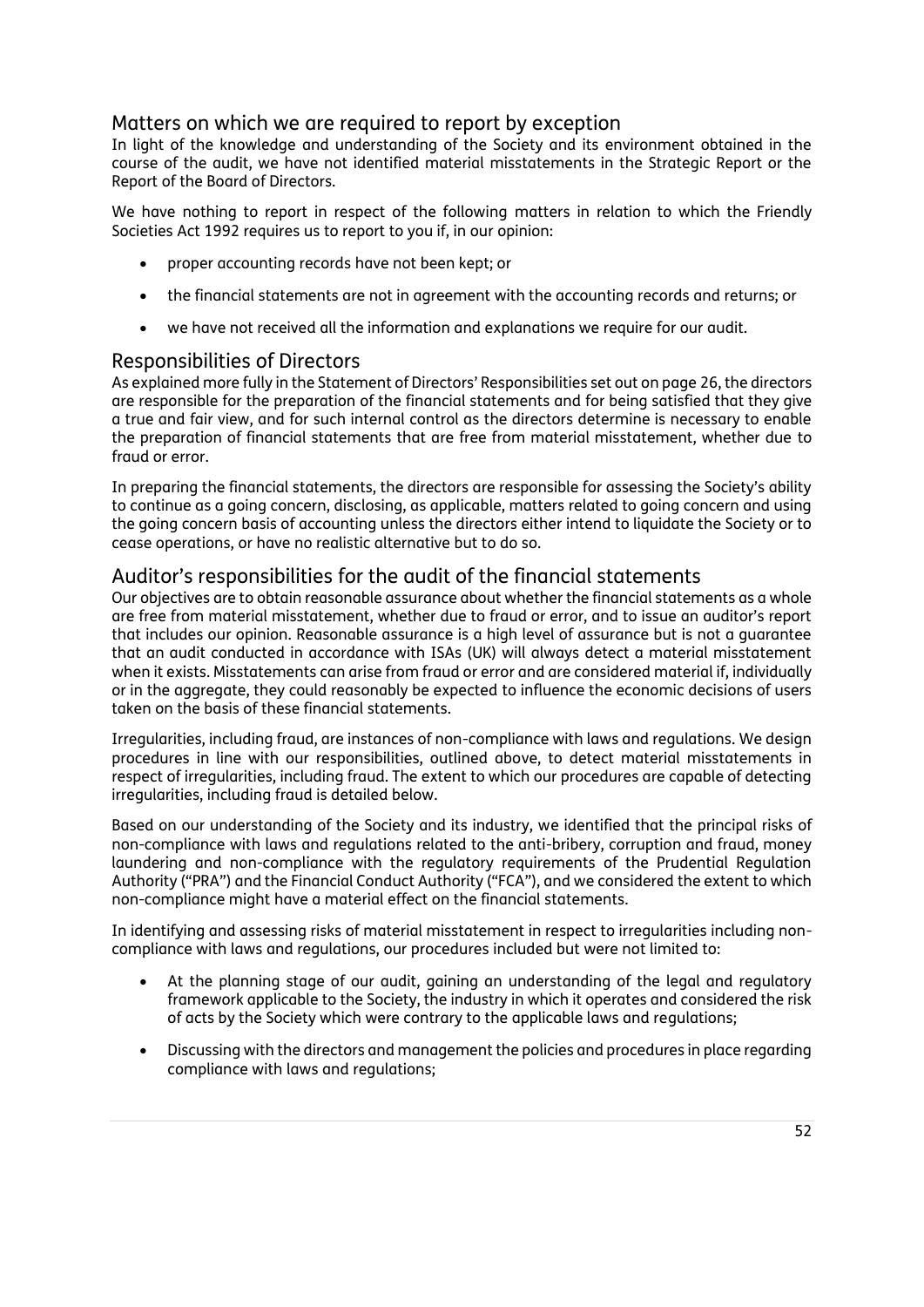## Matters on which we are required to report by exception

In light of the knowledge and understanding of the Society and its environment obtained in the course of the audit, we have not identified material misstatements in the Strategic Report or the Report of the Board of Directors.

We have nothing to report in respect of the following matters in relation to which the Friendly Societies Act 1992 requires us to report to you if, in our opinion:

- proper accounting records have not been kept; or
- the financial statements are not in agreement with the accounting records and returns; or
- we have not received all the information and explanations we require for our audit.

## Responsibilities of Directors

As explained more fully in the Statement of Directors' Responsibilities set out on page 26, the directors are responsible for the preparation of the financial statements and for being satisfied that they give a true and fair view, and for such internal control as the directors determine is necessary to enable the preparation of financial statements that are free from material misstatement, whether due to fraud or error.

In preparing the financial statements, the directors are responsible for assessing the Society's ability to continue as a going concern, disclosing, as applicable, matters related to going concern and using the going concern basis of accounting unless the directors either intend to liquidate the Society or to cease operations, or have no realistic alternative but to do so.

## Auditor's responsibilities for the audit of the financial statements

Our objectives are to obtain reasonable assurance about whether the financial statements as a whole are free from material misstatement, whether due to fraud or error, and to issue an auditor's report that includes our opinion. Reasonable assurance is a high level of assurance but is not a guarantee that an audit conducted in accordance with ISAs (UK) will always detect a material misstatement when it exists. Misstatements can arise from fraud or error and are considered material if, individually or in the aggregate, they could reasonably be expected to influence the economic decisions of users taken on the basis of these financial statements.

Irregularities, including fraud, are instances of non-compliance with laws and regulations. We design procedures in line with our responsibilities, outlined above, to detect material misstatements in respect of irregularities, including fraud. The extent to which our procedures are capable of detecting irregularities, including fraud is detailed below.

Based on our understanding of the Society and its industry, we identified that the principal risks of non-compliance with laws and regulations related to the anti-bribery, corruption and fraud, money laundering and non-compliance with the regulatory requirements of the Prudential Regulation Authority ("PRA") and the Financial Conduct Authority ("FCA"), and we considered the extent to which non-compliance might have a material effect on the financial statements.

In identifying and assessing risks of material misstatement in respect to irregularities including non-compliance with laws and regulations, our procedures included but were not limited to:

- At the planning stage of our audit, gaining an understanding of the legal and regulatory framework applicable to the Society, the industry in which it operates and considered the risk of acts by the Society which were contrary to the applicable laws and regulations;
- Discussing with the directors and management the policies and procedures in place regarding compliance with laws and regulations;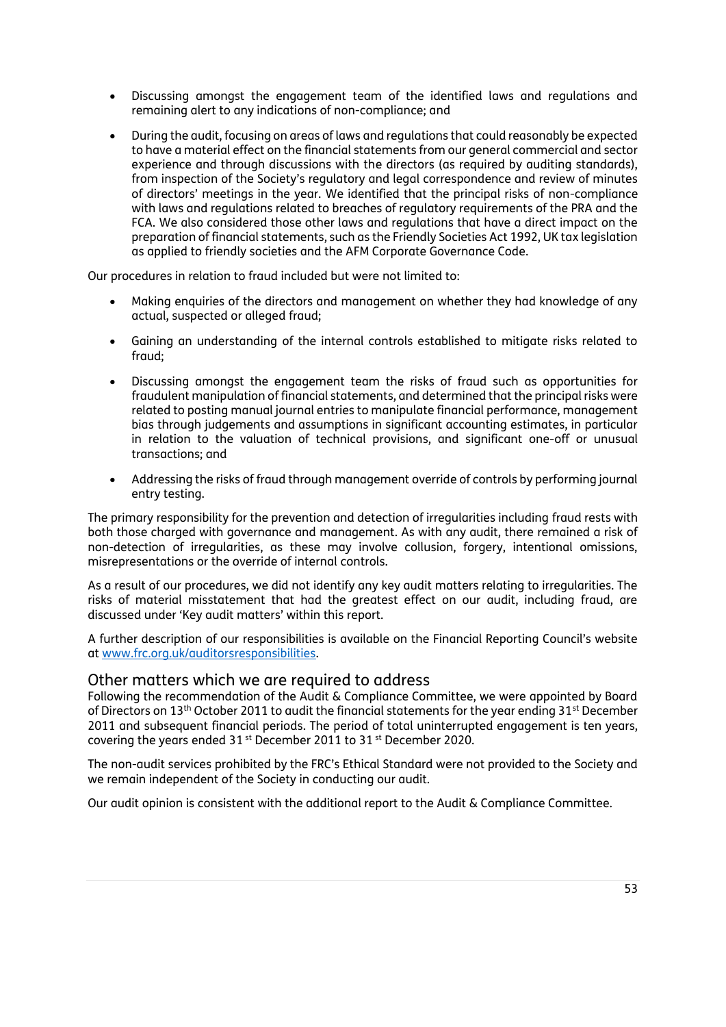- Discussing amongst the engagement team of the identified laws and regulations and remaining alert to any indications of non-compliance; and

- During the audit, focusing on areas of laws and regulations that could reasonably be expected to have a material effect on the financial statements from our general commercial and sector experience and through discussions with the directors (as required by auditing standards), from inspection of the Society's regulatory and legal correspondence and review of minutes of directors' meetings in the year. We identified that the principal risks of non-compliance with laws and regulations related to breaches of regulatory requirements of the PRA and the FCA. We also considered those other laws and regulations that have a direct impact on the preparation of financial statements, such as the Friendly Societies Act 1992, UK tax legislation as applied to friendly societies and the AFM Corporate Governance Code.

Our procedures in relation to fraud included but were not limited to:

- Making enquiries of the directors and management on whether they had knowledge of any actual, suspected or alleged fraud;

- Gaining an understanding of the internal controls established to mitigate risks related to fraud;

- Discussing amongst the engagement team the risks of fraud such as opportunities for fraudulent manipulation of financial statements, and determined that the principal risks were related to posting manual journal entries to manipulate financial performance, management bias through judgements and assumptions in significant accounting estimates, in particular in relation to the valuation of technical provisions, and significant one-off or unusual transactions; and

- Addressing the risks of fraud through management override of controls by performing journal entry testing.

The primary responsibility for the prevention and detection of irregularities including fraud rests with both those charged with governance and management. As with any audit, there remained a risk of non-detection of irregularities, as these may involve collusion, forgery, intentional omissions, misrepresentations or the override of internal controls.

As a result of our procedures, we did not identify any key audit matters relating to irregularities. The risks of material misstatement that had the greatest effect on our audit, including fraud, are discussed under 'Key audit matters' within this report.

A further description of our responsibilities is available on the Financial Reporting Council's website at [www.frc.org.uk/auditorsresponsibilities](http://www.frc.org.uk/auditorsresponsibilities).

## Other matters which we are required to address

Following the recommendation of the Audit & Compliance Committee, we were appointed by Board of Directors on 13th October 2011 to audit the financial statements for the year ending 31st December 2011 and subsequent financial periods. The period of total uninterrupted engagement is ten years, covering the years ended 31st December 2011 to 31st December 2020.

The non-audit services prohibited by the FRC's Ethical Standard were not provided to the Society and we remain independent of the Society in conducting our audit.

Our audit opinion is consistent with the additional report to the Audit & Compliance Committee.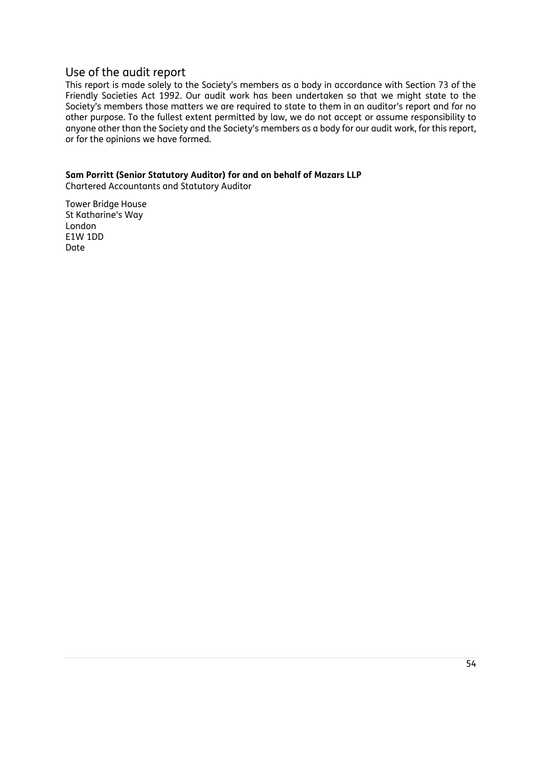## Use of the audit report

This report is made solely to the Society's members as a body in accordance with Section 73 of the Friendly Societies Act 1992. Our audit work has been undertaken so that we might state to the Society's members those matters we are required to state to them in an auditor's report and for no other purpose. To the fullest extent permitted by law, we do not accept or assume responsibility to anyone other than the Society and the Society's members as a body for our audit work, for this report, or for the opinions we have formed.

**Sam Porritt (Senior Statutory Auditor) for and on behalf of Mazars LLP**
Chartered Accountants and Statutory Auditor

Tower Bridge House
St Katharine's Way
London
E1W 1DD
Date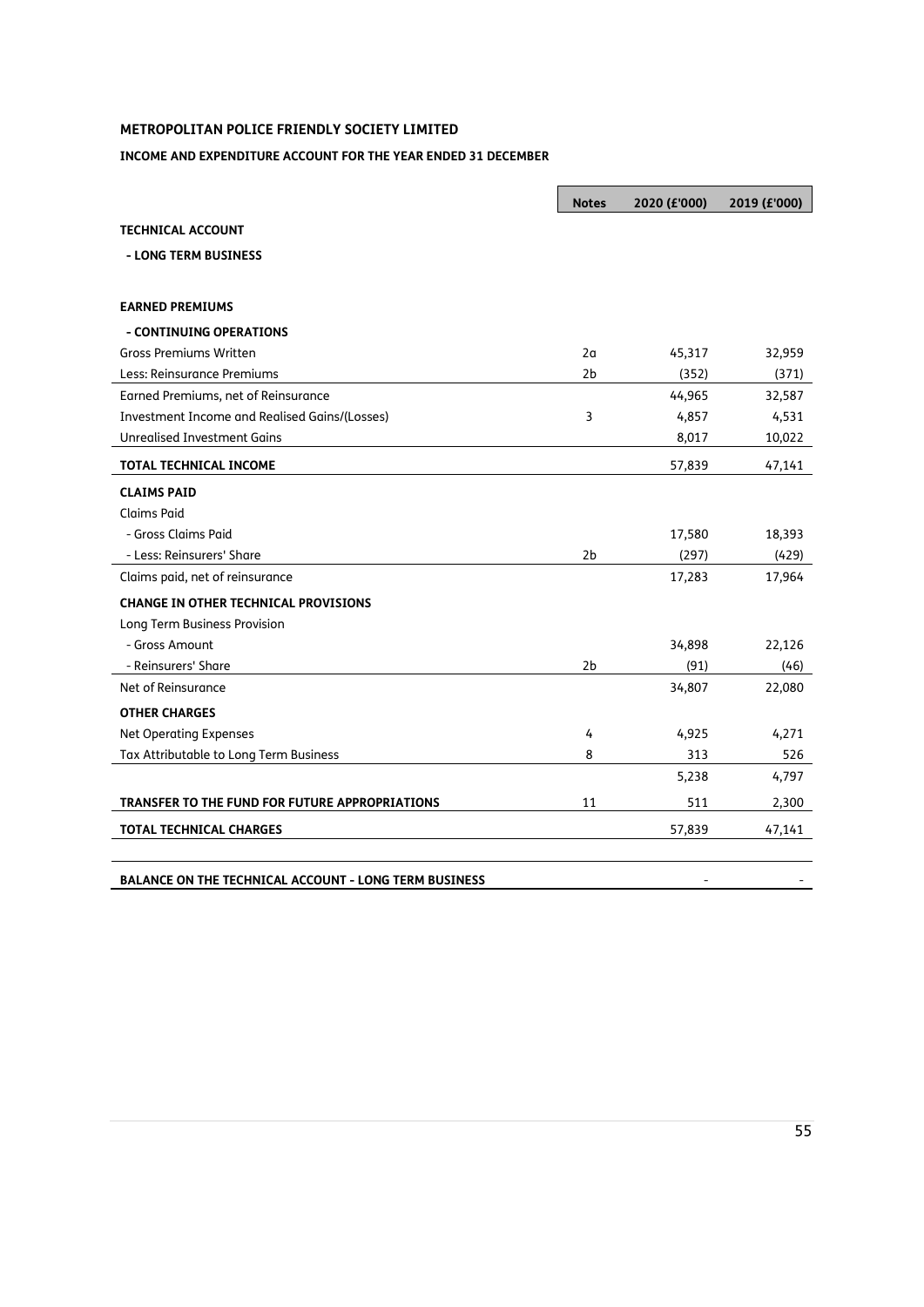**METROPOLITAN POLICE FRIENDLY SOCIETY LIMITED**

**INCOME AND EXPENDITURE ACCOUNT FOR THE YEAR ENDED 31 DECEMBER**

| | Notes | 2020 (£'000) | 2019 (£'000) |
|---|---|---|---|
| **TECHNICAL ACCOUNT** | | | |
| **- LONG TERM BUSINESS** | | | |
| | | | |
| **EARNED PREMIUMS** | | | |
| **- CONTINUING OPERATIONS** | | | |
| Gross Premiums Written | 2a | 45,317 | 32,959 |
| Less: Reinsurance Premiums | 2b | (352) | (371) |
| Earned Premiums, net of Reinsurance | | 44,965 | 32,587 |
| Investment Income and Realised Gains/(Losses) | 3 | 4,857 | 4,531 |
| Unrealised Investment Gains | | 8,017 | 10,022 |
| **TOTAL TECHNICAL INCOME** | | 57,839 | 47,141 |
| **CLAIMS PAID** | | | |
| Claims Paid | | | |
| - Gross Claims Paid | | 17,580 | 18,393 |
| - Less: Reinsurers' Share | 2b | (297) | (429) |
| Claims paid, net of reinsurance | | 17,283 | 17,964 |
| **CHANGE IN OTHER TECHNICAL PROVISIONS** | | | |
| Long Term Business Provision | | | |
| - Gross Amount | | 34,898 | 22,126 |
| - Reinsurers' Share | 2b | (91) | (46) |
| Net of Reinsurance | | 34,807 | 22,080 |
| **OTHER CHARGES** | | | |
| Net Operating Expenses | 4 | 4,925 | 4,271 |
| Tax Attributable to Long Term Business | 8 | 313 | 526 |
| | | 5,238 | 4,797 |
| **TRANSFER TO THE FUND FOR FUTURE APPROPRIATIONS** | 11 | 511 | 2,300 |
| **TOTAL TECHNICAL CHARGES** | | 57,839 | 47,141 |
| | | | |
| **BALANCE ON THE TECHNICAL ACCOUNT - LONG TERM BUSINESS** | | - | - |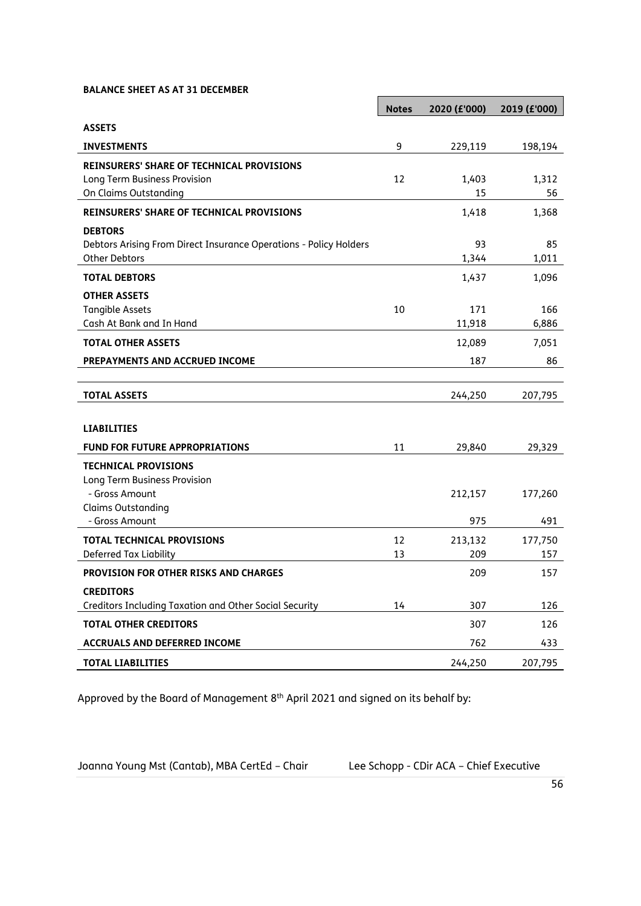**BALANCE SHEET AS AT 31 DECEMBER**

| | Notes | 2020 (£'000) | 2019 (£'000) |
|---|---|---|---|
| **ASSETS** | | | |
| **INVESTMENTS** | 9 | 229,119 | 198,194 |
| **REINSURERS' SHARE OF TECHNICAL PROVISIONS** | | | |
| Long Term Business Provision | 12 | 1,403 | 1,312 |
| On Claims Outstanding | | 15 | 56 |
| **REINSURERS' SHARE OF TECHNICAL PROVISIONS** | | 1,418 | 1,368 |
| **DEBTORS** | | | |
| Debtors Arising From Direct Insurance Operations - Policy Holders | | 93 | 85 |
| Other Debtors | | 1,344 | 1,011 |
| **TOTAL DEBTORS** | | 1,437 | 1,096 |
| **OTHER ASSETS** | | | |
| Tangible Assets | 10 | 171 | 166 |
| Cash At Bank and In Hand | | 11,918 | 6,886 |
| **TOTAL OTHER ASSETS** | | 12,089 | 7,051 |
| **PREPAYMENTS AND ACCRUED INCOME** | | 187 | 86 |
| **TOTAL ASSETS** | | 244,250 | 207,795 |
| **LIABILITIES** | | | |
| **FUND FOR FUTURE APPROPRIATIONS** | 11 | 29,840 | 29,329 |
| **TECHNICAL PROVISIONS** | | | |
| Long Term Business Provision | | | |
| - Gross Amount | | 212,157 | 177,260 |
| Claims Outstanding | | | |
| - Gross Amount | | 975 | 491 |
| **TOTAL TECHNICAL PROVISIONS** | 12 | 213,132 | 177,750 |
| Deferred Tax Liability | 13 | 209 | 157 |
| **PROVISION FOR OTHER RISKS AND CHARGES** | | 209 | 157 |
| **CREDITORS** | | | |
| Creditors Including Taxation and Other Social Security | 14 | 307 | 126 |
| **TOTAL OTHER CREDITORS** | | 307 | 126 |
| **ACCRUALS AND DEFERRED INCOME** | | 762 | 433 |
| **TOTAL LIABILITIES** | | 244,250 | 207,795 |

Approved by the Board of Management 8th April 2021 and signed on its behalf by:

Joanna Young Mst (Cantab), MBA CertEd – Chair

Lee Schopp - CDir ACA – Chief Executive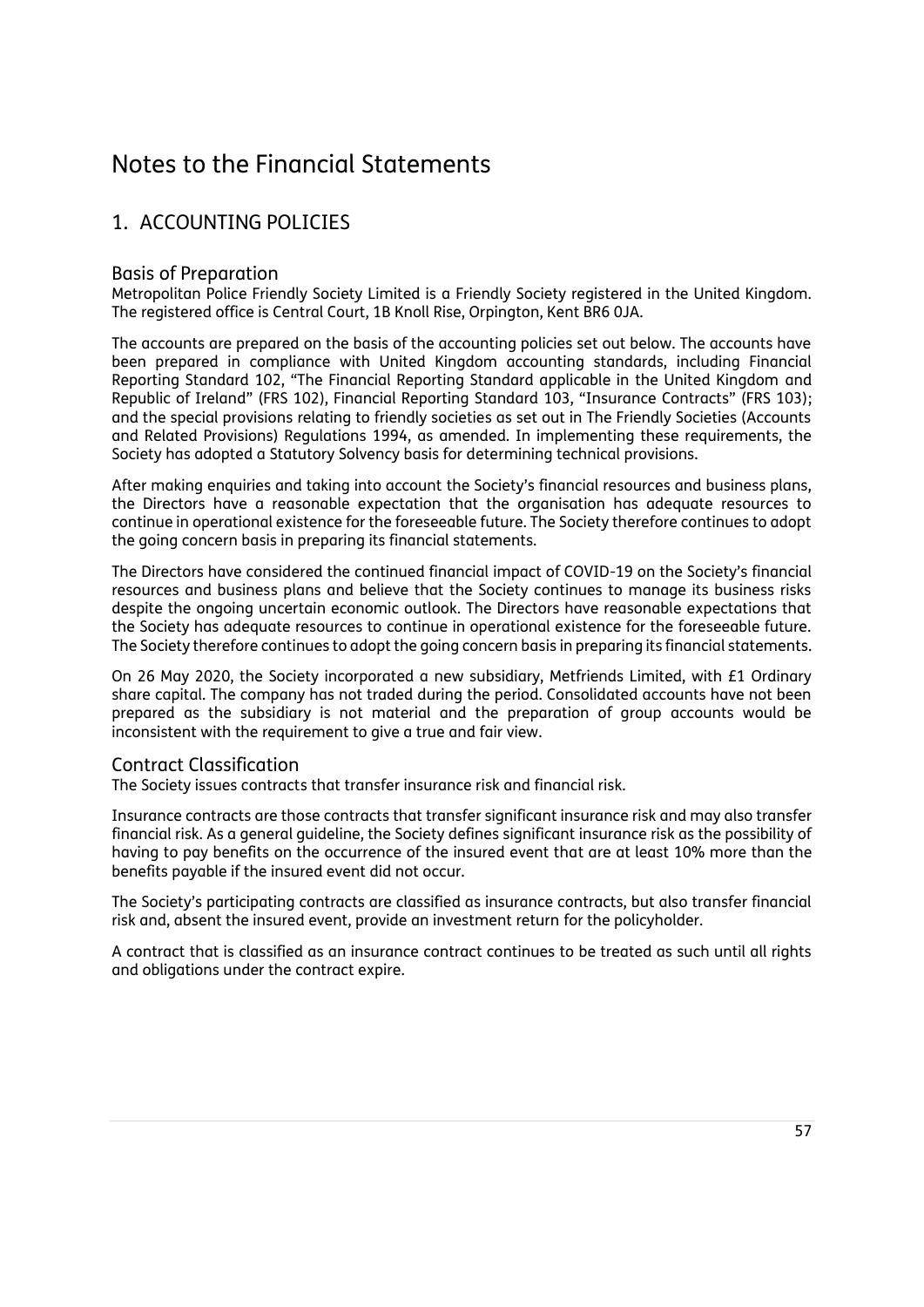# Notes to the Financial Statements

## 1. ACCOUNTING POLICIES

### Basis of Preparation

Metropolitan Police Friendly Society Limited is a Friendly Society registered in the United Kingdom. The registered office is Central Court, 1B Knoll Rise, Orpington, Kent BR6 0JA.

The accounts are prepared on the basis of the accounting policies set out below. The accounts have been prepared in compliance with United Kingdom accounting standards, including Financial Reporting Standard 102, "The Financial Reporting Standard applicable in the United Kingdom and Republic of Ireland" (FRS 102), Financial Reporting Standard 103, "Insurance Contracts" (FRS 103); and the special provisions relating to friendly societies as set out in The Friendly Societies (Accounts and Related Provisions) Regulations 1994, as amended. In implementing these requirements, the Society has adopted a Statutory Solvency basis for determining technical provisions.

After making enquiries and taking into account the Society's financial resources and business plans, the Directors have a reasonable expectation that the organisation has adequate resources to continue in operational existence for the foreseeable future. The Society therefore continues to adopt the going concern basis in preparing its financial statements.

The Directors have considered the continued financial impact of COVID-19 on the Society's financial resources and business plans and believe that the Society continues to manage its business risks despite the ongoing uncertain economic outlook. The Directors have reasonable expectations that the Society has adequate resources to continue in operational existence for the foreseeable future. The Society therefore continues to adopt the going concern basis in preparing its financial statements.

On 26 May 2020, the Society incorporated a new subsidiary, Metfriends Limited, with £1 Ordinary share capital. The company has not traded during the period. Consolidated accounts have not been prepared as the subsidiary is not material and the preparation of group accounts would be inconsistent with the requirement to give a true and fair view.

### Contract Classification

The Society issues contracts that transfer insurance risk and financial risk.

Insurance contracts are those contracts that transfer significant insurance risk and may also transfer financial risk. As a general guideline, the Society defines significant insurance risk as the possibility of having to pay benefits on the occurrence of the insured event that are at least 10% more than the benefits payable if the insured event did not occur.

The Society's participating contracts are classified as insurance contracts, but also transfer financial risk and, absent the insured event, provide an investment return for the policyholder.

A contract that is classified as an insurance contract continues to be treated as such until all rights and obligations under the contract expire.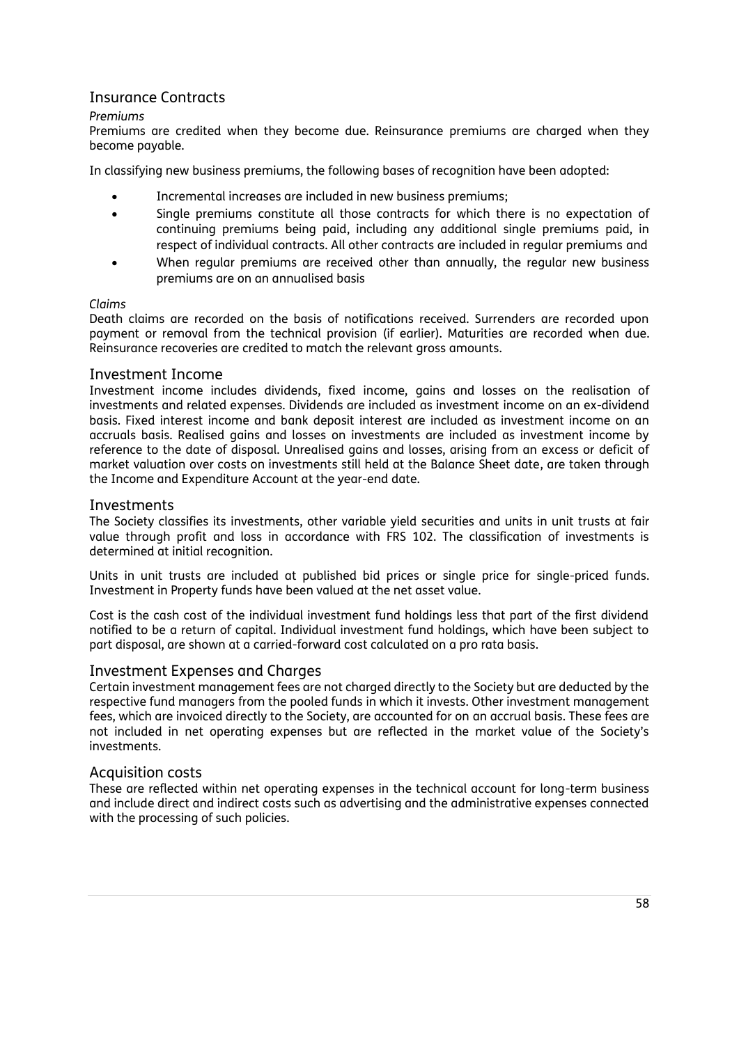## Insurance Contracts

*Premiums*

Premiums are credited when they become due. Reinsurance premiums are charged when they become payable.

In classifying new business premiums, the following bases of recognition have been adopted:

- Incremental increases are included in new business premiums;
- Single premiums constitute all those contracts for which there is no expectation of continuing premiums being paid, including any additional single premiums paid, in respect of individual contracts. All other contracts are included in regular premiums and
- When regular premiums are received other than annually, the regular new business premiums are on an annualised basis

*Claims*

Death claims are recorded on the basis of notifications received. Surrenders are recorded upon payment or removal from the technical provision (if earlier). Maturities are recorded when due. Reinsurance recoveries are credited to match the relevant gross amounts.

## Investment Income

Investment income includes dividends, fixed income, gains and losses on the realisation of investments and related expenses. Dividends are included as investment income on an ex-dividend basis. Fixed interest income and bank deposit interest are included as investment income on an accruals basis. Realised gains and losses on investments are included as investment income by reference to the date of disposal. Unrealised gains and losses, arising from an excess or deficit of market valuation over costs on investments still held at the Balance Sheet date, are taken through the Income and Expenditure Account at the year-end date.

## Investments

The Society classifies its investments, other variable yield securities and units in unit trusts at fair value through profit and loss in accordance with FRS 102. The classification of investments is determined at initial recognition.

Units in unit trusts are included at published bid prices or single price for single-priced funds. Investment in Property funds have been valued at the net asset value.

Cost is the cash cost of the individual investment fund holdings less that part of the first dividend notified to be a return of capital. Individual investment fund holdings, which have been subject to part disposal, are shown at a carried-forward cost calculated on a pro rata basis.

## Investment Expenses and Charges

Certain investment management fees are not charged directly to the Society but are deducted by the respective fund managers from the pooled funds in which it invests. Other investment management fees, which are invoiced directly to the Society, are accounted for on an accrual basis. These fees are not included in net operating expenses but are reflected in the market value of the Society's investments.

## Acquisition costs

These are reflected within net operating expenses in the technical account for long-term business and include direct and indirect costs such as advertising and the administrative expenses connected with the processing of such policies.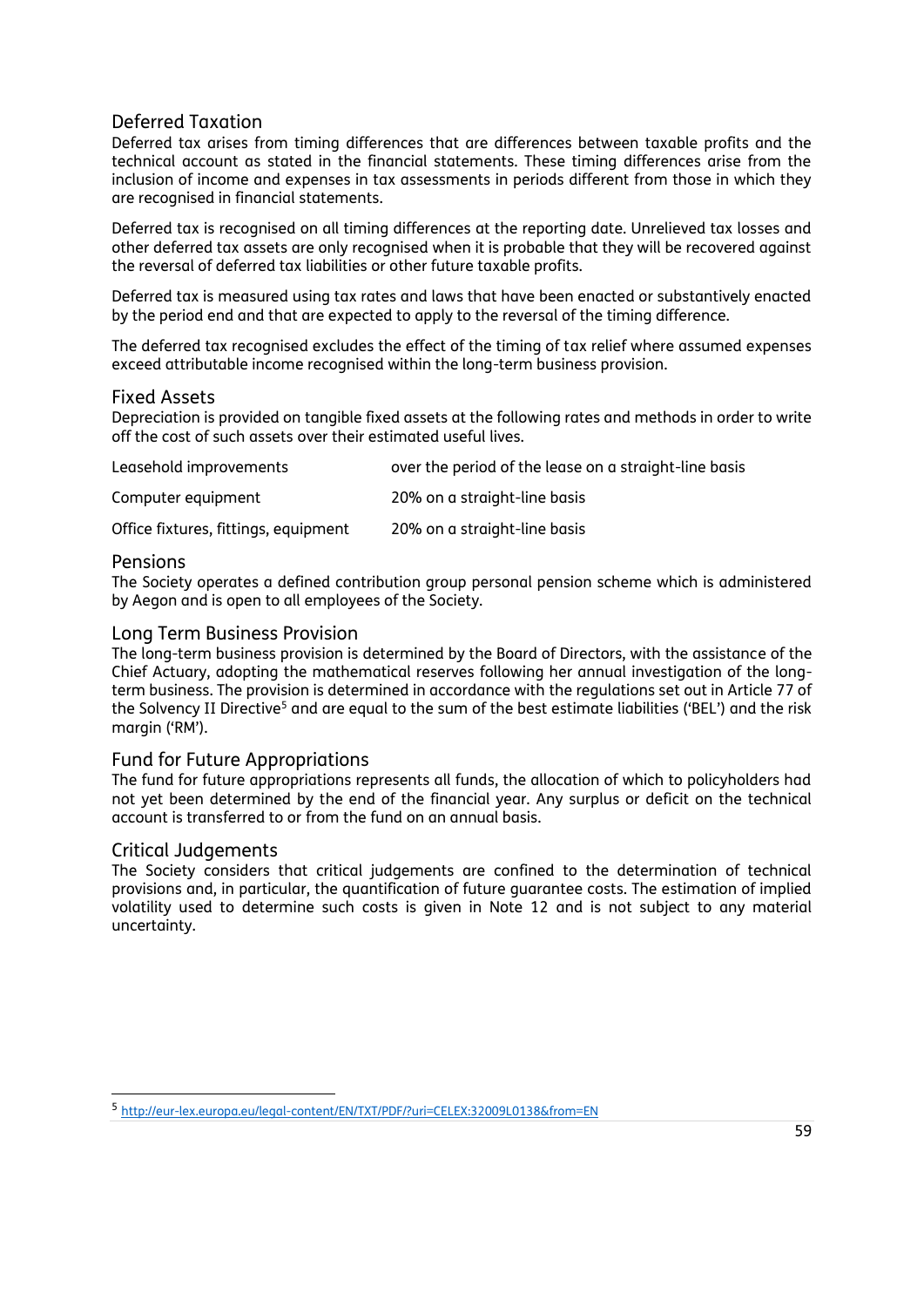## Deferred Taxation

Deferred tax arises from timing differences that are differences between taxable profits and the technical account as stated in the financial statements. These timing differences arise from the inclusion of income and expenses in tax assessments in periods different from those in which they are recognised in financial statements.

Deferred tax is recognised on all timing differences at the reporting date. Unrelieved tax losses and other deferred tax assets are only recognised when it is probable that they will be recovered against the reversal of deferred tax liabilities or other future taxable profits.

Deferred tax is measured using tax rates and laws that have been enacted or substantively enacted by the period end and that are expected to apply to the reversal of the timing difference.

The deferred tax recognised excludes the effect of the timing of tax relief where assumed expenses exceed attributable income recognised within the long-term business provision.

## Fixed Assets

Depreciation is provided on tangible fixed assets at the following rates and methods in order to write off the cost of such assets over their estimated useful lives.

| | |
|---|---|
| Leasehold improvements | over the period of the lease on a straight-line basis |
| Computer equipment | 20% on a straight-line basis |
| Office fixtures, fittings, equipment | 20% on a straight-line basis |

## Pensions

The Society operates a defined contribution group personal pension scheme which is administered by Aegon and is open to all employees of the Society.

## Long Term Business Provision

The long-term business provision is determined by the Board of Directors, with the assistance of the Chief Actuary, adopting the mathematical reserves following her annual investigation of the long-term business. The provision is determined in accordance with the regulations set out in Article 77 of the Solvency II Directive[5] and are equal to the sum of the best estimate liabilities ('BEL') and the risk margin ('RM').

## Fund for Future Appropriations

The fund for future appropriations represents all funds, the allocation of which to policyholders had not yet been determined by the end of the financial year. Any surplus or deficit on the technical account is transferred to or from the fund on an annual basis.

## Critical Judgements

The Society considers that critical judgements are confined to the determination of technical provisions and, in particular, the quantification of future guarantee costs. The estimation of implied volatility used to determine such costs is given in Note 12 and is not subject to any material uncertainty.

---

[5] http://eur-lex.europa.eu/legal-content/EN/TXT/PDF/?uri=CELEX:32009L0138&from=EN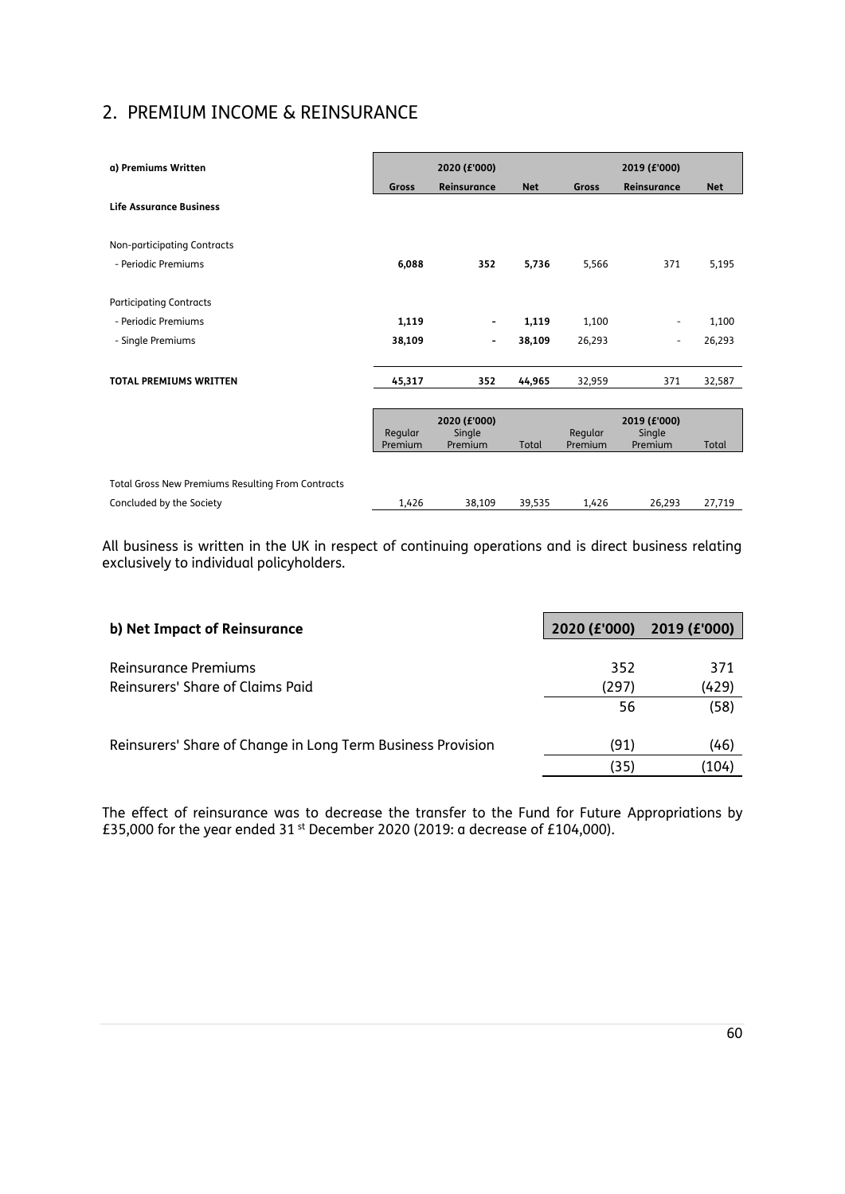## 2. PREMIUM INCOME & REINSURANCE

| a) Premiums Written | 2020 (£'000) | | | 2019 (£'000) | | |
|---|---|---|---|---|---|---|
| | Gross | Reinsurance | Net | Gross | Reinsurance | Net |
| **Life Assurance Business** | | | | | | |
| Non-participating Contracts | | | | | | |
| - Periodic Premiums | **6,088** | **352** | **5,736** | 5,566 | 371 | 5,195 |
| Participating Contracts | | | | | | |
| - Periodic Premiums | **1,119** | **-** | **1,119** | 1,100 | - | 1,100 |
| - Single Premiums | **38,109** | **-** | **38,109** | 26,293 | - | 26,293 |
| **TOTAL PREMIUMS WRITTEN** | **45,317** | **352** | **44,965** | 32,959 | 371 | 32,587 |

| | 2020 (£'000) | | | 2019 (£'000) | | |
|---|---|---|---|---|---|---|
| | Regular Premium | Single Premium | Total | Regular Premium | Single Premium | Total |
| Total Gross New Premiums Resulting From Contracts Concluded by the Society | 1,426 | 38,109 | 39,535 | 1,426 | 26,293 | 27,719 |

All business is written in the UK in respect of continuing operations and is direct business relating exclusively to individual policyholders.

| **b) Net Impact of Reinsurance** | **2020 (£'000)** | **2019 (£'000)** |
|---|---|---|
| Reinsurance Premiums | 352 | 371 |
| Reinsurers' Share of Claims Paid | (297) | (429) |
| | 56 | (58) |
| Reinsurers' Share of Change in Long Term Business Provision | (91) | (46) |
| | (35) | (104) |

The effect of reinsurance was to decrease the transfer to the Fund for Future Appropriations by £35,000 for the year ended 31st December 2020 (2019: a decrease of £104,000).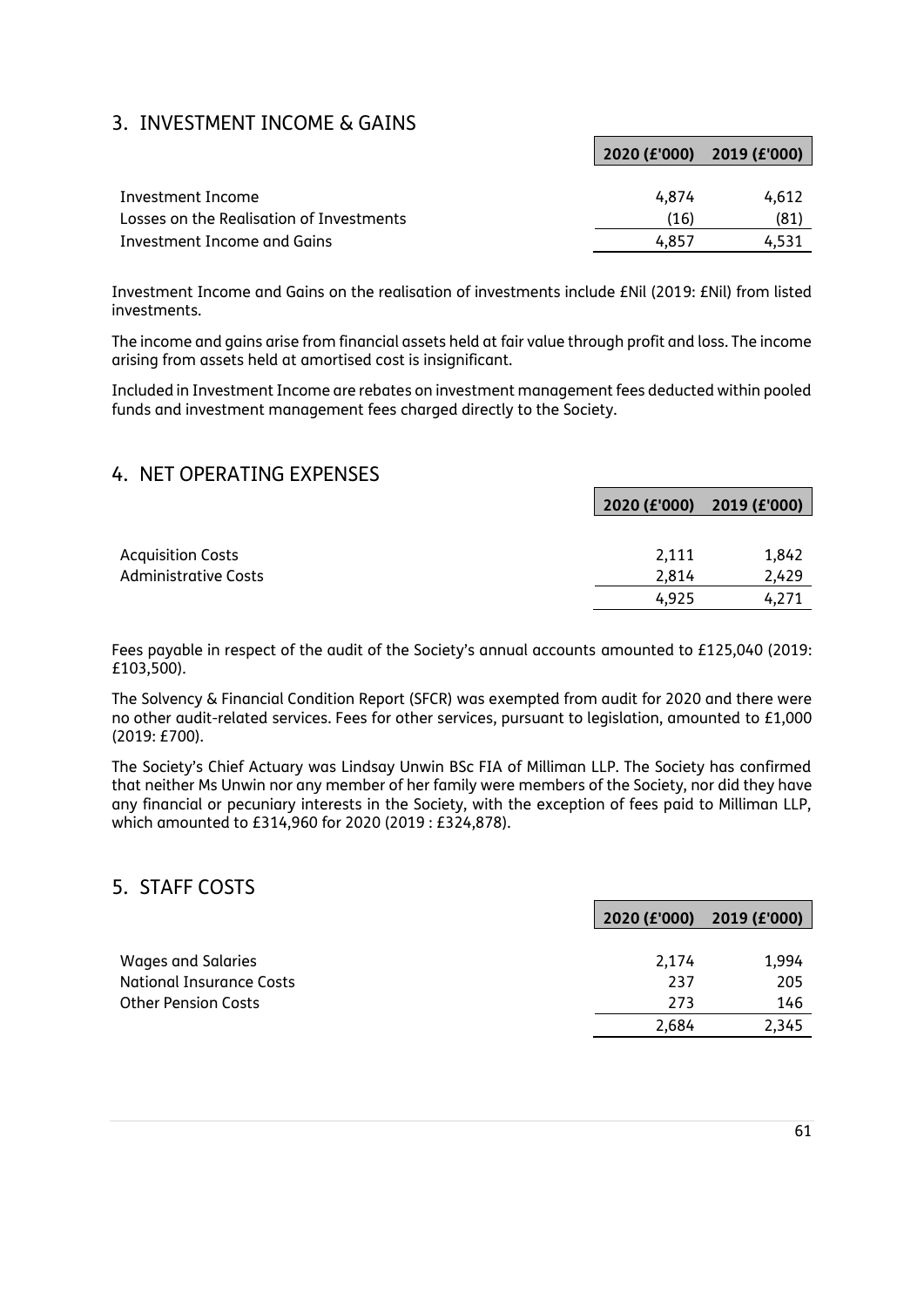## 3. INVESTMENT INCOME & GAINS

| | 2020 (£'000) | 2019 (£'000) |
|---|---|---|
| Investment Income | 4,874 | 4,612 |
| Losses on the Realisation of Investments | (16) | (81) |
| Investment Income and Gains | 4,857 | 4,531 |

Investment Income and Gains on the realisation of investments include £Nil (2019: £Nil) from listed investments.

The income and gains arise from financial assets held at fair value through profit and loss. The income arising from assets held at amortised cost is insignificant.

Included in Investment Income are rebates on investment management fees deducted within pooled funds and investment management fees charged directly to the Society.

## 4. NET OPERATING EXPENSES

| | 2020 (£'000) | 2019 (£'000) |
|---|---|---|
| Acquisition Costs | 2,111 | 1,842 |
| Administrative Costs | 2,814 | 2,429 |
| | 4,925 | 4,271 |

Fees payable in respect of the audit of the Society's annual accounts amounted to £125,040 (2019: £103,500).

The Solvency & Financial Condition Report (SFCR) was exempted from audit for 2020 and there were no other audit-related services. Fees for other services, pursuant to legislation, amounted to £1,000 (2019: £700).

The Society's Chief Actuary was Lindsay Unwin BSc FIA of Milliman LLP. The Society has confirmed that neither Ms Unwin nor any member of her family were members of the Society, nor did they have any financial or pecuniary interests in the Society, with the exception of fees paid to Milliman LLP, which amounted to £314,960 for 2020 (2019 : £324,878).

## 5. STAFF COSTS

| | 2020 (£'000) | 2019 (£'000) |
|---|---|---|
| Wages and Salaries | 2,174 | 1,994 |
| National Insurance Costs | 237 | 205 |
| Other Pension Costs | 273 | 146 |
| | 2,684 | 2,345 |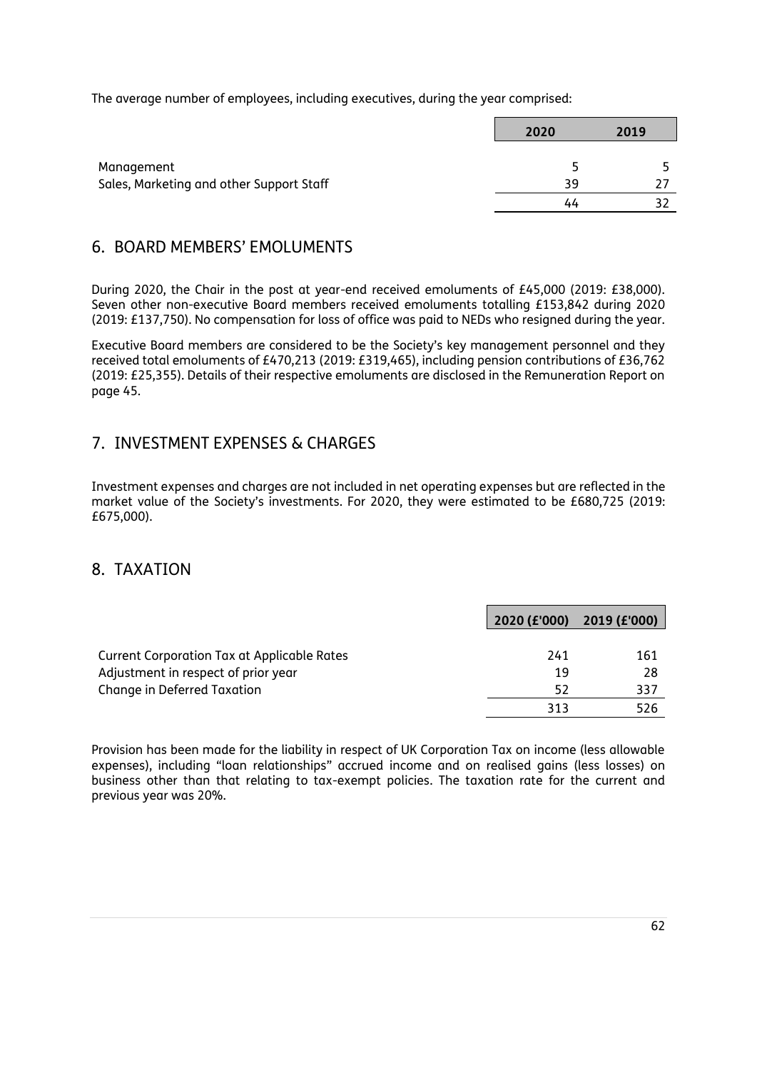The average number of employees, including executives, during the year comprised:

| | 2020 | 2019 |
|---|---|---|
| Management | 5 | 5 |
| Sales, Marketing and other Support Staff | 39 | 27 |
| | 44 | 32 |

## 6. BOARD MEMBERS' EMOLUMENTS

During 2020, the Chair in the post at year-end received emoluments of £45,000 (2019: £38,000). Seven other non-executive Board members received emoluments totalling £153,842 during 2020 (2019: £137,750). No compensation for loss of office was paid to NEDs who resigned during the year.

Executive Board members are considered to be the Society's key management personnel and they received total emoluments of £470,213 (2019: £319,465), including pension contributions of £36,762 (2019: £25,355). Details of their respective emoluments are disclosed in the Remuneration Report on page 45.

## 7. INVESTMENT EXPENSES & CHARGES

Investment expenses and charges are not included in net operating expenses but are reflected in the market value of the Society's investments. For 2020, they were estimated to be £680,725 (2019: £675,000).

## 8. TAXATION

| | 2020 (£'000) | 2019 (£'000) |
|---|---|---|
| Current Corporation Tax at Applicable Rates | 241 | 161 |
| Adjustment in respect of prior year | 19 | 28 |
| Change in Deferred Taxation | 52 | 337 |
| | 313 | 526 |

Provision has been made for the liability in respect of UK Corporation Tax on income (less allowable expenses), including "loan relationships" accrued income and on realised gains (less losses) on business other than that relating to tax-exempt policies. The taxation rate for the current and previous year was 20%.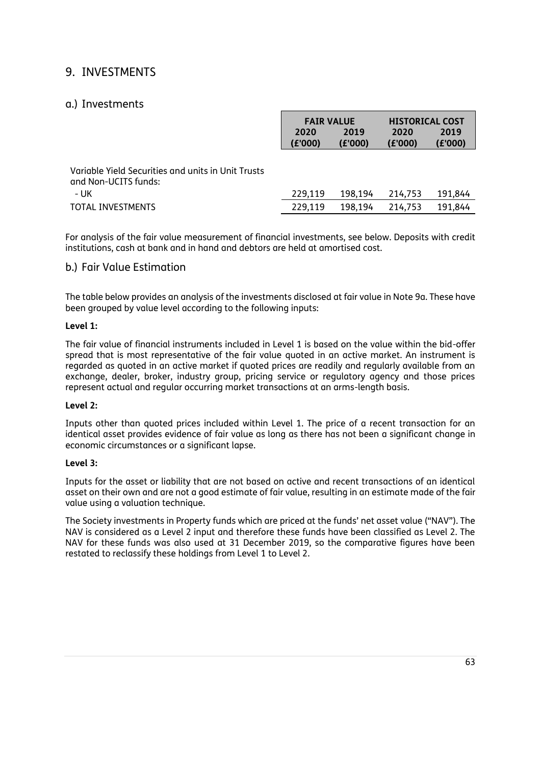# 9. INVESTMENTS

## a.) Investments

| | FAIR VALUE | | HISTORICAL COST | |
|---|---|---|---|---|
| | 2020 (£'000) | 2019 (£'000) | 2020 (£'000) | 2019 (£'000) |
| Variable Yield Securities and units in Unit Trusts and Non-UCITS funds: | | | | |
| - UK | 229,119 | 198,194 | 214,753 | 191,844 |
| TOTAL INVESTMENTS | 229,119 | 198,194 | 214,753 | 191,844 |

For analysis of the fair value measurement of financial investments, see below. Deposits with credit institutions, cash at bank and in hand and debtors are held at amortised cost.

## b.) Fair Value Estimation

The table below provides an analysis of the investments disclosed at fair value in Note 9a. These have been grouped by value level according to the following inputs:

**Level 1:**

The fair value of financial instruments included in Level 1 is based on the value within the bid-offer spread that is most representative of the fair value quoted in an active market. An instrument is regarded as quoted in an active market if quoted prices are readily and regularly available from an exchange, dealer, broker, industry group, pricing service or regulatory agency and those prices represent actual and regular occurring market transactions at an arms-length basis.

**Level 2:**

Inputs other than quoted prices included within Level 1. The price of a recent transaction for an identical asset provides evidence of fair value as long as there has not been a significant change in economic circumstances or a significant lapse.

**Level 3:**

Inputs for the asset or liability that are not based on active and recent transactions of an identical asset on their own and are not a good estimate of fair value, resulting in an estimate made of the fair value using a valuation technique.

The Society investments in Property funds which are priced at the funds' net asset value ("NAV"). The NAV is considered as a Level 2 input and therefore these funds have been classified as Level 2. The NAV for these funds was also used at 31 December 2019, so the comparative figures have been restated to reclassify these holdings from Level 1 to Level 2.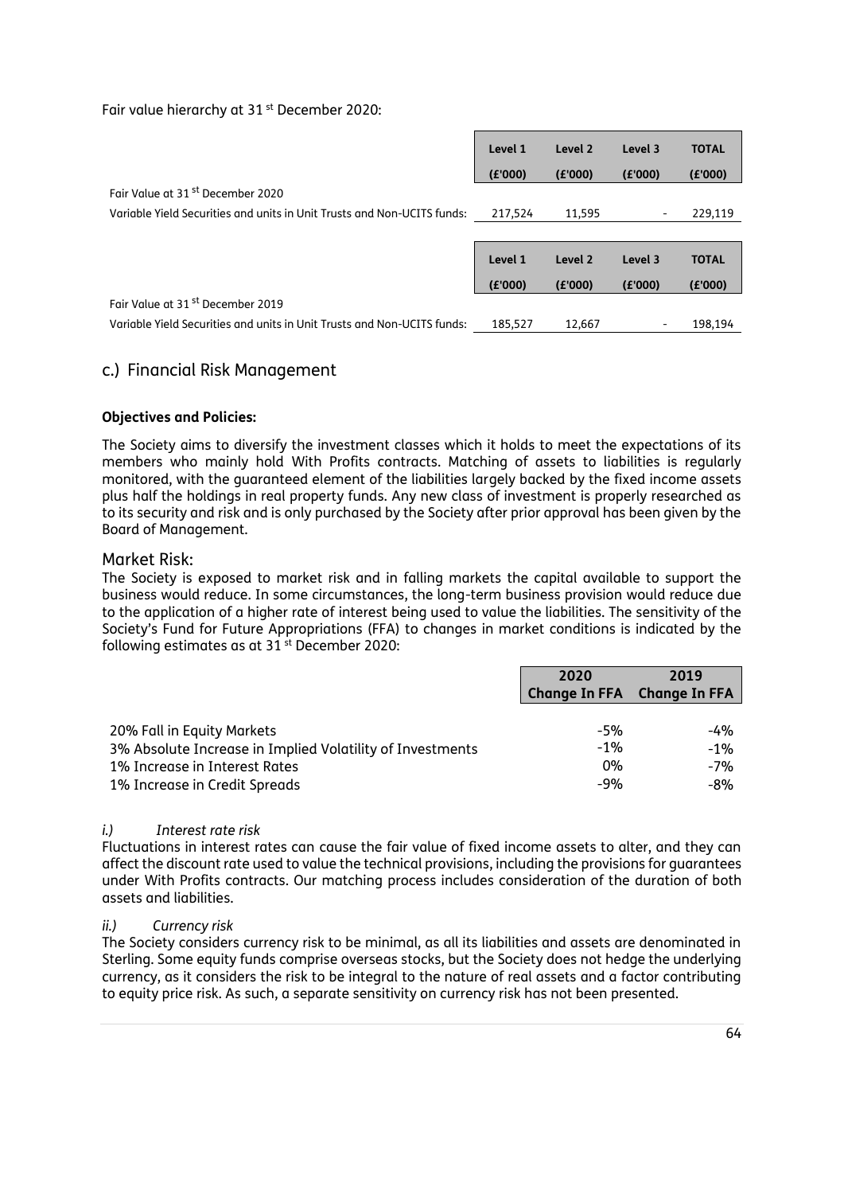Fair value hierarchy at 31[st] December 2020:

| | Level 1 (£'000) | Level 2 (£'000) | Level 3 (£'000) | TOTAL (£'000) |
|---|---|---|---|---|
| Fair Value at 31[st] December 2020 | | | | |
| Variable Yield Securities and units in Unit Trusts and Non-UCITS funds: | 217,524 | 11,595 | - | 229,119 |

| | Level 1 (£'000) | Level 2 (£'000) | Level 3 (£'000) | TOTAL (£'000) |
|---|---|---|---|---|
| Fair Value at 31[st] December 2019 | | | | |
| Variable Yield Securities and units in Unit Trusts and Non-UCITS funds: | 185,527 | 12,667 | - | 198,194 |

## c.) Financial Risk Management

**Objectives and Policies:**

The Society aims to diversify the investment classes which it holds to meet the expectations of its members who mainly hold With Profits contracts. Matching of assets to liabilities is regularly monitored, with the guaranteed element of the liabilities largely backed by the fixed income assets plus half the holdings in real property funds. Any new class of investment is properly researched as to its security and risk and is only purchased by the Society after prior approval has been given by the Board of Management.

### Market Risk:

The Society is exposed to market risk and in falling markets the capital available to support the business would reduce. In some circumstances, the long-term business provision would reduce due to the application of a higher rate of interest being used to value the liabilities. The sensitivity of the Society's Fund for Future Appropriations (FFA) to changes in market conditions is indicated by the following estimates as at 31[st] December 2020:

| | 2020 Change In FFA | 2019 Change In FFA |
|---|---|---|
| 20% Fall in Equity Markets | -5% | -4% |
| 3% Absolute Increase in Implied Volatility of Investments | -1% | -1% |
| 1% Increase in Interest Rates | 0% | -7% |
| 1% Increase in Credit Spreads | -9% | -8% |

*i.) Interest rate risk*

Fluctuations in interest rates can cause the fair value of fixed income assets to alter, and they can affect the discount rate used to value the technical provisions, including the provisions for guarantees under With Profits contracts. Our matching process includes consideration of the duration of both assets and liabilities.

*ii.) Currency risk*

The Society considers currency risk to be minimal, as all its liabilities and assets are denominated in Sterling. Some equity funds comprise overseas stocks, but the Society does not hedge the underlying currency, as it considers the risk to be integral to the nature of real assets and a factor contributing to equity price risk. As such, a separate sensitivity on currency risk has not been presented.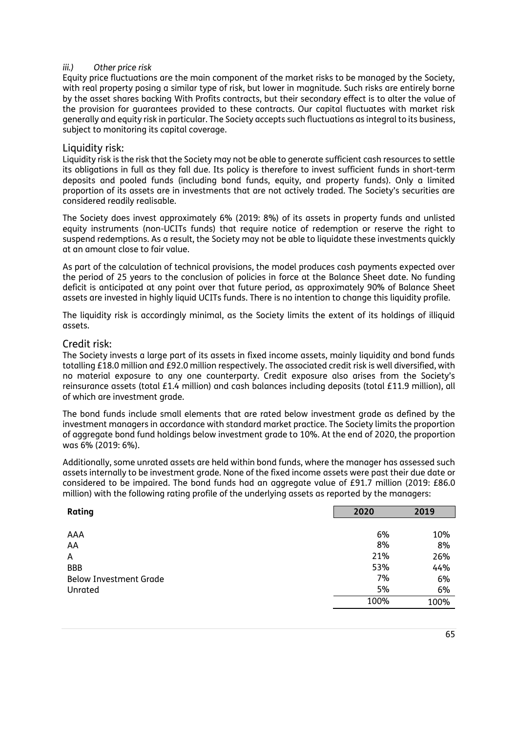*iii.) Other price risk*

Equity price fluctuations are the main component of the market risks to be managed by the Society, with real property posing a similar type of risk, but lower in magnitude. Such risks are entirely borne by the asset shares backing With Profits contracts, but their secondary effect is to alter the value of the provision for guarantees provided to these contracts. Our capital fluctuates with market risk generally and equity risk in particular. The Society accepts such fluctuations as integral to its business, subject to monitoring its capital coverage.

## Liquidity risk:

Liquidity risk is the risk that the Society may not be able to generate sufficient cash resources to settle its obligations in full as they fall due. Its policy is therefore to invest sufficient funds in short-term deposits and pooled funds (including bond funds, equity, and property funds). Only a limited proportion of its assets are in investments that are not actively traded. The Society's securities are considered readily realisable.

The Society does invest approximately 6% (2019: 8%) of its assets in property funds and unlisted equity instruments (non-UCITs funds) that require notice of redemption or reserve the right to suspend redemptions. As a result, the Society may not be able to liquidate these investments quickly at an amount close to fair value.

As part of the calculation of technical provisions, the model produces cash payments expected over the period of 25 years to the conclusion of policies in force at the Balance Sheet date. No funding deficit is anticipated at any point over that future period, as approximately 90% of Balance Sheet assets are invested in highly liquid UCITs funds. There is no intention to change this liquidity profile.

The liquidity risk is accordingly minimal, as the Society limits the extent of its holdings of illiquid assets.

## Credit risk:

The Society invests a large part of its assets in fixed income assets, mainly liquidity and bond funds totalling £18.0 million and £92.0 million respectively. The associated credit risk is well diversified, with no material exposure to any one counterparty. Credit exposure also arises from the Society's reinsurance assets (total £1.4 million) and cash balances including deposits (total £11.9 million), all of which are investment grade.

The bond funds include small elements that are rated below investment grade as defined by the investment managers in accordance with standard market practice. The Society limits the proportion of aggregate bond fund holdings below investment grade to 10%. At the end of 2020, the proportion was 6% (2019: 6%).

Additionally, some unrated assets are held within bond funds, where the manager has assessed such assets internally to be investment grade. None of the fixed income assets were past their due date or considered to be impaired. The bond funds had an aggregate value of £91.7 million (2019: £86.0 million) with the following rating profile of the underlying assets as reported by the managers:

| Rating | 2020 | 2019 |
|---|---|---|
| AAA | 6% | 10% |
| AA | 8% | 8% |
| A | 21% | 26% |
| BBB | 53% | 44% |
| Below Investment Grade | 7% | 6% |
| Unrated | 5% | 6% |
| | 100% | 100% |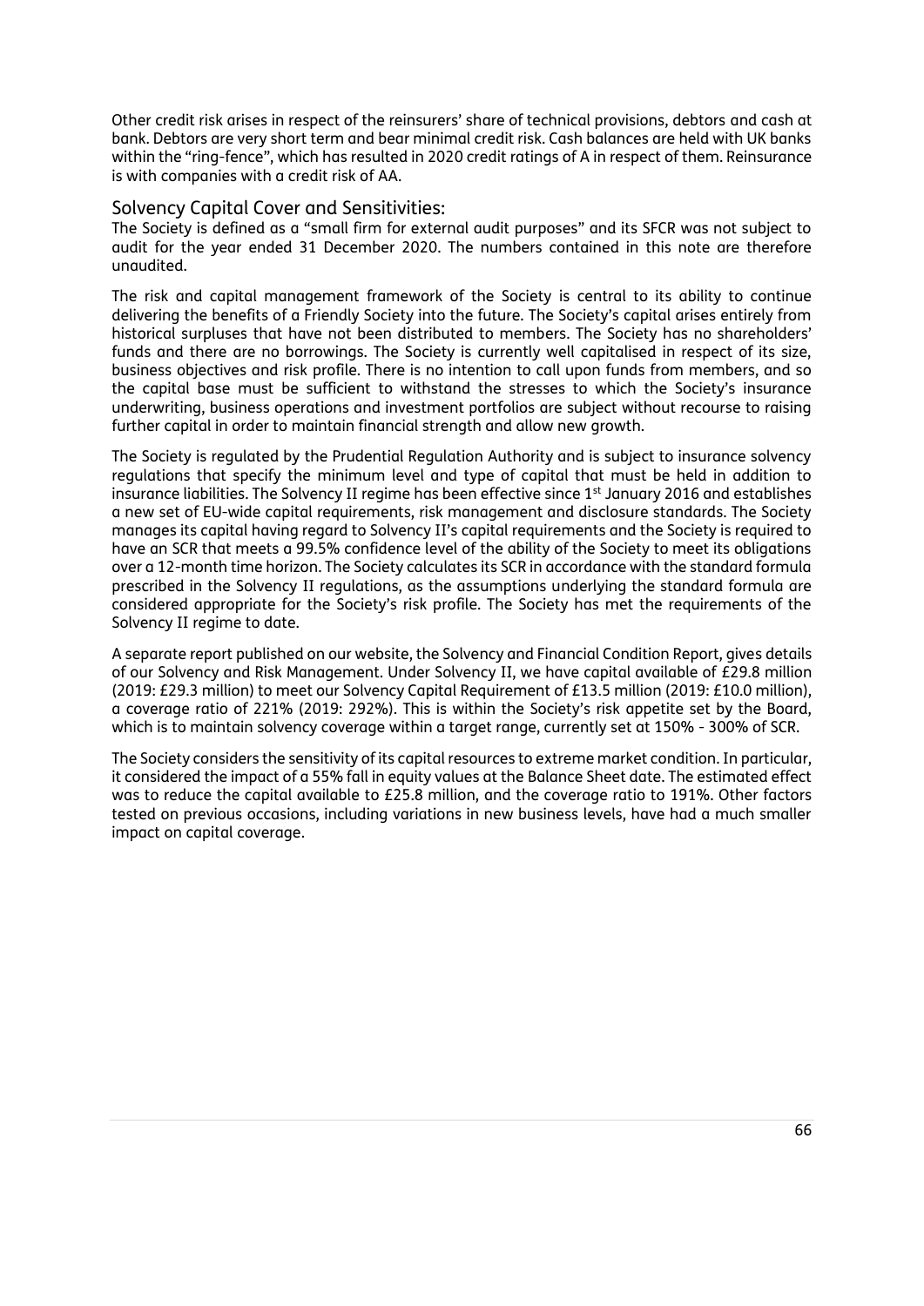Other credit risk arises in respect of the reinsurers' share of technical provisions, debtors and cash at bank. Debtors are very short term and bear minimal credit risk. Cash balances are held with UK banks within the "ring-fence", which has resulted in 2020 credit ratings of A in respect of them. Reinsurance is with companies with a credit risk of AA.

## Solvency Capital Cover and Sensitivities:

The Society is defined as a "small firm for external audit purposes" and its SFCR was not subject to audit for the year ended 31 December 2020. The numbers contained in this note are therefore unaudited.

The risk and capital management framework of the Society is central to its ability to continue delivering the benefits of a Friendly Society into the future. The Society's capital arises entirely from historical surpluses that have not been distributed to members. The Society has no shareholders' funds and there are no borrowings. The Society is currently well capitalised in respect of its size, business objectives and risk profile. There is no intention to call upon funds from members, and so the capital base must be sufficient to withstand the stresses to which the Society's insurance underwriting, business operations and investment portfolios are subject without recourse to raising further capital in order to maintain financial strength and allow new growth.

The Society is regulated by the Prudential Regulation Authority and is subject to insurance solvency regulations that specify the minimum level and type of capital that must be held in addition to insurance liabilities. The Solvency II regime has been effective since 1st January 2016 and establishes a new set of EU-wide capital requirements, risk management and disclosure standards. The Society manages its capital having regard to Solvency II's capital requirements and the Society is required to have an SCR that meets a 99.5% confidence level of the ability of the Society to meet its obligations over a 12-month time horizon. The Society calculates its SCR in accordance with the standard formula prescribed in the Solvency II regulations, as the assumptions underlying the standard formula are considered appropriate for the Society's risk profile. The Society has met the requirements of the Solvency II regime to date.

A separate report published on our website, the Solvency and Financial Condition Report, gives details of our Solvency and Risk Management. Under Solvency II, we have capital available of £29.8 million (2019: £29.3 million) to meet our Solvency Capital Requirement of £13.5 million (2019: £10.0 million), a coverage ratio of 221% (2019: 292%). This is within the Society's risk appetite set by the Board, which is to maintain solvency coverage within a target range, currently set at 150% - 300% of SCR.

The Society considers the sensitivity of its capital resources to extreme market condition. In particular, it considered the impact of a 55% fall in equity values at the Balance Sheet date. The estimated effect was to reduce the capital available to £25.8 million, and the coverage ratio to 191%. Other factors tested on previous occasions, including variations in new business levels, have had a much smaller impact on capital coverage.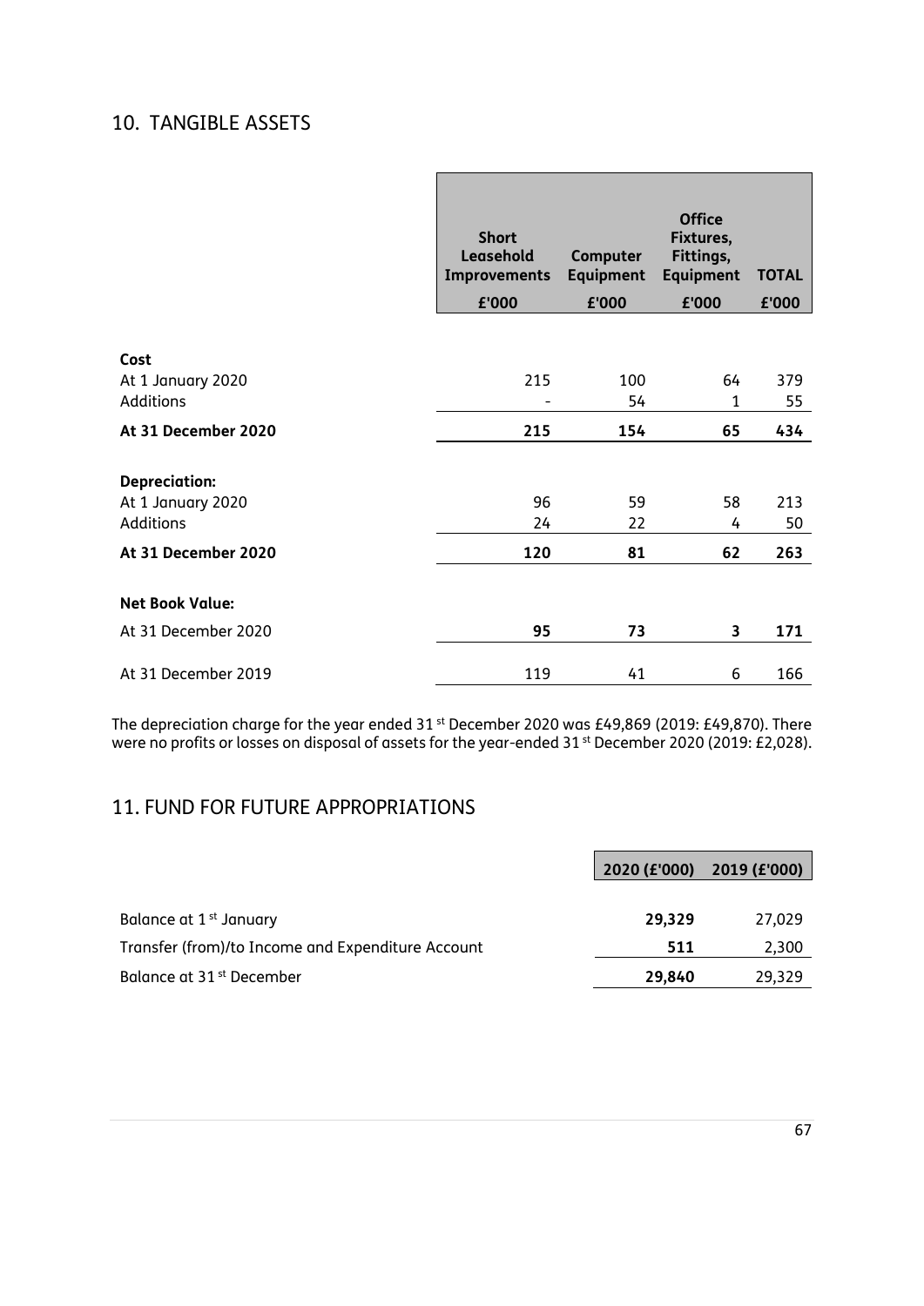## 10. TANGIBLE ASSETS

| | Short Leasehold Improvements | Computer Equipment | Office Fixtures, Fittings, Equipment | TOTAL |
|---|---|---|---|---|
| | £'000 | £'000 | £'000 | £'000 |
| **Cost** | | | | |
| At 1 January 2020 | 215 | 100 | 64 | 379 |
| Additions | - | 54 | 1 | 55 |
| **At 31 December 2020** | **215** | **154** | **65** | **434** |
| **Depreciation:** | | | | |
| At 1 January 2020 | 96 | 59 | 58 | 213 |
| Additions | 24 | 22 | 4 | 50 |
| **At 31 December 2020** | **120** | **81** | **62** | **263** |
| **Net Book Value:** | | | | |
| At 31 December 2020 | **95** | **73** | **3** | **171** |
| At 31 December 2019 | 119 | 41 | 6 | 166 |

The depreciation charge for the year ended 31st December 2020 was £49,869 (2019: £49,870). There were no profits or losses on disposal of assets for the year-ended 31st December 2020 (2019: £2,028).

## 11. FUND FOR FUTURE APPROPRIATIONS

| | 2020 (£'000) | 2019 (£'000) |
|---|---|---|
| Balance at 1st January | **29,329** | 27,029 |
| Transfer (from)/to Income and Expenditure Account | **511** | 2,300 |
| Balance at 31st December | **29,840** | 29,329 |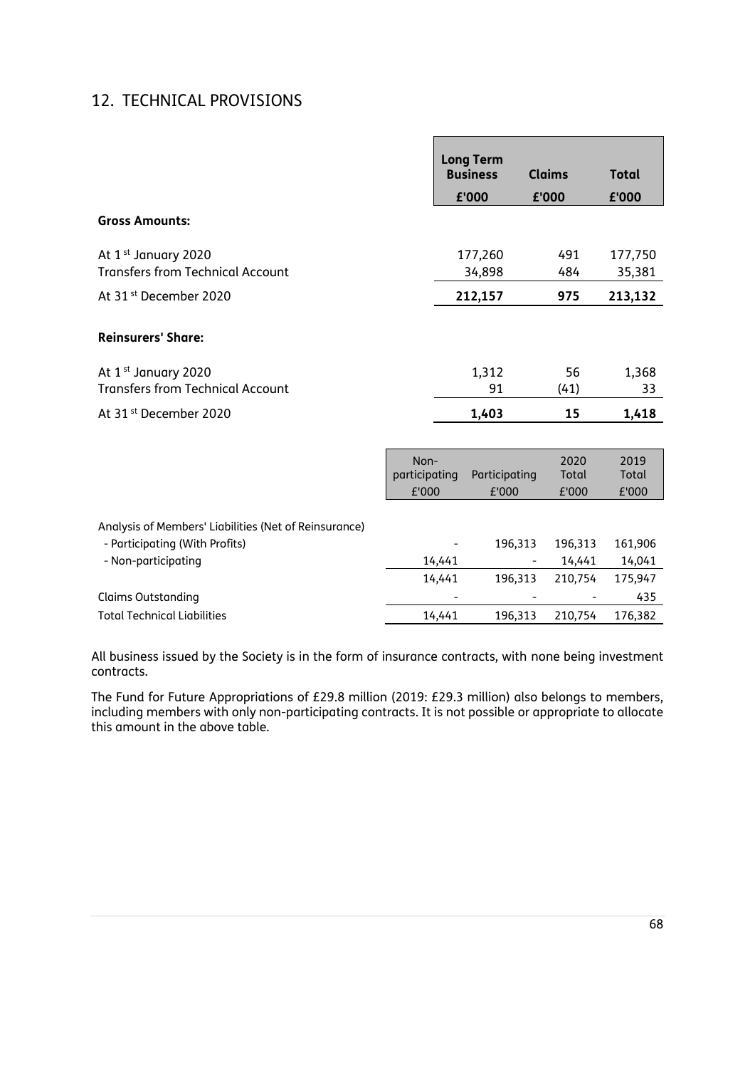## 12. TECHNICAL PROVISIONS

| | Long Term Business | Claims | Total |
|---|---|---|---|
| | £'000 | £'000 | £'000 |
| **Gross Amounts:** | | | |
| At 1st January 2020 | 177,260 | 491 | 177,750 |
| Transfers from Technical Account | 34,898 | 484 | 35,381 |
| At 31st December 2020 | **212,157** | **975** | **213,132** |
| **Reinsurers' Share:** | | | |
| At 1st January 2020 | 1,312 | 56 | 1,368 |
| Transfers from Technical Account | 91 | (41) | 33 |
| At 31st December 2020 | **1,403** | **15** | **1,418** |

| | Non-participating | Participating | 2020 Total | 2019 Total |
|---|---|---|---|---|
| | £'000 | £'000 | £'000 | £'000 |
| Analysis of Members' Liabilities (Net of Reinsurance) | | | | |
| - Participating (With Profits) | - | 196,313 | 196,313 | 161,906 |
| - Non-participating | 14,441 | - | 14,441 | 14,041 |
| | 14,441 | 196,313 | 210,754 | 175,947 |
| Claims Outstanding | - | - | - | 435 |
| Total Technical Liabilities | 14,441 | 196,313 | 210,754 | 176,382 |

All business issued by the Society is in the form of insurance contracts, with none being investment contracts.

The Fund for Future Appropriations of £29.8 million (2019: £29.3 million) also belongs to members, including members with only non-participating contracts. It is not possible or appropriate to allocate this amount in the above table.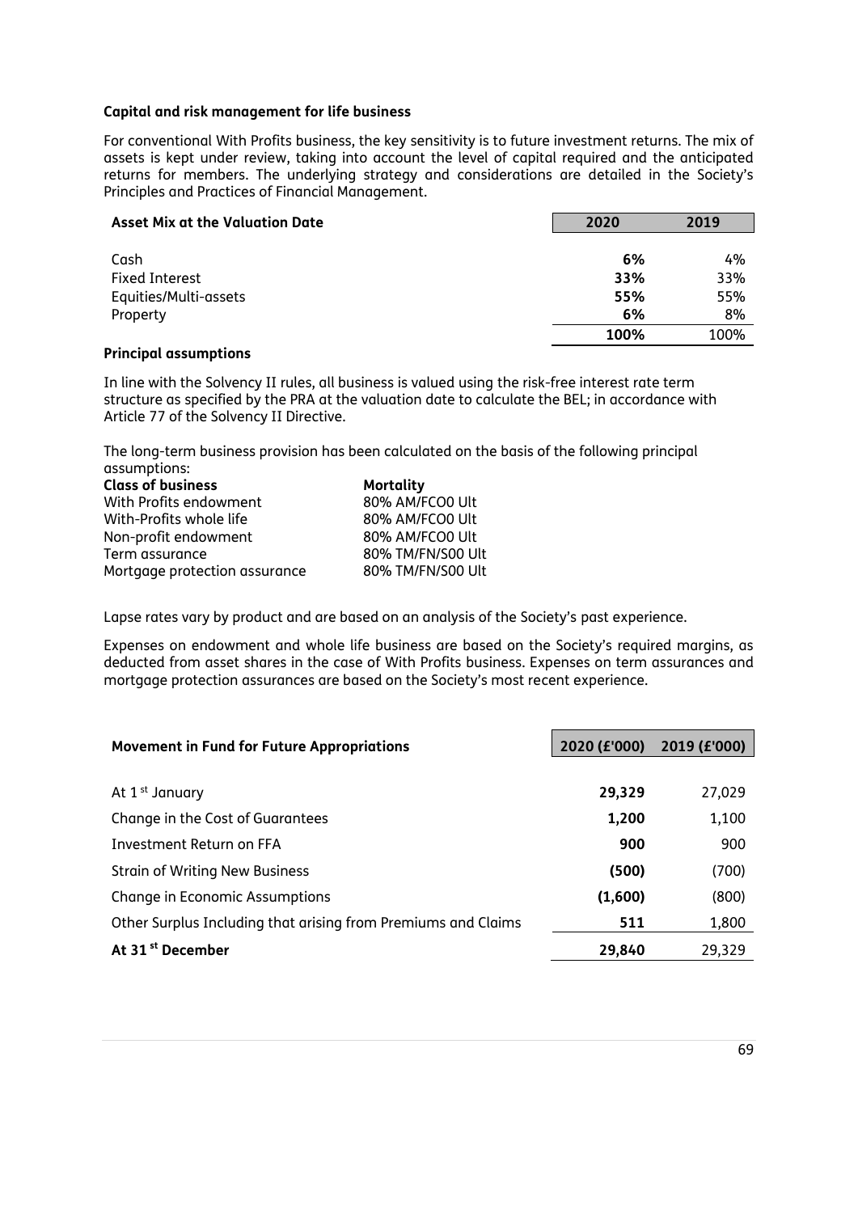**Capital and risk management for life business**

For conventional With Profits business, the key sensitivity is to future investment returns. The mix of assets is kept under review, taking into account the level of capital required and the anticipated returns for members. The underlying strategy and considerations are detailed in the Society's Principles and Practices of Financial Management.

| Asset Mix at the Valuation Date | 2020 | 2019 |
|---|---|---|
| Cash | **6%** | 4% |
| Fixed Interest | **33%** | 33% |
| Equities/Multi-assets | **55%** | 55% |
| Property | **6%** | 8% |
| | **100%** | 100% |

**Principal assumptions**

In line with the Solvency II rules, all business is valued using the risk-free interest rate term structure as specified by the PRA at the valuation date to calculate the BEL; in accordance with Article 77 of the Solvency II Directive.

The long-term business provision has been calculated on the basis of the following principal assumptions:

| Class of business | Mortality |
|---|---|
| With Profits endowment | 80% AM/FCO0 Ult |
| With-Profits whole life | 80% AM/FCO0 Ult |
| Non-profit endowment | 80% AM/FCO0 Ult |
| Term assurance | 80% TM/FN/S00 Ult |
| Mortgage protection assurance | 80% TM/FN/S00 Ult |

Lapse rates vary by product and are based on an analysis of the Society's past experience.

Expenses on endowment and whole life business are based on the Society's required margins, as deducted from asset shares in the case of With Profits business. Expenses on term assurances and mortgage protection assurances are based on the Society's most recent experience.

| Movement in Fund for Future Appropriations | 2020 (£'000) | 2019 (£'000) |
|---|---|---|
| At 1st January | **29,329** | 27,029 |
| Change in the Cost of Guarantees | **1,200** | 1,100 |
| Investment Return on FFA | **900** | 900 |
| Strain of Writing New Business | **(500)** | (700) |
| Change in Economic Assumptions | **(1,600)** | (800) |
| Other Surplus Including that arising from Premiums and Claims | **511** | 1,800 |
| **At 31st December** | **29,840** | 29,329 |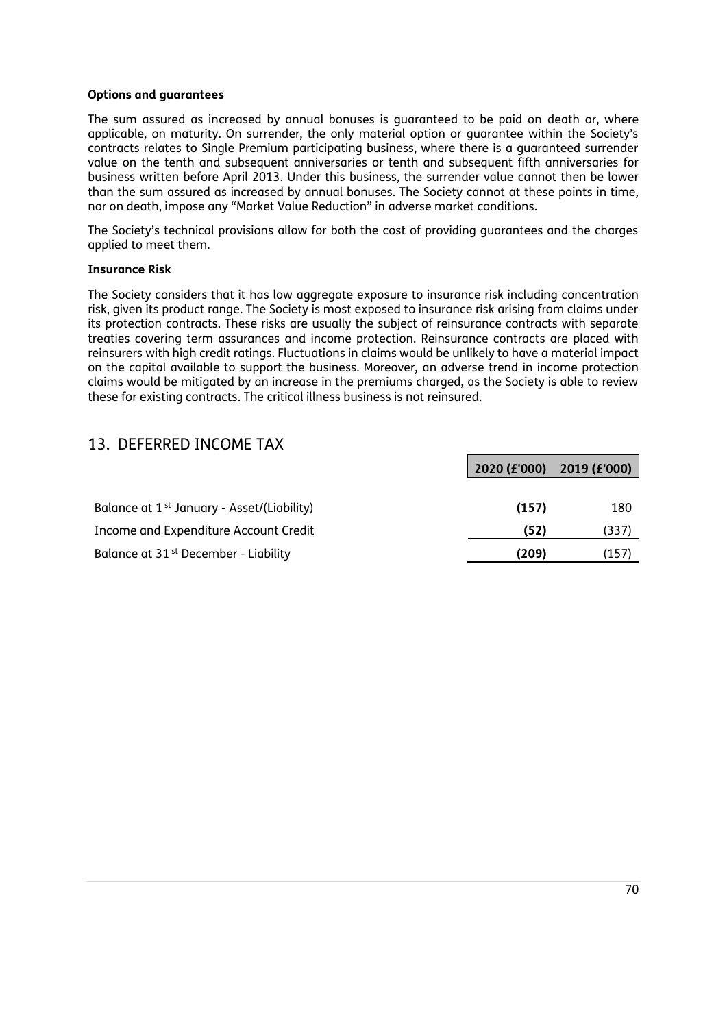**Options and guarantees**

The sum assured as increased by annual bonuses is guaranteed to be paid on death or, where applicable, on maturity. On surrender, the only material option or guarantee within the Society's contracts relates to Single Premium participating business, where there is a guaranteed surrender value on the tenth and subsequent anniversaries or tenth and subsequent fifth anniversaries for business written before April 2013. Under this business, the surrender value cannot then be lower than the sum assured as increased by annual bonuses. The Society cannot at these points in time, nor on death, impose any "Market Value Reduction" in adverse market conditions.

The Society's technical provisions allow for both the cost of providing guarantees and the charges applied to meet them.

**Insurance Risk**

The Society considers that it has low aggregate exposure to insurance risk including concentration risk, given its product range. The Society is most exposed to insurance risk arising from claims under its protection contracts. These risks are usually the subject of reinsurance contracts with separate treaties covering term assurances and income protection. Reinsurance contracts are placed with reinsurers with high credit ratings. Fluctuations in claims would be unlikely to have a material impact on the capital available to support the business. Moreover, an adverse trend in income protection claims would be mitigated by an increase in the premiums charged, as the Society is able to review these for existing contracts. The critical illness business is not reinsured.

## 13. DEFERRED INCOME TAX

| | 2020 (£'000) | 2019 (£'000) |
|---|---|---|
| Balance at 1st January - Asset/(Liability) | **(157)** | 180 |
| Income and Expenditure Account Credit | **(52)** | (337) |
| Balance at 31st December - Liability | **(209)** | (157) |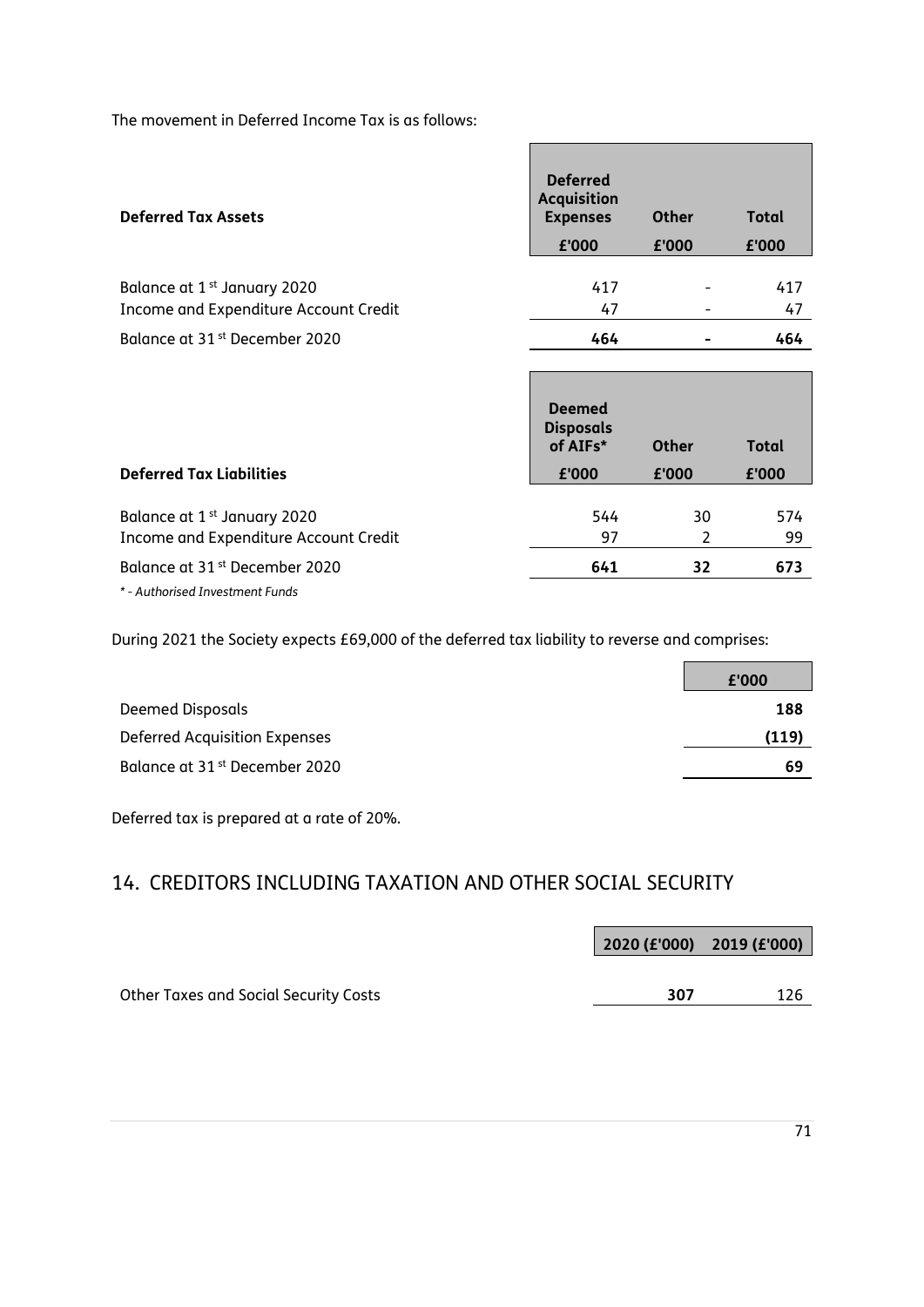The movement in Deferred Income Tax is as follows:

| Deferred Tax Assets | Deferred Acquisition Expenses | Other | Total |
|---|---|---|---|
| | £'000 | £'000 | £'000 |
| Balance at 1st January 2020 | 417 | - | 417 |
| Income and Expenditure Account Credit | 47 | - | 47 |
| Balance at 31st December 2020 | **464** | **-** | **464** |

| Deferred Tax Liabilities | Deemed Disposals of AIFs* | Other | Total |
|---|---|---|---|
| | £'000 | £'000 | £'000 |
| Balance at 1st January 2020 | 544 | 30 | 574 |
| Income and Expenditure Account Credit | 97 | 2 | 99 |
| Balance at 31st December 2020 | **641** | **32** | **673** |

*\* - Authorised Investment Funds*

During 2021 the Society expects £69,000 of the deferred tax liability to reverse and comprises:

| | £'000 |
|---|---|
| Deemed Disposals | **188** |
| Deferred Acquisition Expenses | **(119)** |
| Balance at 31st December 2020 | **69** |

Deferred tax is prepared at a rate of 20%.

## 14. CREDITORS INCLUDING TAXATION AND OTHER SOCIAL SECURITY

| | 2020 (£'000) | 2019 (£'000) |
|---|---|---|
| Other Taxes and Social Security Costs | **307** | 126 |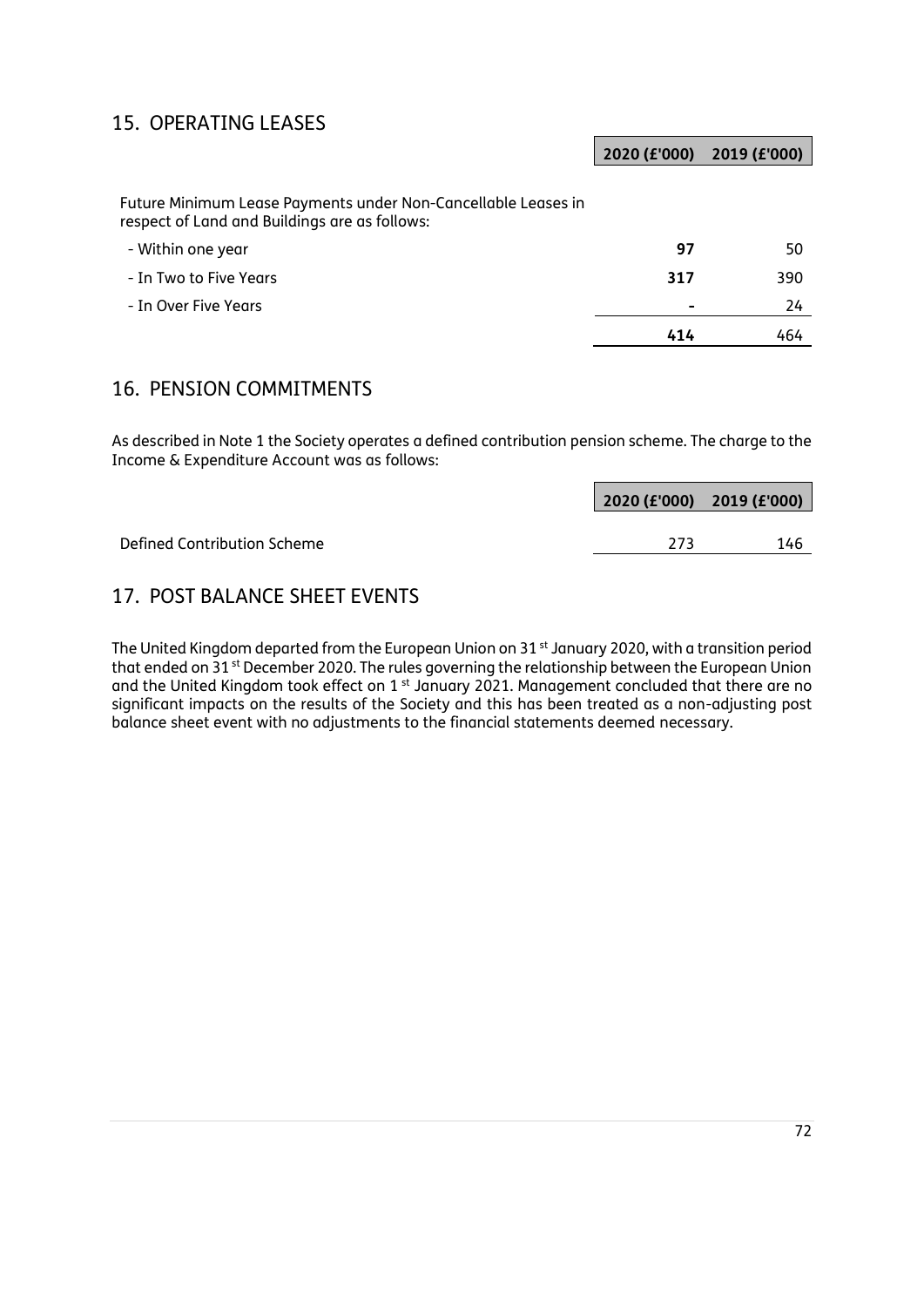## 15. OPERATING LEASES

| | 2020 (£'000) | 2019 (£'000) |
|---|---|---|
| Future Minimum Lease Payments under Non-Cancellable Leases in respect of Land and Buildings are as follows: | | |
| - Within one year | **97** | 50 |
| - In Two to Five Years | **317** | 390 |
| - In Over Five Years | **-** | 24 |
| | **414** | 464 |

## 16. PENSION COMMITMENTS

As described in Note 1 the Society operates a defined contribution pension scheme. The charge to the Income & Expenditure Account was as follows:

| | 2020 (£'000) | 2019 (£'000) |
|---|---|---|
| Defined Contribution Scheme | 273 | 146 |

## 17. POST BALANCE SHEET EVENTS

The United Kingdom departed from the European Union on 31st January 2020, with a transition period that ended on 31st December 2020. The rules governing the relationship between the European Union and the United Kingdom took effect on 1st January 2021. Management concluded that there are no significant impacts on the results of the Society and this has been treated as a non-adjusting post balance sheet event with no adjustments to the financial statements deemed necessary.